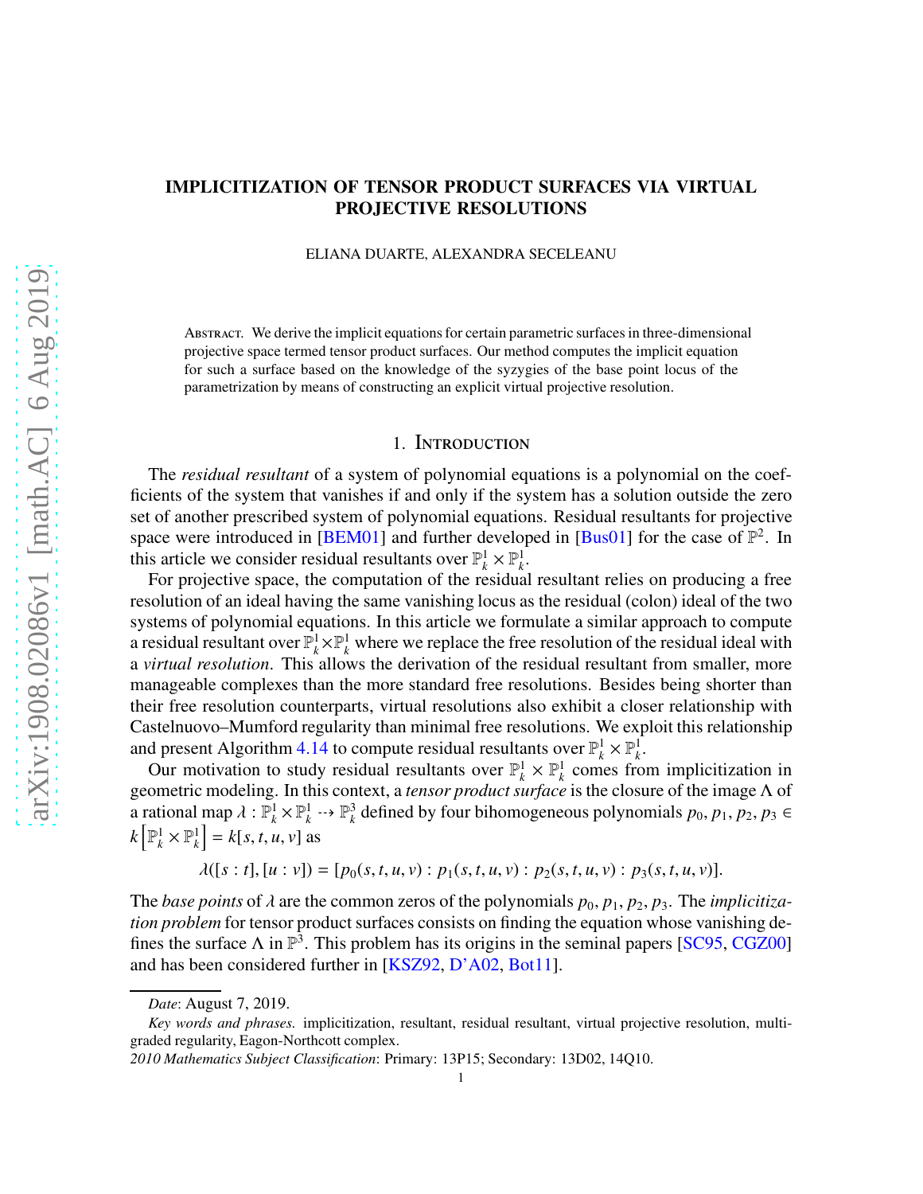# IMPLICITIZATION OF TENSOR PRODUCT SURFACES VIA VIRTUAL PROJECTIVE RESOLUTIONS

ELIANA DUARTE, ALEXANDRA SECELEANU

Abstract. We derive the implicit equations for certain parametric surfaces in three-dimensional projective space termed tensor product surfaces. Our method computes the implicit equation for such a surface based on the knowledge of the syzygies of the base point locus of the parametrization by means of constructing an explicit virtual projective resolution.

## 1. Introduction

The *residual resultant* of a system of polynomial equations is a polynomial on the coefficients of the system that vanishes if and only if the system has a solution outside the zero set of another prescribed system of polynomial equations. Residual resultants for projective space were introduced in [BEM01] and further developed in [Bus01] for the case of $\mathbb{P}^2$. In this article we consider residual resultants over $\mathbb{P}^1_k \times \mathbb{P}^1_k$.

For projective space, the computation of the residual resultant relies on producing a free resolution of an ideal having the same vanishing locus as the residual (colon) ideal of the two systems of polynomial equations. In this article we formulate a similar approach to compute a residual resultant over $\mathbb{P}^1_k \times \mathbb{P}^1_k$ where we replace the free resolution of the residual ideal with a *virtual resolution*. This allows the derivation of the residual resultant from smaller, more manageable complexes than the more standard free resolutions. Besides being shorter than their free resolution counterparts, virtual resolutions also exhibit a closer relationship with Castelnuovo–Mumford regularity than minimal free resolutions. We exploit this relationship and present Algorithm 4.14 to compute residual resultants over $\mathbb{P}^1_k \times \mathbb{P}^1_k$.

Our motivation to study residual resultants over $\mathbb{P}^1_k \times \mathbb{P}^1_k$ comes from implicitization in geometric modeling. In this context, a *tensor product surface* is the closure of the image $\Lambda$ of a rational map $\lambda : \mathbb{P}^1_k \times \mathbb{P}^1_k \dashrightarrow \mathbb{P}^3_k$ defined by four bihomogeneous polynomials $p_0, p_1, p_2, p_3 \in k\left[\mathbb{P}^1_k \times \mathbb{P}^1_k\right] = k[s, t, u, v]$ as

$$\lambda([s : t], [u : v]) = [p_0(s, t, u, v) : p_1(s, t, u, v) : p_2(s, t, u, v) : p_3(s, t, u, v)].$$

The *base points* of $\lambda$ are the common zeros of the polynomials $p_0, p_1, p_2, p_3$. The *implicitization problem* for tensor product surfaces consists on finding the equation whose vanishing defines the surface $\Lambda$ in $\mathbb{P}^3$. This problem has its origins in the seminal papers [SC95, CGZ00] and has been considered further in [KSZ92, D'A02, Bot11].

*Date*: August 7, 2019.

*Key words and phrases.* implicitization, resultant, residual resultant, virtual projective resolution, multigraded regularity, Eagon-Northcott complex.

*2010 Mathematics Subject Classification*: Primary: 13P15; Secondary: 13D02, 14Q10.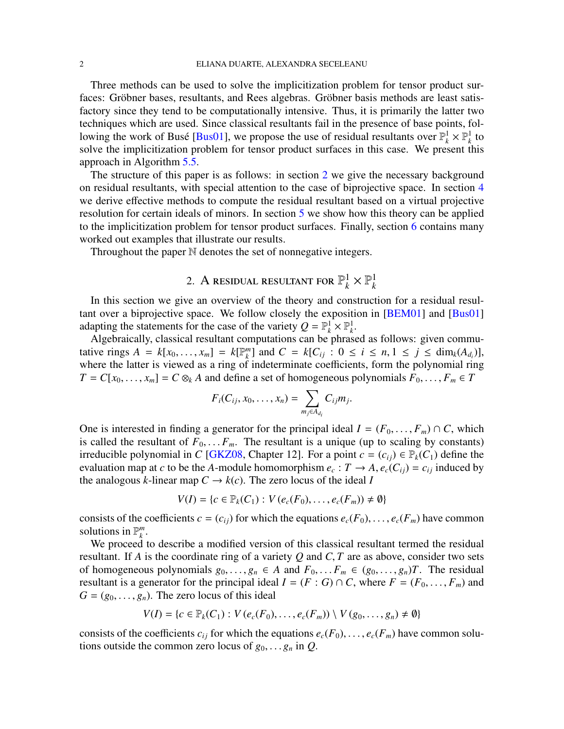Three methods can be used to solve the implicitization problem for tensor product surfaces: Gröbner bases, resultants, and Rees algebras. Gröbner basis methods are least satisfactory since they tend to be computationally intensive. Thus, it is primarily the latter two techniques which are used. Since classical resultants fail in the presence of base points, following the work of Busé [Bus01], we propose the use of residual resultants over $\mathbb{P}^1_k \times \mathbb{P}^1_k$ to solve the implicitization problem for tensor product surfaces in this case. We present this approach in Algorithm 5.5.

The structure of this paper is as follows: in section 2 we give the necessary background on residual resultants, with special attention to the case of biprojective space. In section 4 we derive effective methods to compute the residual resultant based on a virtual projective resolution for certain ideals of minors. In section 5 we show how this theory can be applied to the implicitization problem for tensor product surfaces. Finally, section 6 contains many worked out examples that illustrate our results.

Throughout the paper $\mathbb{N}$ denotes the set of nonnegative integers.

## 2. A residual resultant for $\mathbb{P}^1_k \times \mathbb{P}^1_k$

In this section we give an overview of the theory and construction for a residual resultant over a biprojective space. We follow closely the exposition in [BEM01] and [Bus01] adapting the statements for the case of the variety $Q = \mathbb{P}^1_k \times \mathbb{P}^1_k$.

Algebraically, classical resultant computations can be phrased as follows: given commutative rings $A = k[x_0, \dots, x_m] = k[\mathbb{P}^m_k]$ and $C = k[C_{ij} : 0 \leq i \leq n, 1 \leq j \leq \dim_k(A_{d_i})]$, where the latter is viewed as a ring of indeterminate coefficients, form the polynomial ring $T = C[x_0, \dots, x_m] = C \otimes_k A$ and define a set of homogeneous polynomials $F_0, \dots, F_m \in T$

$$F_i(C_{ij}, x_0, \dots, x_n) = \sum_{m_j \in A_{d_i}} C_{ij} m_j.$$

One is interested in finding a generator for the principal ideal $I = (F_0, \dots, F_m) \cap C$, which is called the resultant of $F_0, \dots F_m$. The resultant is a unique (up to scaling by constants) irreducible polynomial in $C$ [GKZ08, Chapter 12]. For a point $c = (c_{ij}) \in \mathbb{P}_k(C_1)$ define the evaluation map at $c$ to be the $A$-module homomorphism $e_c : T \to A, e_c(C_{ij}) = c_{ij}$ induced by the analogous $k$-linear map $C \to k(c)$. The zero locus of the ideal $I$

$$V(I) = \{c \in \mathbb{P}_k(C_1) : V(e_c(F_0), \dots, e_c(F_m)) \neq \emptyset\}$$

consists of the coefficients $c = (c_{ij})$ for which the equations $e_c(F_0), \dots, e_c(F_m)$ have common solutions in $\mathbb{P}^m_k$.

We proceed to describe a modified version of this classical resultant termed the residual resultant. If $A$ is the coordinate ring of a variety $Q$ and $C, T$ are as above, consider two sets of homogeneous polynomials $g_0, \dots, g_n \in A$ and $F_0, \dots F_m \in (g_0, \dots, g_n)T$. The residual resultant is a generator for the principal ideal $I = (F : G) \cap C$, where $F = (F_0, \dots, F_m)$ and $G = (g_0, \dots, g_n)$. The zero locus of this ideal

$$V(I) = \{c \in \mathbb{P}_k(C_1) : V(e_c(F_0), \dots, e_c(F_m)) \setminus V(g_0, \dots, g_n) \neq \emptyset\}$$

consists of the coefficients $c_{ij}$ for which the equations $e_c(F_0), \dots, e_c(F_m)$ have common solutions outside the common zero locus of $g_0, \dots g_n$ in $Q$.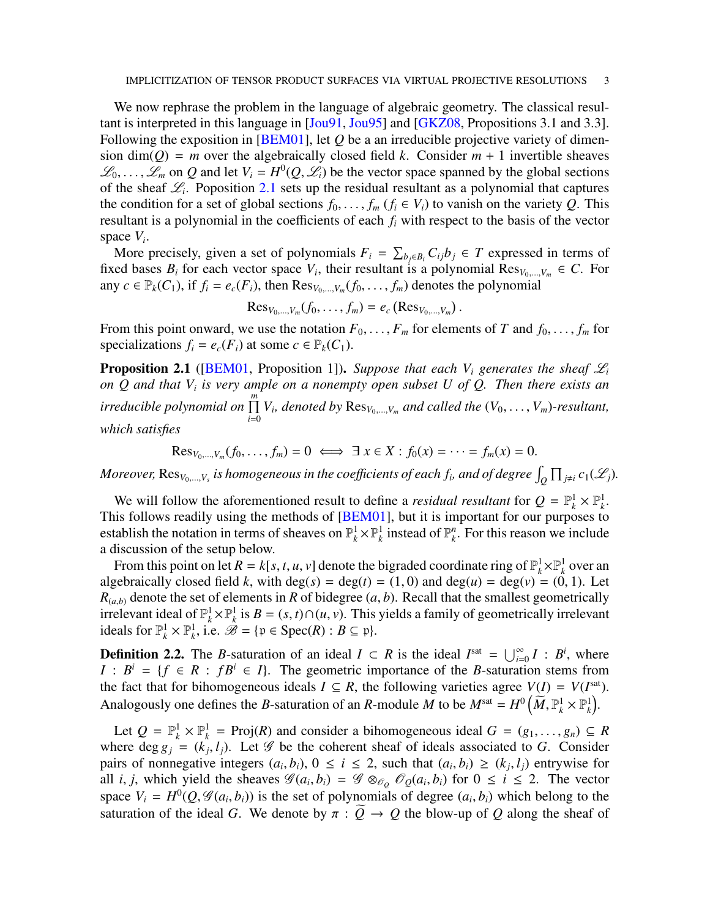We now rephrase the problem in the language of algebraic geometry. The classical resultant is interpreted in this language in [Jou91, Jou95] and [GKZ08, Propositions 3.1 and 3.3]. Following the exposition in [BEM01], let $Q$ be a an irreducible projective variety of dimension $\dim(Q) = m$ over the algebraically closed field $k$. Consider $m+1$ invertible sheaves $\mathscr{L}_0, \ldots, \mathscr{L}_m$ on $Q$ and let $V_i = H^0(Q, \mathscr{L}_i)$ be the vector space spanned by the global sections of the sheaf $\mathscr{L}_i$. Poposition 2.1 sets up the residual resultant as a polynomial that captures the condition for a set of global sections $f_0, \ldots, f_m$ ($f_i \in V_i$) to vanish on the variety $Q$. This resultant is a polynomial in the coefficients of each $f_i$ with respect to the basis of the vector space $V_i$.

More precisely, given a set of polynomials $F_i = \sum_{b_j \in B_i} C_{ij} b_j \in T$ expressed in terms of fixed bases $B_i$ for each vector space $V_i$, their resultant is a polynomial $\mathrm{Res}_{V_0,\ldots,V_m} \in C$. For any $c \in \mathbb{P}_k(C_1)$, if $f_i = e_c(F_i)$, then $\mathrm{Res}_{V_0,\ldots,V_m}(f_0, \ldots, f_m)$ denotes the polynomial

$$\mathrm{Res}_{V_0,\ldots,V_m}(f_0, \ldots, f_m) = e_c\left(\mathrm{Res}_{V_0,\ldots,V_m}\right).$$

From this point onward, we use the notation $F_0, \ldots, F_m$ for elements of $T$ and $f_0, \ldots, f_m$ for specializations $f_i = e_c(F_i)$ at some $c \in \mathbb{P}_k(C_1)$.

**Proposition 2.1** ([BEM01, Proposition 1]). *Suppose that each $V_i$ generates the sheaf $\mathscr{L}_i$ on $Q$ and that $V_i$ is very ample on a nonempty open subset $U$ of $Q$. Then there exists an irreducible polynomial on $\prod_{i=0}^{m} V_i$, denoted by $\mathrm{Res}_{V_0,\ldots,V_m}$ and called the $(V_0, \ldots, V_m)$-resultant, which satisfies*

$$\mathrm{Res}_{V_0,\ldots,V_m}(f_0, \ldots, f_m) = 0 \iff \exists\, x \in X : f_0(x) = \cdots = f_m(x) = 0.$$

*Moreover, $\mathrm{Res}_{V_0,\ldots,V_s}$ is homogeneous in the coefficients of each $f_i$, and of degree $\int_Q \prod_{j \neq i} c_1(\mathscr{L}_j)$.*

We will follow the aforementioned result to define a *residual resultant* for $Q = \mathbb{P}^1_k \times \mathbb{P}^1_k$. This follows readily using the methods of [BEM01], but it is important for our purposes to establish the notation in terms of sheaves on $\mathbb{P}^1_k \times \mathbb{P}^1_k$ instead of $\mathbb{P}^n_k$. For this reason we include a discussion of the setup below.

From this point on let $R = k[s, t, u, v]$ denote the bigraded coordinate ring of $\mathbb{P}^1_k \times \mathbb{P}^1_k$ over an algebraically closed field $k$, with $\deg(s) = \deg(t) = (1, 0)$ and $\deg(u) = \deg(v) = (0, 1)$. Let $R_{(a,b)}$ denote the set of elements in $R$ of bidegree $(a, b)$. Recall that the smallest geometrically irrelevant ideal of $\mathbb{P}^1_k \times \mathbb{P}^1_k$ is $B = (s, t) \cap (u, v)$. This yields a family of geometrically irrelevant ideals for $\mathbb{P}^1_k \times \mathbb{P}^1_k$, i.e. $\mathscr{B} = \{\mathfrak{p} \in \mathrm{Spec}(R) : B \subseteq \mathfrak{p}\}$.

**Definition 2.2.** The $B$-saturation of an ideal $I \subset R$ is the ideal $I^{\mathrm{sat}} = \bigcup_{i=0}^{\infty} I : B^i$, where $I : B^i = \{f \in R : fB^i \in I\}$. The geometric importance of the $B$-saturation stems from the fact that for bihomogeneous ideals $I \subseteq R$, the following varieties agree $V(I) = V(I^{\mathrm{sat}})$. Analogously one defines the $B$-saturation of an $R$-module $M$ to be $M^{\mathrm{sat}} = H^0\left(\widetilde{M}, \mathbb{P}^1_k \times \mathbb{P}^1_k\right)$.

Let $Q = \mathbb{P}^1_k \times \mathbb{P}^1_k = \mathrm{Proj}(R)$ and consider a bihomogeneous ideal $G = (g_1, \ldots, g_n) \subseteq R$ where $\deg g_j = (k_j, l_j)$. Let $\mathscr{G}$ be the coherent sheaf of ideals associated to $G$. Consider pairs of nonnegative integers $(a_i, b_i)$, $0 \leq i \leq 2$, such that $(a_i, b_i) \geq (k_j, l_j)$ entrywise for all $i, j$, which yield the sheaves $\mathscr{G}(a_i, b_i) = \mathscr{G} \otimes_{\mathscr{O}_Q} \mathscr{O}_Q(a_i, b_i)$ for $0 \leq i \leq 2$. The vector space $V_i = H^0(Q, \mathscr{G}(a_i, b_i))$ is the set of polynomials of degree $(a_i, b_i)$ which belong to the saturation of the ideal $G$. We denote by $\pi : \widetilde{Q} \to Q$ the blow-up of $Q$ along the sheaf of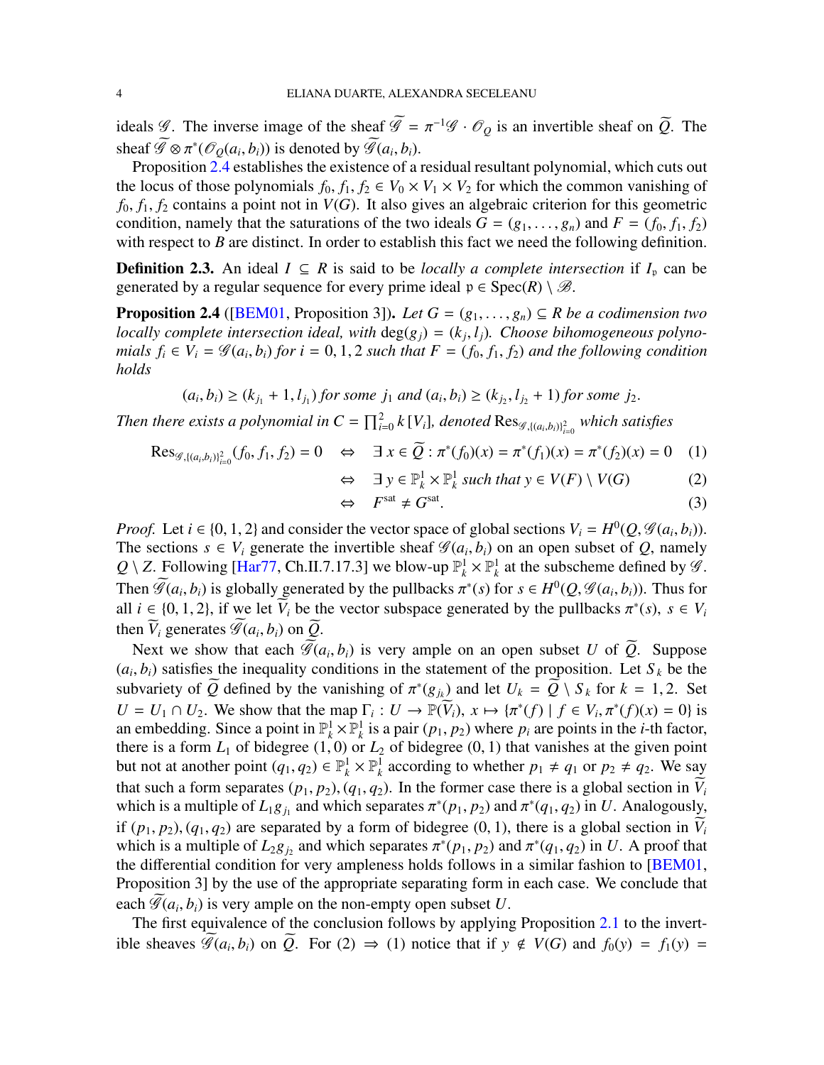ideals $\mathscr{G}$. The inverse image of the sheaf $\widetilde{\mathscr{G}} = \pi^{-1}\mathscr{G} \cdot \mathscr{O}_Q$ is an invertible sheaf on $\widetilde{Q}$. The sheaf $\widetilde{\mathscr{G}} \otimes \pi^*(\mathscr{O}_Q(a_i, b_i))$ is denoted by $\widetilde{\mathscr{G}}(a_i, b_i)$.

Proposition 2.4 establishes the existence of a residual resultant polynomial, which cuts out the locus of those polynomials $f_0, f_1, f_2 \in V_0 \times V_1 \times V_2$ for which the common vanishing of $f_0, f_1, f_2$ contains a point not in $V(G)$. It also gives an algebraic criterion for this geometric condition, namely that the saturations of the two ideals $G = (g_1, \dots, g_n)$ and $F = (f_0, f_1, f_2)$ with respect to $B$ are distinct. In order to establish this fact we need the following definition.

**Definition 2.3.** An ideal $I \subseteq R$ is said to be *locally a complete intersection* if $I_\mathfrak{p}$ can be generated by a regular sequence for every prime ideal $\mathfrak{p} \in \operatorname{Spec}(R) \setminus \mathscr{B}$.

**Proposition 2.4** ([BEM01, Proposition 3])**.** *Let $G = (g_1, \dots, g_n) \subseteq R$ be a codimension two locally complete intersection ideal, with $\deg(g_j) = (k_j, l_j)$. Choose bihomogeneous polynomials $f_i \in V_i = \mathscr{G}(a_i, b_i)$ for $i = 0, 1, 2$ such that $F = (f_0, f_1, f_2)$ and the following condition holds*

$$(a_i, b_i) \geq (k_{j_1} + 1, l_{j_1}) \text{ for some } j_1 \text{ and } (a_i, b_i) \geq (k_{j_2}, l_{j_2} + 1) \text{ for some } j_2.$$

*Then there exists a polynomial in $C = \prod_{i=0}^2 k[V_i]$, denoted $\operatorname{Res}_{\mathscr{G},\{(a_i,b_i)\}_{i=0}^2}$ which satisfies*

$$\operatorname{Res}_{\mathscr{G},\{(a_i,b_i)\}_{i=0}^2}(f_0, f_1, f_2) = 0 \quad \Leftrightarrow \quad \exists\, x \in \widetilde{Q} : \pi^*(f_0)(x) = \pi^*(f_1)(x) = \pi^*(f_2)(x) = 0 \quad (1)$$

$$\Leftrightarrow \quad \exists\, y \in \mathbb{P}^1_k \times \mathbb{P}^1_k \text{ such that } y \in V(F) \setminus V(G) \quad (2)$$

$$\Leftrightarrow \quad F^{\text{sat}} \neq G^{\text{sat}}. \quad (3)$$

*Proof.* Let $i \in \{0, 1, 2\}$ and consider the vector space of global sections $V_i = H^0(Q, \mathscr{G}(a_i, b_i))$. The sections $s \in V_i$ generate the invertible sheaf $\mathscr{G}(a_i, b_i)$ on an open subset of $Q$, namely $Q \setminus Z$. Following [Har77, Ch.II.7.17.3] we blow-up $\mathbb{P}^1_k \times \mathbb{P}^1_k$ at the subscheme defined by $\mathscr{G}$. Then $\widetilde{\mathscr{G}}(a_i, b_i)$ is globally generated by the pullbacks $\pi^*(s)$ for $s \in H^0(Q, \mathscr{G}(a_i, b_i))$. Thus for all $i \in \{0, 1, 2\}$, if we let $\widetilde{V}_i$ be the vector subspace generated by the pullbacks $\pi^*(s)$, $s \in V_i$ then $\widetilde{V}_i$ generates $\widetilde{\mathscr{G}}(a_i, b_i)$ on $\widetilde{Q}$.

Next we show that each $\widetilde{\mathscr{G}}(a_i, b_i)$ is very ample on an open subset $U$ of $\widetilde{Q}$. Suppose $(a_i, b_i)$ satisfies the inequality conditions in the statement of the proposition. Let $S_k$ be the subvariety of $\widetilde{Q}$ defined by the vanishing of $\pi^*(g_{j_k})$ and let $U_k = \widetilde{Q} \setminus S_k$ for $k = 1, 2$. Set $U = U_1 \cap U_2$. We show that the map $\Gamma_i : U \to \mathbb{P}(\widetilde{V}_i)$, $x \mapsto \{\pi^*(f) \mid f \in V_i, \pi^*(f)(x) = 0\}$ is an embedding. Since a point in $\mathbb{P}^1_k \times \mathbb{P}^1_k$ is a pair $(p_1, p_2)$ where $p_i$ are points in the $i$-th factor, there is a form $L_1$ of bidegree $(1, 0)$ or $L_2$ of bidegree $(0, 1)$ that vanishes at the given point but not at another point $(q_1, q_2) \in \mathbb{P}^1_k \times \mathbb{P}^1_k$ according to whether $p_1 \neq q_1$ or $p_2 \neq q_2$. We say that such a form separates $(p_1, p_2), (q_1, q_2)$. In the former case there is a global section in $\widetilde{V}_i$ which is a multiple of $L_1 g_{j_1}$ and which separates $\pi^*(p_1, p_2)$ and $\pi^*(q_1, q_2)$ in $U$. Analogously, if $(p_1, p_2), (q_1, q_2)$ are separated by a form of bidegree $(0, 1)$, there is a global section in $\widetilde{V}_i$ which is a multiple of $L_2 g_{j_2}$ and which separates $\pi^*(p_1, p_2)$ and $\pi^*(q_1, q_2)$ in $U$. A proof that the differential condition for very ampleness holds follows in a similar fashion to [BEM01, Proposition 3] by the use of the appropriate separating form in each case. We conclude that each $\widetilde{\mathscr{G}}(a_i, b_i)$ is very ample on the non-empty open subset $U$.

The first equivalence of the conclusion follows by applying Proposition 2.1 to the invertible sheaves $\widetilde{\mathscr{G}}(a_i, b_i)$ on $\widetilde{Q}$. For (2) $\Rightarrow$ (1) notice that if $y \notin V(G)$ and $f_0(y) = f_1(y) =$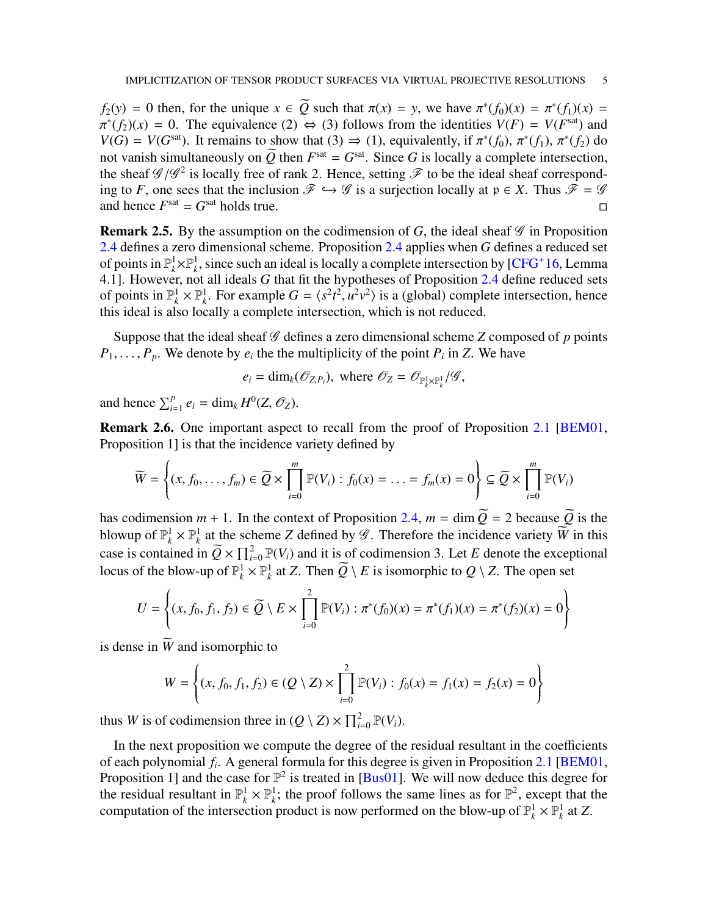$f_2(y) = 0$ then, for the unique $x \in \widetilde{Q}$ such that $\pi(x) = y$, we have $\pi^*(f_0)(x) = \pi^*(f_1)(x) = \pi^*(f_2)(x) = 0$. The equivalence (2) $\Leftrightarrow$ (3) follows from the identities $V(F) = V(F^{\text{sat}})$ and $V(G) = V(G^{\text{sat}})$. It remains to show that (3) $\Rightarrow$ (1), equivalently, if $\pi^*(f_0)$, $\pi^*(f_1)$, $\pi^*(f_2)$ do not vanish simultaneously on $\widetilde{Q}$ then $F^{\text{sat}} = G^{\text{sat}}$. Since $G$ is locally a complete intersection, the sheaf $\mathscr{G}/\mathscr{G}^2$ is locally free of rank 2. Hence, setting $\mathscr{F}$ to be the ideal sheaf corresponding to $F$, one sees that the inclusion $\mathscr{F} \hookrightarrow \mathscr{G}$ is a surjection locally at $\mathfrak{p} \in X$. Thus $\mathscr{F} = \mathscr{G}$ and hence $F^{\text{sat}} = G^{\text{sat}}$ holds true. $\square$

**Remark 2.5.** By the assumption on the codimension of $G$, the ideal sheaf $\mathscr{G}$ in Proposition 2.4 defines a zero dimensional scheme. Proposition 2.4 applies when $G$ defines a reduced set of points in $\mathbb{P}^1_k \times \mathbb{P}^1_k$, since such an ideal is locally a complete intersection by [CFG+16, Lemma 4.1]. However, not all ideals $G$ that fit the hypotheses of Proposition 2.4 define reduced sets of points in $\mathbb{P}^1_k \times \mathbb{P}^1_k$. For example $G = \langle s^2t^2, u^2v^2 \rangle$ is a (global) complete intersection, hence this ideal is also locally a complete intersection, which is not reduced.

Suppose that the ideal sheaf $\mathscr{G}$ defines a zero dimensional scheme $Z$ composed of $p$ points $P_1, \ldots, P_p$. We denote by $e_i$ the the multiplicity of the point $P_i$ in $Z$. We have

$$e_i = \dim_k(\mathscr{O}_{Z,P_i}), \text{ where } \mathscr{O}_Z = \mathscr{O}_{\mathbb{P}^1_k \times \mathbb{P}^1_k}/\mathscr{G},$$

and hence $\sum_{i=1}^p e_i = \dim_k H^0(Z, \mathscr{O}_Z)$.

**Remark 2.6.** One important aspect to recall from the proof of Proposition 2.1 [BEM01, Proposition 1] is that the incidence variety defined by

$$\widetilde{W} = \left\{ (x, f_0, \ldots, f_m) \in \widetilde{Q} \times \prod_{i=0}^m \mathbb{P}(V_i) : f_0(x) = \ldots = f_m(x) = 0 \right\} \subseteq \widetilde{Q} \times \prod_{i=0}^m \mathbb{P}(V_i)$$

has codimension $m + 1$. In the context of Proposition 2.4, $m = \dim \widetilde{Q} = 2$ because $\widetilde{Q}$ is the blowup of $\mathbb{P}^1_k \times \mathbb{P}^1_k$ at the scheme $Z$ defined by $\mathscr{G}$. Therefore the incidence variety $\widetilde{W}$ in this case is contained in $\widetilde{Q} \times \prod_{i=0}^2 \mathbb{P}(V_i)$ and it is of codimension 3. Let $E$ denote the exceptional locus of the blow-up of $\mathbb{P}^1_k \times \mathbb{P}^1_k$ at $Z$. Then $\widetilde{Q} \setminus E$ is isomorphic to $Q \setminus Z$. The open set

$$U = \left\{ (x, f_0, f_1, f_2) \in \widetilde{Q} \setminus E \times \prod_{i=0}^2 \mathbb{P}(V_i) : \pi^*(f_0)(x) = \pi^*(f_1)(x) = \pi^*(f_2)(x) = 0 \right\}$$

is dense in $\widetilde{W}$ and isomorphic to

$$W = \left\{ (x, f_0, f_1, f_2) \in (Q \setminus Z) \times \prod_{i=0}^2 \mathbb{P}(V_i) : f_0(x) = f_1(x) = f_2(x) = 0 \right\}$$

thus $W$ is of codimension three in $(Q \setminus Z) \times \prod_{i=0}^2 \mathbb{P}(V_i)$.

In the next proposition we compute the degree of the residual resultant in the coefficients of each polynomial $f_i$. A general formula for this degree is given in Proposition 2.1 [BEM01, Proposition 1] and the case for $\mathbb{P}^2$ is treated in [Bus01]. We will now deduce this degree for the residual resultant in $\mathbb{P}^1_k \times \mathbb{P}^1_k$; the proof follows the same lines as for $\mathbb{P}^2$, except that the computation of the intersection product is now performed on the blow-up of $\mathbb{P}^1_k \times \mathbb{P}^1_k$ at $Z$.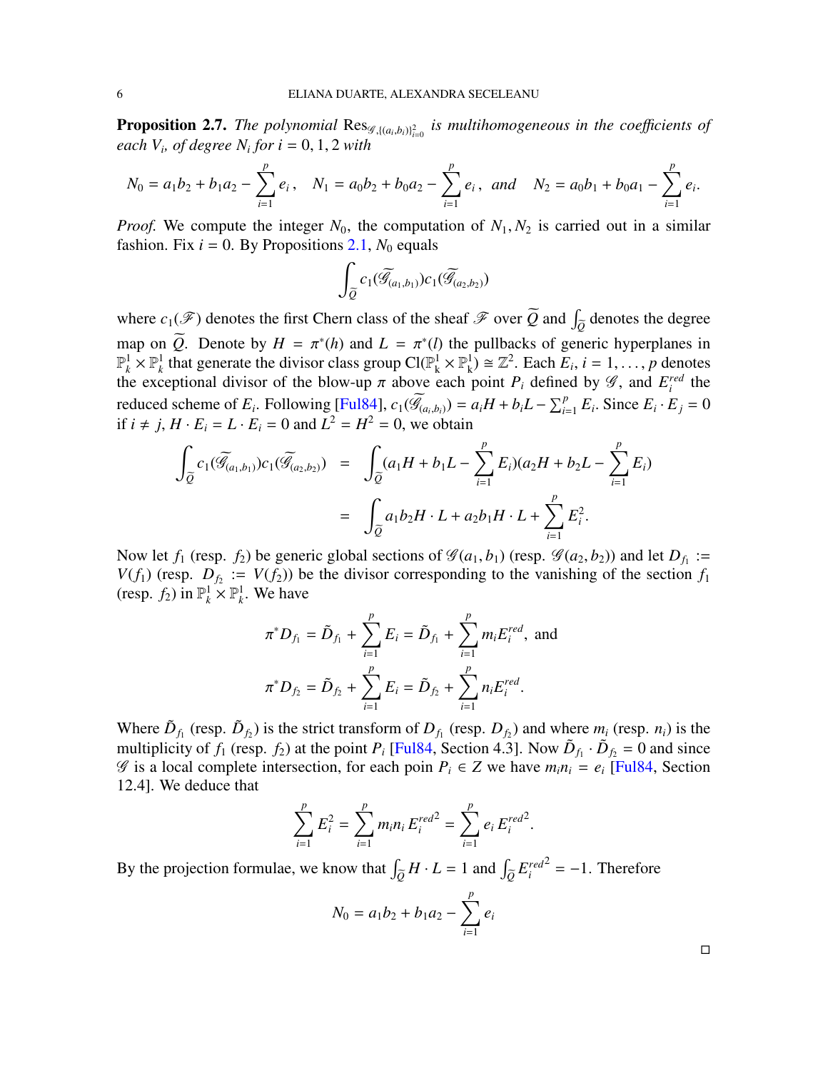**Proposition 2.7.** *The polynomial* $\mathrm{Res}_{\mathscr{G},\{(a_i,b_i)\}_{i=0}^2}$ *is multihomogeneous in the coefficients of each* $V_i$*, of degree* $N_i$ *for* $i = 0, 1, 2$ *with*

$$N_0 = a_1b_2 + b_1a_2 - \sum_{i=1}^{p} e_i\,, \quad N_1 = a_0b_2 + b_0a_2 - \sum_{i=1}^{p} e_i\,, \quad \text{and} \quad N_2 = a_0b_1 + b_0a_1 - \sum_{i=1}^{p} e_i.$$

*Proof.* We compute the integer $N_0$, the computation of $N_1, N_2$ is carried out in a similar fashion. Fix $i = 0$. By Propositions 2.1, $N_0$ equals

$$\int_{\widetilde{Q}} c_1(\widetilde{\mathscr{G}}_{(a_1,b_1)})c_1(\widetilde{\mathscr{G}}_{(a_2,b_2)})$$

where $c_1(\mathscr{F})$ denotes the first Chern class of the sheaf $\mathscr{F}$ over $\widetilde{Q}$ and $\int_{\widetilde{Q}}$ denotes the degree map on $\widetilde{Q}$. Denote by $H = \pi^*(h)$ and $L = \pi^*(l)$ the pullbacks of generic hyperplanes in $\mathbb{P}^1_k \times \mathbb{P}^1_k$ that generate the divisor class group $\mathrm{Cl}(\mathbb{P}^1_k \times \mathbb{P}^1_k) \cong \mathbb{Z}^2$. Each $E_i, i = 1, \ldots, p$ denotes the exceptional divisor of the blow-up $\pi$ above each point $P_i$ defined by $\mathscr{G}$, and $E_i^{red}$ the reduced scheme of $E_i$. Following [Ful84], $c_1(\widetilde{\mathscr{G}}_{(a_i,b_i)}) = a_iH + b_iL - \sum_{i=1}^{p} E_i$. Since $E_i \cdot E_j = 0$ if $i \neq j$, $H \cdot E_i = L \cdot E_i = 0$ and $L^2 = H^2 = 0$, we obtain

$$\begin{aligned}
\int_{\widetilde{Q}} c_1(\widetilde{\mathscr{G}}_{(a_1,b_1)})c_1(\widetilde{\mathscr{G}}_{(a_2,b_2)}) &= \int_{\widetilde{Q}} (a_1H + b_1L - \sum_{i=1}^{p} E_i)(a_2H + b_2L - \sum_{i=1}^{p} E_i) \\
&= \int_{\widetilde{Q}} a_1b_2H \cdot L + a_2b_1H \cdot L + \sum_{i=1}^{p} E_i^2.
\end{aligned}$$

Now let $f_1$ (resp. $f_2$) be generic global sections of $\mathscr{G}(a_1, b_1)$ (resp. $\mathscr{G}(a_2, b_2)$) and let $D_{f_1} := V(f_1)$ (resp. $D_{f_2} := V(f_2)$) be the divisor corresponding to the vanishing of the section $f_1$ (resp. $f_2$) in $\mathbb{P}^1_k \times \mathbb{P}^1_k$. We have

$$\begin{aligned}
\pi^* D_{f_1} &= \tilde{D}_{f_1} + \sum_{i=1}^{p} E_i = \tilde{D}_{f_1} + \sum_{i=1}^{p} m_i E_i^{red}, \text{ and} \\
\pi^* D_{f_2} &= \tilde{D}_{f_2} + \sum_{i=1}^{p} E_i = \tilde{D}_{f_2} + \sum_{i=1}^{p} n_i E_i^{red}.
\end{aligned}$$

Where $\tilde{D}_{f_1}$ (resp. $\tilde{D}_{f_2}$) is the strict transform of $D_{f_1}$ (resp. $D_{f_2}$) and where $m_i$ (resp. $n_i$) is the multiplicity of $f_1$ (resp. $f_2$) at the point $P_i$ [Ful84, Section 4.3]. Now $\tilde{D}_{f_1} \cdot \tilde{D}_{f_2} = 0$ and since $\mathscr{G}$ is a local complete intersection, for each poin $P_i \in Z$ we have $m_in_i = e_i$ [Ful84, Section 12.4]. We deduce that

$$\sum_{i=1}^{p} E_i^2 = \sum_{i=1}^{p} m_in_i \, {E_i^{red}}^2 = \sum_{i=1}^{p} e_i \, {E_i^{red}}^2.$$

By the projection formulae, we know that $\int_{\widetilde{Q}} H \cdot L = 1$ and $\int_{\widetilde{Q}} {E_i^{red}}^2 = -1$. Therefore

$$N_0 = a_1b_2 + b_1a_2 - \sum_{i=1}^{p} e_i$$

□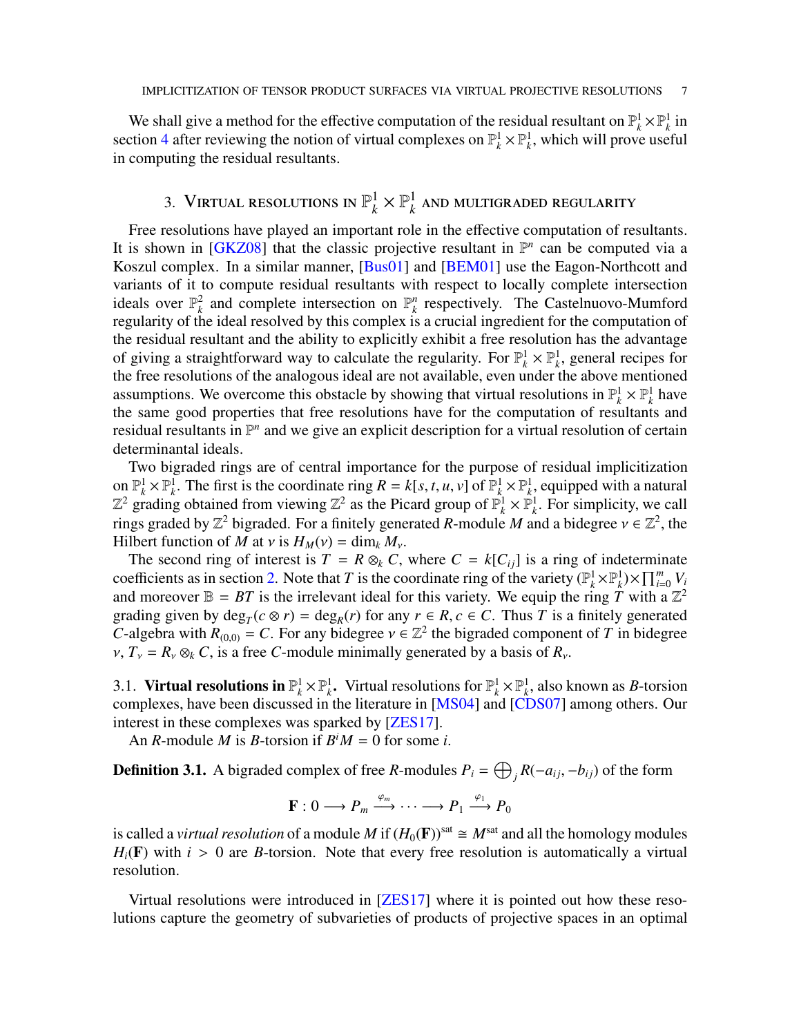We shall give a method for the effective computation of the residual resultant on $\mathbb{P}^1_k \times \mathbb{P}^1_k$ in section 4 after reviewing the notion of virtual complexes on $\mathbb{P}^1_k \times \mathbb{P}^1_k$, which will prove useful in computing the residual resultants.

## 3. Virtual resolutions in $\mathbb{P}^1_k \times \mathbb{P}^1_k$ and multigraded regularity

Free resolutions have played an important role in the effective computation of resultants. It is shown in [GKZ08] that the classic projective resultant in $\mathbb{P}^n$ can be computed via a Koszul complex. In a similar manner, [Bus01] and [BEM01] use the Eagon-Northcott and variants of it to compute residual resultants with respect to locally complete intersection ideals over $\mathbb{P}^2_k$ and complete intersection on $\mathbb{P}^n_k$ respectively. The Castelnuovo-Mumford regularity of the ideal resolved by this complex is a crucial ingredient for the computation of the residual resultant and the ability to explicitly exhibit a free resolution has the advantage of giving a straightforward way to calculate the regularity. For $\mathbb{P}^1_k \times \mathbb{P}^1_k$, general recipes for the free resolutions of the analogous ideal are not available, even under the above mentioned assumptions. We overcome this obstacle by showing that virtual resolutions in $\mathbb{P}^1_k \times \mathbb{P}^1_k$ have the same good properties that free resolutions have for the computation of resultants and residual resultants in $\mathbb{P}^n$ and we give an explicit description for a virtual resolution of certain determinantal ideals.

Two bigraded rings are of central importance for the purpose of residual implicitization on $\mathbb{P}^1_k \times \mathbb{P}^1_k$. The first is the coordinate ring $R = k[s,t,u,v]$ of $\mathbb{P}^1_k \times \mathbb{P}^1_k$, equipped with a natural $\mathbb{Z}^2$ grading obtained from viewing $\mathbb{Z}^2$ as the Picard group of $\mathbb{P}^1_k \times \mathbb{P}^1_k$. For simplicity, we call rings graded by $\mathbb{Z}^2$ bigraded. For a finitely generated $R$-module $M$ and a bidegree $\nu \in \mathbb{Z}^2$, the Hilbert function of $M$ at $\nu$ is $H_M(\nu) = \dim_k M_\nu$.

The second ring of interest is $T = R \otimes_k C$, where $C = k[C_{ij}]$ is a ring of indeterminate coefficients as in section 2. Note that $T$ is the coordinate ring of the variety $(\mathbb{P}^1_k \times \mathbb{P}^1_k) \times \prod_{i=0}^m V_i$ and moreover $\mathbb{B} = BT$ is the irrelevant ideal for this variety. We equip the ring $T$ with a $\mathbb{Z}^2$ grading given by $\deg_T(c \otimes r) = \deg_R(r)$ for any $r \in R, c \in C$. Thus $T$ is a finitely generated $C$-algebra with $R_{(0,0)} = C$. For any bidegree $\nu \in \mathbb{Z}^2$ the bigraded component of $T$ in bidegree $\nu$, $T_\nu = R_\nu \otimes_k C$, is a free $C$-module minimally generated by a basis of $R_\nu$.

### 3.1. Virtual resolutions in $\mathbb{P}^1_k \times \mathbb{P}^1_k$.

Virtual resolutions for $\mathbb{P}^1_k \times \mathbb{P}^1_k$, also known as $B$-torsion complexes, have been discussed in the literature in [MS04] and [CDS07] among others. Our interest in these complexes was sparked by [ZES17].

An $R$-module $M$ is $B$-torsion if $B^i M = 0$ for some $i$.

**Definition 3.1.** A bigraded complex of free $R$-modules $P_i = \bigoplus_j R(-a_{ij}, -b_{ij})$ of the form

$$\mathbf{F} : 0 \longrightarrow P_m \xrightarrow{\varphi_m} \cdots \longrightarrow P_1 \xrightarrow{\varphi_1} P_0$$

is called a *virtual resolution* of a module $M$ if $(H_0(\mathbf{F}))^{\text{sat}} \cong M^{\text{sat}}$ and all the homology modules $H_i(\mathbf{F})$ with $i > 0$ are $B$-torsion. Note that every free resolution is automatically a virtual resolution.

Virtual resolutions were introduced in [ZES17] where it is pointed out how these resolutions capture the geometry of subvarieties of products of projective spaces in an optimal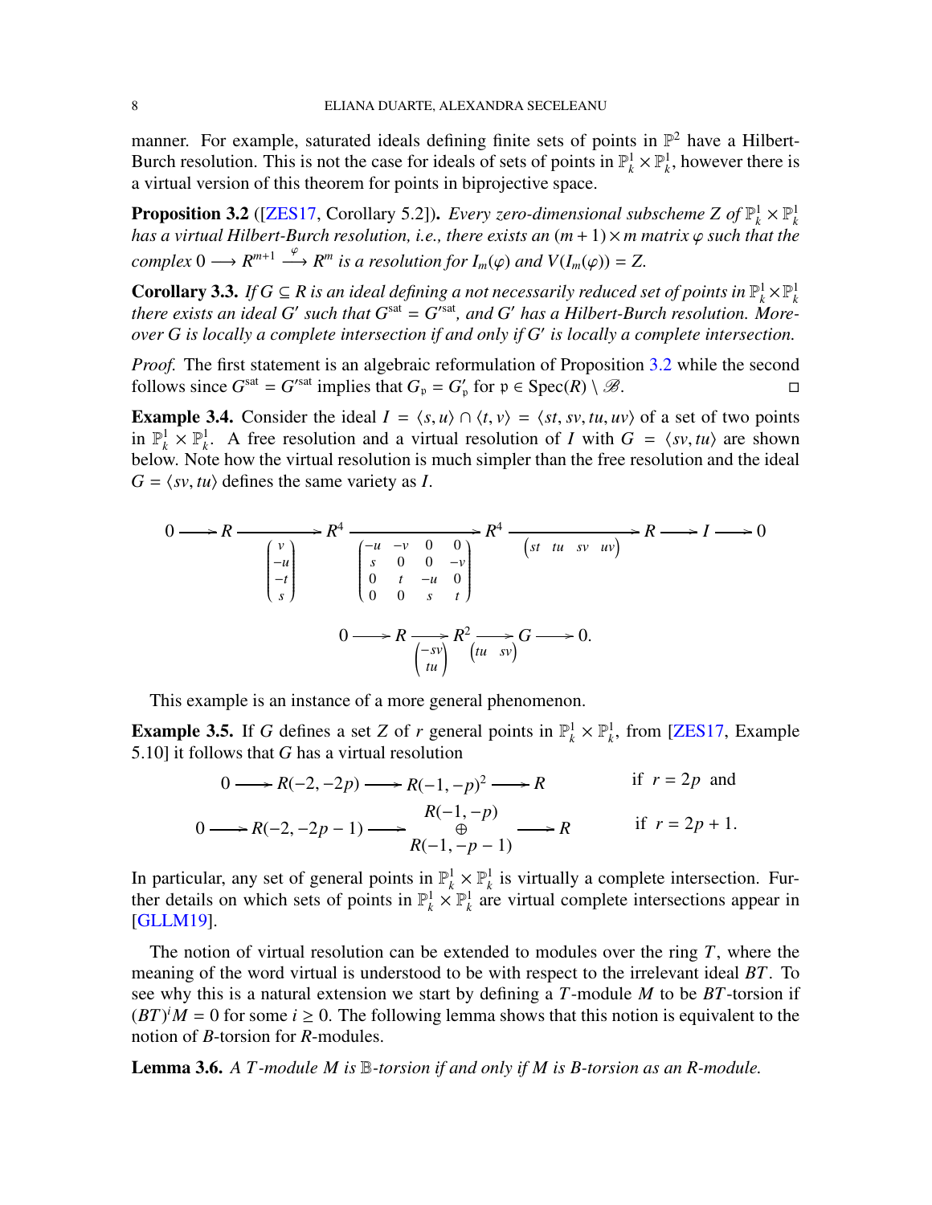manner. For example, saturated ideals defining finite sets of points in $\mathbb{P}^2$ have a Hilbert-Burch resolution. This is not the case for ideals of sets of points in $\mathbb{P}^1_k \times \mathbb{P}^1_k$, however there is a virtual version of this theorem for points in biprojective space.

**Proposition 3.2** ([ZES17, Corollary 5.2]). *Every zero-dimensional subscheme $Z$ of $\mathbb{P}^1_k \times \mathbb{P}^1_k$ has a virtual Hilbert-Burch resolution, i.e., there exists an $(m+1)\times m$ matrix $\varphi$ such that the complex $0 \longrightarrow R^{m+1} \xrightarrow{\varphi} R^m$ is a resolution for $I_m(\varphi)$ and $V(I_m(\varphi)) = Z$.*

**Corollary 3.3.** *If $G \subseteq R$ is an ideal defining a not necessarily reduced set of points in $\mathbb{P}^1_k \times \mathbb{P}^1_k$ there exists an ideal $G'$ such that $G^{\text{sat}} = G'^{\text{sat}}$, and $G'$ has a Hilbert-Burch resolution. Moreover $G$ is locally a complete intersection if and only if $G'$ is locally a complete intersection.*

*Proof.* The first statement is an algebraic reformulation of Proposition 3.2 while the second follows since $G^{\text{sat}} = G'^{\text{sat}}$ implies that $G_\mathfrak{p} = G'_\mathfrak{p}$ for $\mathfrak{p} \in \operatorname{Spec}(R) \setminus \mathscr{B}$. ∎

**Example 3.4.** Consider the ideal $I = \langle s,u\rangle \cap \langle t,v\rangle = \langle st, sv, tu, uv\rangle$ of a set of two points in $\mathbb{P}^1_k \times \mathbb{P}^1_k$. A free resolution and a virtual resolution of $I$ with $G = \langle sv, tu\rangle$ are shown below. Note how the virtual resolution is much simpler than the free resolution and the ideal $G = \langle sv, tu\rangle$ defines the same variety as $I$.

$$0 \longrightarrow R \xrightarrow{\begin{pmatrix} v \\ -u \\ -t \\ s \end{pmatrix}} R^4 \xrightarrow{\begin{pmatrix} -u & -v & 0 & 0 \\ s & 0 & 0 & -v \\ 0 & t & -u & 0 \\ 0 & 0 & s & t \end{pmatrix}} R^4 \xrightarrow{\begin{pmatrix} st & tu & sv & uv \end{pmatrix}} R \longrightarrow I \longrightarrow 0$$

$$0 \longrightarrow R \xrightarrow{\begin{pmatrix} -sv \\ tu \end{pmatrix}} R^2 \xrightarrow{\begin{pmatrix} tu & sv \end{pmatrix}} G \longrightarrow 0.$$

This example is an instance of a more general phenomenon.

**Example 3.5.** If $G$ defines a set $Z$ of $r$ general points in $\mathbb{P}^1_k \times \mathbb{P}^1_k$, from [ZES17, Example 5.10] it follows that $G$ has a virtual resolution

$$0 \longrightarrow R(-2,-2p) \longrightarrow R(-1,-p)^2 \longrightarrow R \qquad \text{if } r = 2p \text{ and}$$

$$0 \longrightarrow R(-2,-2p-1) \longrightarrow \begin{matrix} R(-1,-p) \\ \oplus \\ R(-1,-p-1) \end{matrix} \longrightarrow R \qquad \text{if } r = 2p+1.$$

In particular, any set of general points in $\mathbb{P}^1_k \times \mathbb{P}^1_k$ is virtually a complete intersection. Further details on which sets of points in $\mathbb{P}^1_k \times \mathbb{P}^1_k$ are virtual complete intersections appear in [GLLM19].

The notion of virtual resolution can be extended to modules over the ring $T$, where the meaning of the word virtual is understood to be with respect to the irrelevant ideal $BT$. To see why this is a natural extension we start by defining a $T$-module $M$ to be $BT$-torsion if $(BT)^i M = 0$ for some $i \geq 0$. The following lemma shows that this notion is equivalent to the notion of $B$-torsion for $R$-modules.

**Lemma 3.6.** *A $T$-module $M$ is $\mathbb{B}$-torsion if and only if $M$ is $B$-torsion as an $R$-module.*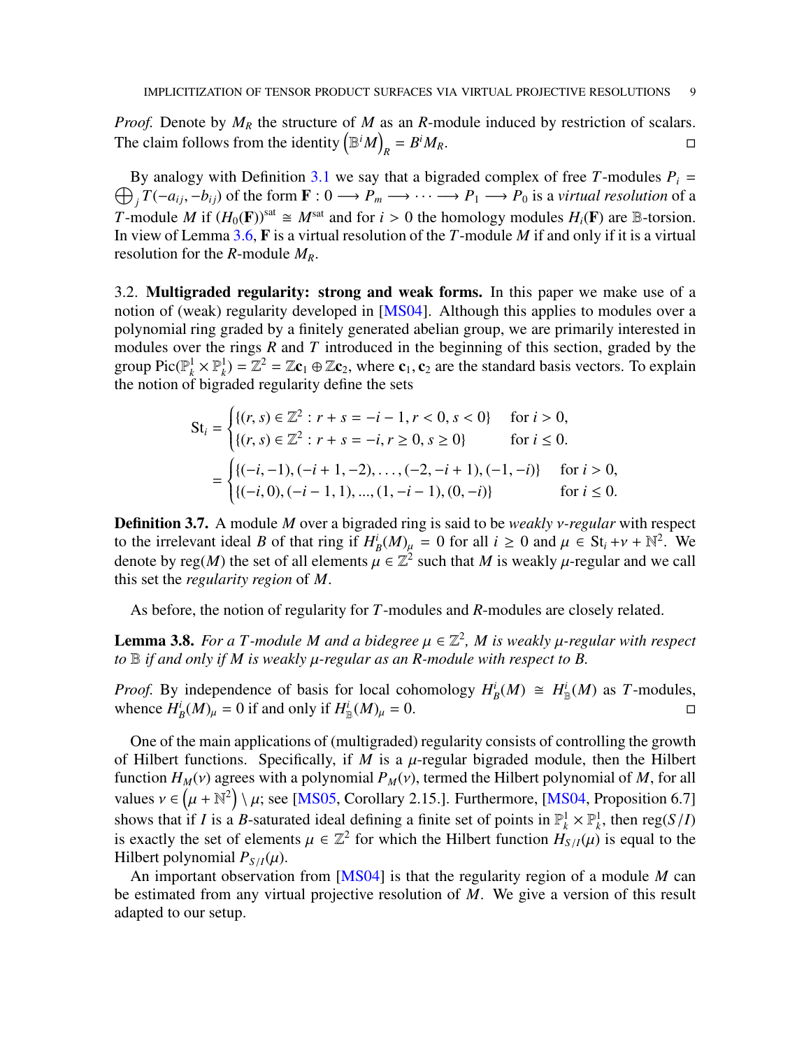*Proof.* Denote by $M_R$ the structure of $M$ as an $R$-module induced by restriction of scalars. The claim follows from the identity $\left(\mathbb{B}^i M\right)_R = B^i M_R$. $\square$

By analogy with Definition 3.1 we say that a bigraded complex of free $T$-modules $P_i = \bigoplus_j T(-a_{ij}, -b_{ij})$ of the form $\mathbf{F} : 0 \longrightarrow P_m \longrightarrow \cdots \longrightarrow P_1 \longrightarrow P_0$ is a *virtual resolution* of a $T$-module $M$ if $(H_0(\mathbf{F}))^{\text{sat}} \cong M^{\text{sat}}$ and for $i > 0$ the homology modules $H_i(\mathbf{F})$ are $\mathbb{B}$-torsion. In view of Lemma 3.6, $\mathbf{F}$ is a virtual resolution of the $T$-module $M$ if and only if it is a virtual resolution for the $R$-module $M_R$.

3.2. **Multigraded regularity: strong and weak forms.** In this paper we make use of a notion of (weak) regularity developed in [MS04]. Although this applies to modules over a polynomial ring graded by a finitely generated abelian group, we are primarily interested in modules over the rings $R$ and $T$ introduced in the beginning of this section, graded by the group $\text{Pic}(\mathbb{P}^1_k \times \mathbb{P}^1_k) = \mathbb{Z}^2 = \mathbb{Z}\mathbf{c}_1 \oplus \mathbb{Z}\mathbf{c}_2$, where $\mathbf{c}_1, \mathbf{c}_2$ are the standard basis vectors. To explain the notion of bigraded regularity define the sets

$$
\begin{aligned}
\text{St}_i &= \begin{cases} \{(r,s) \in \mathbb{Z}^2 : r + s = -i - 1, r < 0, s < 0\} & \text{for } i > 0, \\ \{(r,s) \in \mathbb{Z}^2 : r + s = -i, r \geq 0, s \geq 0\} & \text{for } i \leq 0. \end{cases} \\
&= \begin{cases} \{(-i,-1), (-i+1,-2), \ldots, (-2,-i+1), (-1,-i)\} & \text{for } i > 0, \\ \{(-i,0), (-i-1,1), ..., (1,-i-1), (0,-i)\} & \text{for } i \leq 0. \end{cases}
\end{aligned}
$$

**Definition 3.7.** A module $M$ over a bigraded ring is said to be *weakly $\nu$-regular* with respect to the irrelevant ideal $B$ of that ring if $H^i_B(M)_\mu = 0$ for all $i \geq 0$ and $\mu \in \text{St}_i + \nu + \mathbb{N}^2$. We denote by $\text{reg}(M)$ the set of all elements $\mu \in \mathbb{Z}^2$ such that $M$ is weakly $\mu$-regular and we call this set the *regularity region* of $M$.

As before, the notion of regularity for $T$-modules and $R$-modules are closely related.

**Lemma 3.8.** *For a $T$-module $M$ and a bidegree $\mu \in \mathbb{Z}^2$, $M$ is weakly $\mu$-regular with respect to $\mathbb{B}$ if and only if $M$ is weakly $\mu$-regular as an $R$-module with respect to $B$.*

*Proof.* By independence of basis for local cohomology $H^i_B(M) \cong H^i_{\mathbb{B}}(M)$ as $T$-modules, whence $H^i_B(M)_\mu = 0$ if and only if $H^i_{\mathbb{B}}(M)_\mu = 0$. $\square$

One of the main applications of (multigraded) regularity consists of controlling the growth of Hilbert functions. Specifically, if $M$ is a $\mu$-regular bigraded module, then the Hilbert function $H_M(\nu)$ agrees with a polynomial $P_M(\nu)$, termed the Hilbert polynomial of $M$, for all values $\nu \in \left(\mu + \mathbb{N}^2\right) \setminus \mu$; see [MS05, Corollary 2.15.]. Furthermore, [MS04, Proposition 6.7] shows that if $I$ is a $B$-saturated ideal defining a finite set of points in $\mathbb{P}^1_k \times \mathbb{P}^1_k$, then $\text{reg}(S/I)$ is exactly the set of elements $\mu \in \mathbb{Z}^2$ for which the Hilbert function $H_{S/I}(\mu)$ is equal to the Hilbert polynomial $P_{S/I}(\mu)$.

An important observation from [MS04] is that the regularity region of a module $M$ can be estimated from any virtual projective resolution of $M$. We give a version of this result adapted to our setup.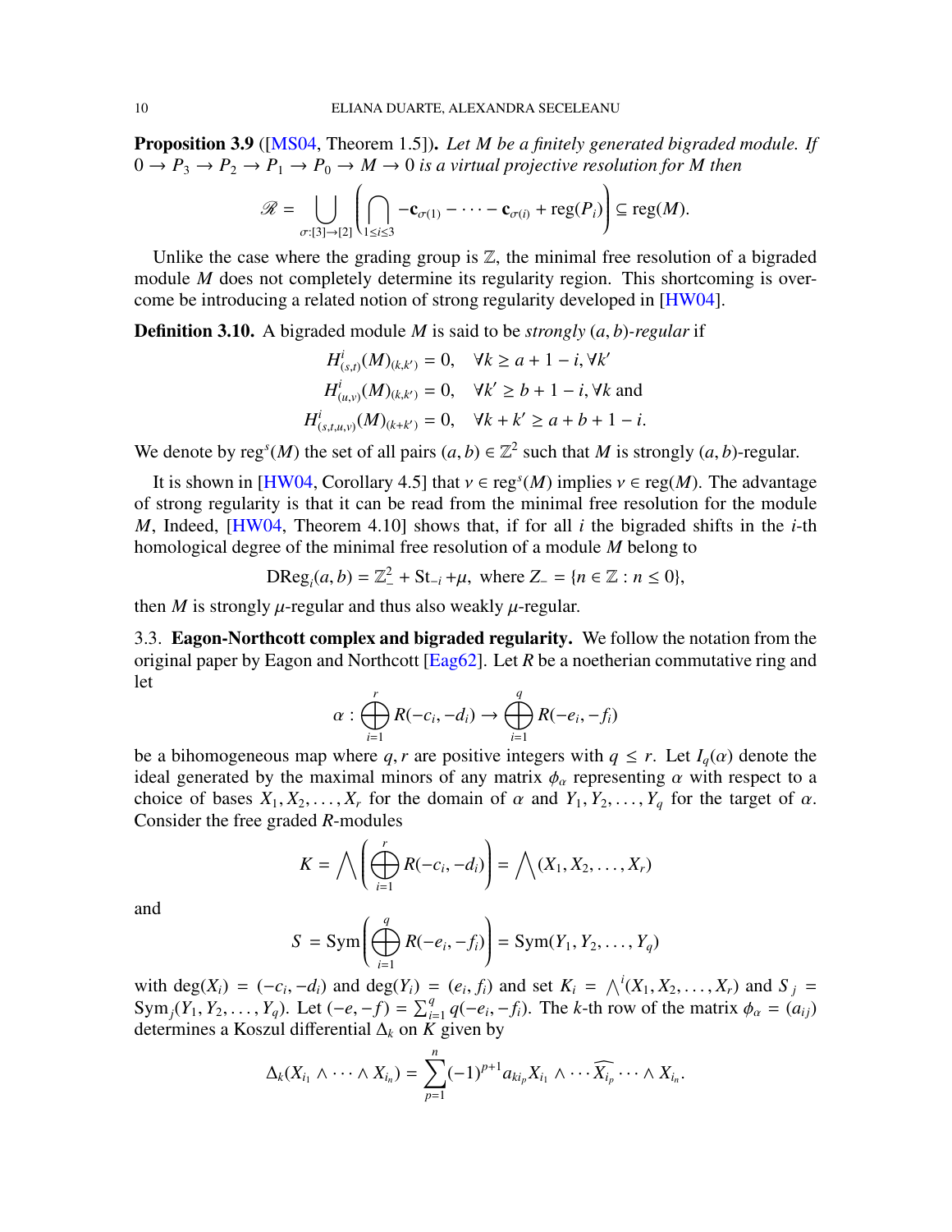**Proposition 3.9** ([MS04, Theorem 1.5]). *Let $M$ be a finitely generated bigraded module. If $0 \to P_3 \to P_2 \to P_1 \to P_0 \to M \to 0$ is a virtual projective resolution for $M$ then*

$$\mathscr{R} = \bigcup_{\sigma:[3]\to[2]} \left( \bigcap_{1\le i\le 3} -\mathbf{c}_{\sigma(1)} - \cdots - \mathbf{c}_{\sigma(i)} + \operatorname{reg}(P_i) \right) \subseteq \operatorname{reg}(M).$$

Unlike the case where the grading group is $\mathbb{Z}$, the minimal free resolution of a bigraded module $M$ does not completely determine its regularity region. This shortcoming is overcome be introducing a related notion of strong regularity developed in [HW04].

**Definition 3.10.** A bigraded module $M$ is said to be *strongly $(a,b)$-regular* if

$$\begin{aligned}
H^i_{(s,t)}(M)_{(k,k')} &= 0, \quad \forall k \ge a+1-i, \forall k' \\
H^i_{(u,v)}(M)_{(k,k')} &= 0, \quad \forall k' \ge b+1-i, \forall k \text{ and} \\
H^i_{(s,t,u,v)}(M)_{(k+k')} &= 0, \quad \forall k+k' \ge a+b+1-i.
\end{aligned}$$

We denote by $\operatorname{reg}^s(M)$ the set of all pairs $(a,b) \in \mathbb{Z}^2$ such that $M$ is strongly $(a,b)$-regular.

It is shown in [HW04, Corollary 4.5] that $\nu \in \operatorname{reg}^s(M)$ implies $\nu \in \operatorname{reg}(M)$. The advantage of strong regularity is that it can be read from the minimal free resolution for the module $M$, Indeed, [HW04, Theorem 4.10] shows that, if for all $i$ the bigraded shifts in the $i$-th homological degree of the minimal free resolution of a module $M$ belong to

$$\operatorname{DReg}_i(a,b) = \mathbb{Z}^2_- + \operatorname{St}_{-i} + \mu, \text{ where } Z_- = \{n \in \mathbb{Z} : n \le 0\},$$

then $M$ is strongly $\mu$-regular and thus also weakly $\mu$-regular.

## 3.3. Eagon-Northcott complex and bigraded regularity.

We follow the notation from the original paper by Eagon and Northcott [Eag62]. Let $R$ be a noetherian commutative ring and let

$$\alpha : \bigoplus_{i=1}^{r} R(-c_i, -d_i) \to \bigoplus_{i=1}^{q} R(-e_i, -f_i)$$

be a bihomogeneous map where $q, r$ are positive integers with $q \le r$. Let $I_q(\alpha)$ denote the ideal generated by the maximal minors of any matrix $\phi_\alpha$ representing $\alpha$ with respect to a choice of bases $X_1, X_2, \ldots, X_r$ for the domain of $\alpha$ and $Y_1, Y_2, \ldots, Y_q$ for the target of $\alpha$. Consider the free graded $R$-modules

$$K = \bigwedge \left( \bigoplus_{i=1}^{r} R(-c_i, -d_i) \right) = \bigwedge (X_1, X_2, \ldots, X_r)$$

and

$$S = \operatorname{Sym}\left( \bigoplus_{i=1}^{q} R(-e_i, -f_i) \right) = \operatorname{Sym}(Y_1, Y_2, \ldots, Y_q)$$

with $\deg(X_i) = (-c_i, -d_i)$ and $\deg(Y_i) = (e_i, f_i)$ and set $K_i = \bigwedge^i(X_1, X_2, \ldots, X_r)$ and $S_j = \operatorname{Sym}_j(Y_1, Y_2, \ldots, Y_q)$. Let $(-e, -f) = \sum_{i=1}^{q} q(-e_i, -f_i)$. The $k$-th row of the matrix $\phi_\alpha = (a_{ij})$ determines a Koszul differential $\Delta_k$ on $K$ given by

$$\Delta_k(X_{i_1} \wedge \cdots \wedge X_{i_n}) = \sum_{p=1}^{n} (-1)^{p+1} a_{k i_p} X_{i_1} \wedge \cdots \widehat{X_{i_p}} \cdots \wedge X_{i_n}.$$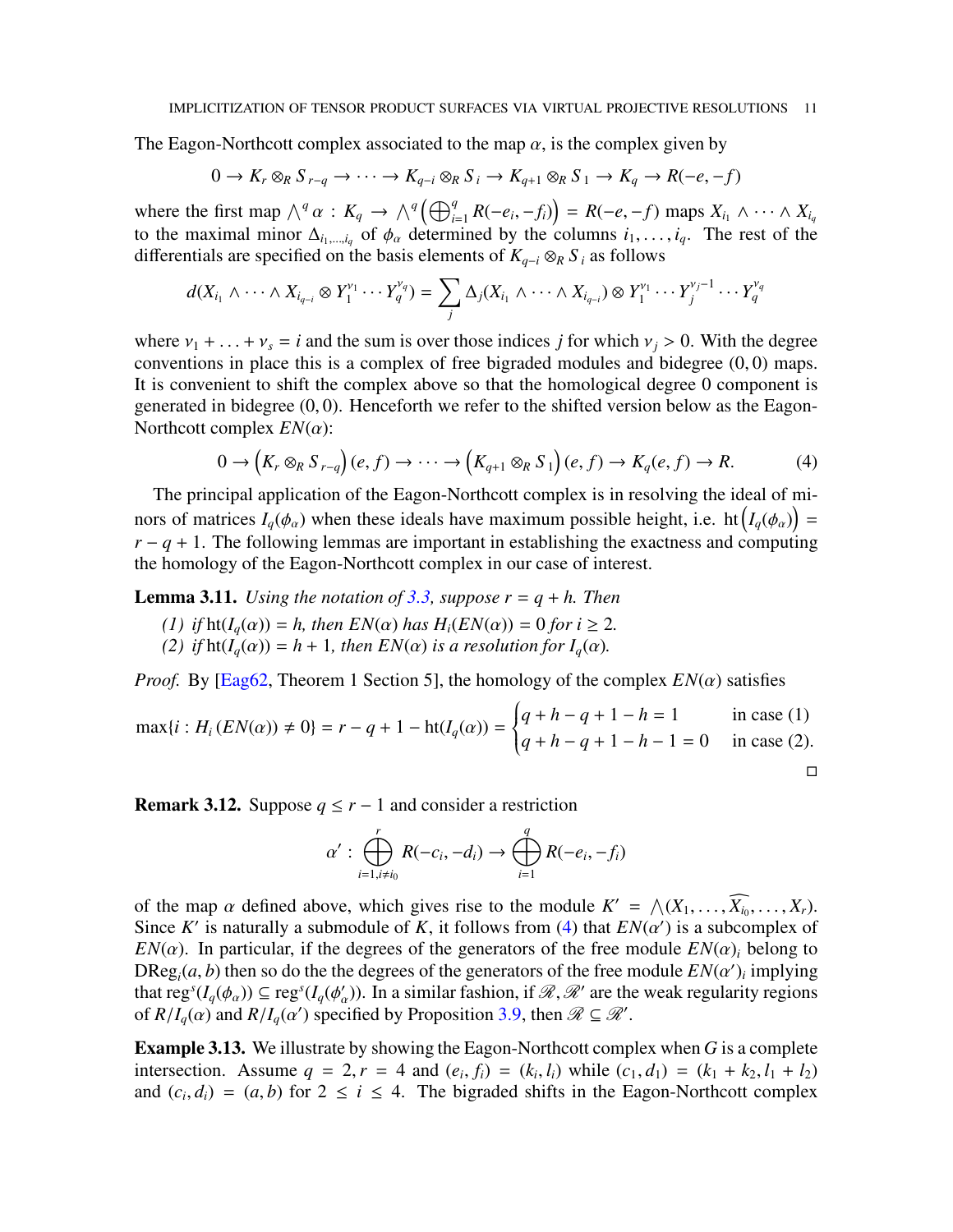The Eagon-Northcott complex associated to the map $\alpha$, is the complex given by

$$0 \to K_r \otimes_R S_{r-q} \to \cdots \to K_{q-i} \otimes_R S_i \to K_{q+1} \otimes_R S_1 \to K_q \to R(-e,-f)$$

where the first map $\bigwedge^q \alpha : K_q \to \bigwedge^q \left(\bigoplus_{i=1}^q R(-e_i,-f_i)\right) = R(-e,-f)$ maps $X_{i_1} \wedge \cdots \wedge X_{i_q}$ to the maximal minor $\Delta_{i_1,\ldots,i_q}$ of $\phi_\alpha$ determined by the columns $i_1,\ldots,i_q$. The rest of the differentials are specified on the basis elements of $K_{q-i} \otimes_R S_i$ as follows

$$d(X_{i_1} \wedge \cdots \wedge X_{i_{q-i}} \otimes Y_1^{\nu_1} \cdots Y_q^{\nu_q}) = \sum_j \Delta_j(X_{i_1} \wedge \cdots \wedge X_{i_{q-i}}) \otimes Y_1^{\nu_1} \cdots Y_j^{\nu_j - 1} \cdots Y_q^{\nu_q}$$

where $\nu_1 + \ldots + \nu_s = i$ and the sum is over those indices $j$ for which $\nu_j > 0$. With the degree conventions in place this is a complex of free bigraded modules and bidegree $(0,0)$ maps. It is convenient to shift the complex above so that the homological degree 0 component is generated in bidegree $(0,0)$. Henceforth we refer to the shifted version below as the Eagon-Northcott complex $EN(\alpha)$:

$$0 \to \left(K_r \otimes_R S_{r-q}\right)(e,f) \to \cdots \to \left(K_{q+1} \otimes_R S_1\right)(e,f) \to K_q(e,f) \to R. \tag{4}$$

The principal application of the Eagon-Northcott complex is in resolving the ideal of minors of matrices $I_q(\phi_\alpha)$ when these ideals have maximum possible height, i.e. $\operatorname{ht}\left(I_q(\phi_\alpha)\right) = r - q + 1$. The following lemmas are important in establishing the exactness and computing the homology of the Eagon-Northcott complex in our case of interest.

**Lemma 3.11.** *Using the notation of 3.3, suppose $r = q + h$. Then*

*(1) if $\operatorname{ht}(I_q(\alpha)) = h$, then $EN(\alpha)$ has $H_i(EN(\alpha)) = 0$ for $i \geq 2$.*
*(2) if $\operatorname{ht}(I_q(\alpha)) = h + 1$, then $EN(\alpha)$ is a resolution for $I_q(\alpha)$.*

*Proof.* By [Eag62, Theorem 1 Section 5], the homology of the complex $EN(\alpha)$ satisfies

$$\max\{i : H_i(EN(\alpha)) \neq 0\} = r - q + 1 - \operatorname{ht}(I_q(\alpha)) = \begin{cases} q + h - q + 1 - h = 1 & \text{in case (1)} \\ q + h - q + 1 - h - 1 = 0 & \text{in case (2).} \end{cases}$$

□

**Remark 3.12.** Suppose $q \leq r - 1$ and consider a restriction

$$\alpha' : \bigoplus_{i=1, i \neq i_0}^{r} R(-c_i,-d_i) \to \bigoplus_{i=1}^{q} R(-e_i,-f_i)$$

of the map $\alpha$ defined above, which gives rise to the module $K' = \bigwedge(X_1,\ldots,\widehat{X_{i_0}},\ldots,X_r)$. Since $K'$ is naturally a submodule of $K$, it follows from (4) that $EN(\alpha')$ is a subcomplex of $EN(\alpha)$. In particular, if the degrees of the generators of the free module $EN(\alpha)_i$ belong to $\operatorname{DReg}_i(a,b)$ then so do the the degrees of the generators of the free module $EN(\alpha')_i$ implying that $\operatorname{reg}^s(I_q(\phi_\alpha)) \subseteq \operatorname{reg}^s(I_q(\phi'_\alpha))$. In a similar fashion, if $\mathscr{R}, \mathscr{R}'$ are the weak regularity regions of $R/I_q(\alpha)$ and $R/I_q(\alpha')$ specified by Proposition 3.9, then $\mathscr{R} \subseteq \mathscr{R}'$.

**Example 3.13.** We illustrate by showing the Eagon-Northcott complex when $G$ is a complete intersection. Assume $q = 2, r = 4$ and $(e_i, f_i) = (k_i, l_i)$ while $(c_1, d_1) = (k_1 + k_2, l_1 + l_2)$ and $(c_i, d_i) = (a, b)$ for $2 \leq i \leq 4$. The bigraded shifts in the Eagon-Northcott complex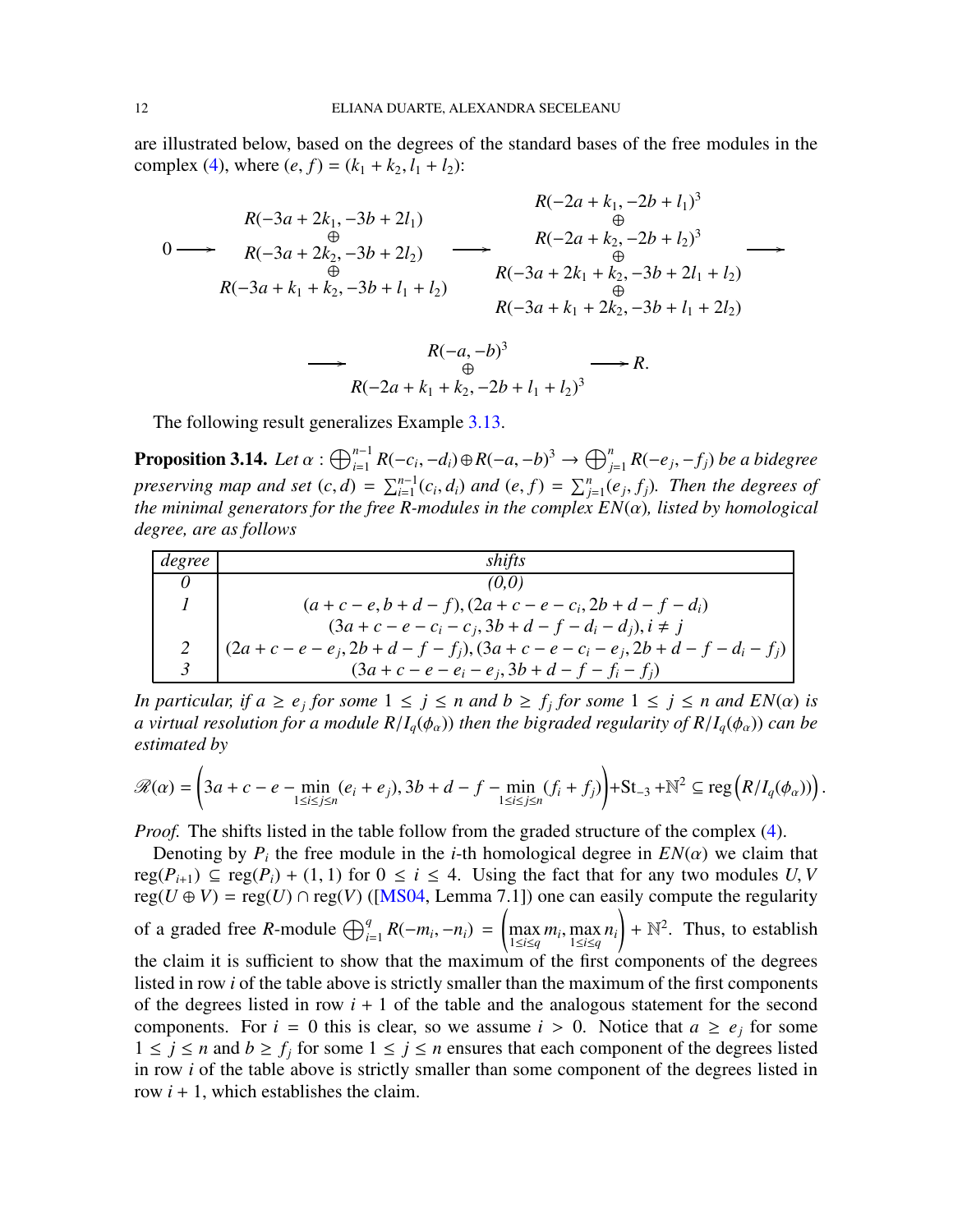are illustrated below, based on the degrees of the standard bases of the free modules in the complex (4), where $(e, f) = (k_1 + k_2, l_1 + l_2)$:

$$
0 \longrightarrow \begin{matrix} R(-3a+2k_1, -3b+2l_1) \\ \oplus \\ R(-3a+2k_2, -3b+2l_2) \\ \oplus \\ R(-3a+k_1+k_2, -3b+l_1+l_2) \end{matrix} \longrightarrow \begin{matrix} R(-2a+k_1, -2b+l_1)^3 \\ \oplus \\ R(-2a+k_2, -2b+l_2)^3 \\ \oplus \\ R(-3a+2k_1+k_2, -3b+2l_1+l_2) \\ \oplus \\ R(-3a+k_1+2k_2, -3b+l_1+2l_2) \end{matrix} \longrightarrow
$$

$$
\longrightarrow \begin{matrix} R(-a,-b)^3 \\ \oplus \\ R(-2a+k_1+k_2, -2b+l_1+l_2)^3 \end{matrix} \longrightarrow R.
$$

The following result generalizes Example 3.13.

**Proposition 3.14.** *Let $\alpha : \bigoplus_{i=1}^{n-1} R(-c_i, -d_i) \oplus R(-a, -b)^3 \to \bigoplus_{j=1}^{n} R(-e_j, -f_j)$ be a bidegree preserving map and set $(c, d) = \sum_{i=1}^{n-1}(c_i, d_i)$ and $(e, f) = \sum_{j=1}^{n}(e_j, f_j)$. Then the degrees of the minimal generators for the free $R$-modules in the complex $EN(\alpha)$, listed by homological degree, are as follows*

| *degree* | *shifts* |
|---|---|
| *0* | *(0,0)* |
| *1* | $(a + c - e, b + d - f), (2a + c - e - c_i, 2b + d - f - d_i)$ |
| | $(3a + c - e - c_i - c_j, 3b + d - f - d_i - d_j), i \neq j$ |
| *2* | $(2a + c - e - e_j, 2b + d - f - f_j), (3a + c - e - c_i - e_j, 2b + d - f - d_i - f_j)$ |
| *3* | $(3a + c - e - e_i - e_j, 3b + d - f - f_i - f_j)$ |

*In particular, if $a \geq e_j$ for some $1 \leq j \leq n$ and $b \geq f_j$ for some $1 \leq j \leq n$ and $EN(\alpha)$ is a virtual resolution for a module $R/I_q(\phi_\alpha)$) then the bigraded regularity of $R/I_q(\phi_\alpha)$) can be estimated by*

$$
\mathscr{R}(\alpha) = \left(3a + c - e - \min_{1 \leq i \leq j \leq n}(e_i + e_j), 3b + d - f - \min_{1 \leq i \leq j \leq n}(f_i + f_j)\right) + \mathrm{St}_{-3} + \mathbb{N}^2 \subseteq \operatorname{reg}\left(R/I_q(\phi_\alpha)\right).
$$

*Proof.* The shifts listed in the table follow from the graded structure of the complex (4).

Denoting by $P_i$ the free module in the $i$-th homological degree in $EN(\alpha)$ we claim that $\operatorname{reg}(P_{i+1}) \subseteq \operatorname{reg}(P_i) + (1, 1)$ for $0 \leq i \leq 4$. Using the fact that for any two modules $U, V$ $\operatorname{reg}(U \oplus V) = \operatorname{reg}(U) \cap \operatorname{reg}(V)$ ([MS04, Lemma 7.1]) one can easily compute the regularity of a graded free $R$-module $\bigoplus_{i=1}^{q} R(-m_i, -n_i) = \left(\max_{1 \leq i \leq q} m_i, \max_{1 \leq i \leq q} n_i\right) + \mathbb{N}^2$. Thus, to establish the claim it is sufficient to show that the maximum of the first components of the degrees listed in row $i$ of the table above is strictly smaller than the maximum of the first components of the degrees listed in row $i + 1$ of the table and the analogous statement for the second components. For $i = 0$ this is clear, so we assume $i > 0$. Notice that $a \geq e_j$ for some $1 \leq j \leq n$ and $b \geq f_j$ for some $1 \leq j \leq n$ ensures that each component of the degrees listed in row $i$ of the table above is strictly smaller than some component of the degrees listed in row $i + 1$, which establishes the claim.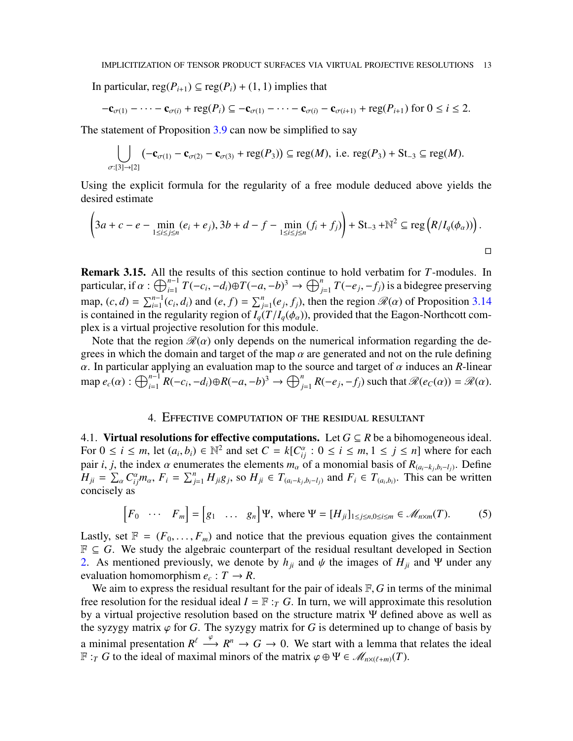In particular, $\operatorname{reg}(P_{i+1}) \subseteq \operatorname{reg}(P_i) + (1,1)$ implies that

$$-\mathbf{c}_{\sigma(1)} - \cdots - \mathbf{c}_{\sigma(i)} + \operatorname{reg}(P_i) \subseteq -\mathbf{c}_{\sigma(1)} - \cdots - \mathbf{c}_{\sigma(i)} - \mathbf{c}_{\sigma(i+1)} + \operatorname{reg}(P_{i+1}) \text{ for } 0 \leq i \leq 2.$$

The statement of Proposition 3.9 can now be simplified to say

$$\bigcup_{\sigma:[3]\to[2]} (-\mathbf{c}_{\sigma(1)} - \mathbf{c}_{\sigma(2)} - \mathbf{c}_{\sigma(3)} + \operatorname{reg}(P_3)) \subseteq \operatorname{reg}(M), \text{ i.e. } \operatorname{reg}(P_3) + \mathrm{St}_{-3} \subseteq \operatorname{reg}(M).$$

Using the explicit formula for the regularity of a free module deduced above yields the desired estimate

$$\left(3a + c - e - \min_{1\leq i\leq j\leq n}(e_i + e_j), 3b + d - f - \min_{1\leq i\leq j\leq n}(f_i + f_j)\right) + \mathrm{St}_{-3} + \mathbb{N}^2 \subseteq \operatorname{reg}\left(R/I_q(\phi_\alpha)\right).$$

□

**Remark 3.15.** All the results of this section continue to hold verbatim for $T$-modules. In particular, if $\alpha : \bigoplus_{i=1}^{n-1} T(-c_i, -d_i) \oplus T(-a, -b)^3 \to \bigoplus_{j=1}^{n} T(-e_j, -f_j)$ is a bidegree preserving map, $(c, d) = \sum_{i=1}^{n-1}(c_i, d_i)$ and $(e, f) = \sum_{j=1}^{n}(e_j, f_j)$, then the region $\mathscr{R}(\alpha)$ of Proposition 3.14 is contained in the regularity region of $I_q(T/I_q(\phi_\alpha))$, provided that the Eagon-Northcott complex is a virtual projective resolution for this module.

Note that the region $\mathscr{R}(\alpha)$ only depends on the numerical information regarding the degrees in which the domain and target of the map $\alpha$ are generated and not on the rule defining $\alpha$. In particular applying an evaluation map to the source and target of $\alpha$ induces an $R$-linear map $e_c(\alpha) : \bigoplus_{i=1}^{n-1} R(-c_i, -d_i) \oplus R(-a, -b)^3 \to \bigoplus_{j=1}^{n} R(-e_j, -f_j)$ such that $\mathscr{R}(e_C(\alpha)) = \mathscr{R}(\alpha)$.

## 4. Effective computation of the residual resultant

4.1. **Virtual resolutions for effective computations.** Let $G \subseteq R$ be a bihomogeneous ideal. For $0 \leq i \leq m$, let $(a_i, b_i) \in \mathbb{N}^2$ and set $C = k[C_{ij}^\alpha : 0 \leq i \leq m, 1 \leq j \leq n]$ where for each pair $i, j$, the index $\alpha$ enumerates the elements $m_\alpha$ of a monomial basis of $R_{(a_i - k_j, b_i - l_j)}$. Define $H_{ji} = \sum_\alpha C_{ij}^\alpha m_\alpha$, $F_i = \sum_{j=1}^n H_{ji} g_j$, so $H_{ji} \in T_{(a_i - k_j, b_i - l_j)}$ and $F_i \in T_{(a_i, b_i)}$. This can be written concisely as

$$\begin{bmatrix} F_0 & \cdots & F_m \end{bmatrix} = \begin{bmatrix} g_1 & \ldots & g_n \end{bmatrix} \Psi, \text{ where } \Psi = [H_{ji}]_{1\leq j\leq n, 0\leq i\leq m} \in \mathscr{M}_{n\times m}(T). \tag{5}$$

Lastly, set $\mathbb{F} = (F_0, \ldots, F_m)$ and notice that the previous equation gives the containment $\mathbb{F} \subseteq G$. We study the algebraic counterpart of the residual resultant developed in Section 2. As mentioned previously, we denote by $h_{ji}$ and $\psi$ the images of $H_{ji}$ and $\Psi$ under any evaluation homomorphism $e_c : T \to R$.

We aim to express the residual resultant for the pair of ideals $\mathbb{F}, G$ in terms of the minimal free resolution for the residual ideal $I = \mathbb{F} :_T G$. In turn, we will approximate this resolution by a virtual projective resolution based on the structure matrix $\Psi$ defined above as well as the syzygy matrix $\varphi$ for $G$. The syzygy matrix for $G$ is determined up to change of basis by a minimal presentation $R^\ell \xrightarrow{\varphi} R^n \to G \to 0$. We start with a lemma that relates the ideal $\mathbb{F} :_T G$ to the ideal of maximal minors of the matrix $\varphi \oplus \Psi \in \mathscr{M}_{n\times(\ell+m)}(T)$.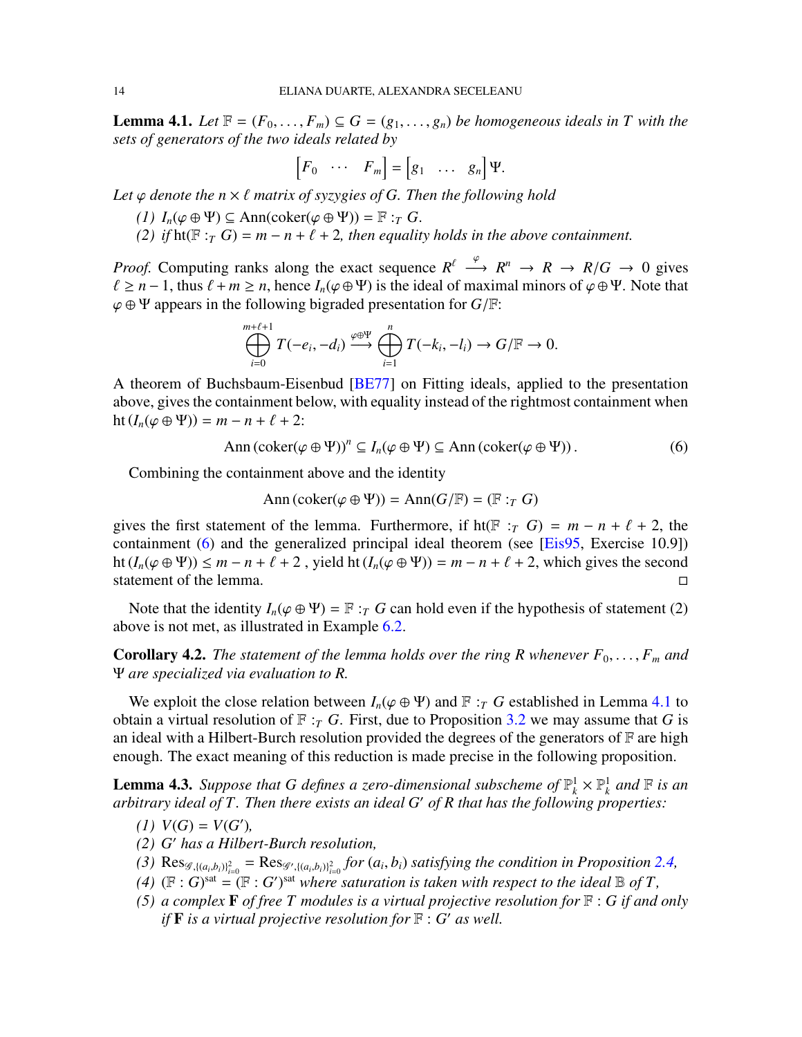**Lemma 4.1.** *Let $\mathbb{F} = (F_0, \dots, F_m) \subseteq G = (g_1, \dots, g_n)$ be homogeneous ideals in $T$ with the sets of generators of the two ideals related by*

$$\begin{bmatrix} F_0 & \cdots & F_m \end{bmatrix} = \begin{bmatrix} g_1 & \dots & g_n \end{bmatrix} \Psi.$$

*Let $\varphi$ denote the $n \times \ell$ matrix of syzygies of $G$. Then the following hold*

*(1) $I_n(\varphi \oplus \Psi) \subseteq \operatorname{Ann}(\operatorname{coker}(\varphi \oplus \Psi)) = \mathbb{F} :_T G$.*

*(2) if $\operatorname{ht}(\mathbb{F} :_T G) = m - n + \ell + 2$, then equality holds in the above containment.*

*Proof.* Computing ranks along the exact sequence $R^\ell \xrightarrow{\varphi} R^n \to R \to R/G \to 0$ gives $\ell \geq n-1$, thus $\ell + m \geq n$, hence $I_n(\varphi \oplus \Psi)$ is the ideal of maximal minors of $\varphi \oplus \Psi$. Note that $\varphi \oplus \Psi$ appears in the following bigraded presentation for $G/\mathbb{F}$:

$$\bigoplus_{i=0}^{m+\ell+1} T(-e_i, -d_i) \xrightarrow{\varphi \oplus \Psi} \bigoplus_{i=1}^{n} T(-k_i, -l_i) \to G/\mathbb{F} \to 0.$$

A theorem of Buchsbaum-Eisenbud [BE77] on Fitting ideals, applied to the presentation above, gives the containment below, with equality instead of the rightmost containment when $\operatorname{ht}(I_n(\varphi \oplus \Psi)) = m - n + \ell + 2$:

$$\operatorname{Ann}(\operatorname{coker}(\varphi \oplus \Psi))^n \subseteq I_n(\varphi \oplus \Psi) \subseteq \operatorname{Ann}(\operatorname{coker}(\varphi \oplus \Psi)). \tag{6}$$

Combining the containment above and the identity

$$\operatorname{Ann}(\operatorname{coker}(\varphi \oplus \Psi)) = \operatorname{Ann}(G/\mathbb{F}) = (\mathbb{F} :_T G)$$

gives the first statement of the lemma. Furthermore, if $\operatorname{ht}(\mathbb{F} :_T G) = m - n + \ell + 2$, the containment (6) and the generalized principal ideal theorem (see [Eis95, Exercise 10.9]) $\operatorname{ht}(I_n(\varphi \oplus \Psi)) \leq m - n + \ell + 2$, yield $\operatorname{ht}(I_n(\varphi \oplus \Psi)) = m - n + \ell + 2$, which gives the second statement of the lemma. $\square$

Note that the identity $I_n(\varphi \oplus \Psi) = \mathbb{F} :_T G$ can hold even if the hypothesis of statement (2) above is not met, as illustrated in Example 6.2.

**Corollary 4.2.** *The statement of the lemma holds over the ring $R$ whenever $F_0, \dots, F_m$ and $\Psi$ are specialized via evaluation to $R$.*

We exploit the close relation between $I_n(\varphi \oplus \Psi)$ and $\mathbb{F} :_T G$ established in Lemma 4.1 to obtain a virtual resolution of $\mathbb{F} :_T G$. First, due to Proposition 3.2 we may assume that $G$ is an ideal with a Hilbert-Burch resolution provided the degrees of the generators of $\mathbb{F}$ are high enough. The exact meaning of this reduction is made precise in the following proposition.

**Lemma 4.3.** *Suppose that $G$ defines a zero-dimensional subscheme of $\mathbb{P}^1_k \times \mathbb{P}^1_k$ and $\mathbb{F}$ is an arbitrary ideal of $T$. Then there exists an ideal $G'$ of $R$ that has the following properties:*

*(1) $V(G) = V(G')$,*

*(2) $G'$ has a Hilbert-Burch resolution,*

*(3) $\operatorname{Res}_{\mathscr{G}, \{(a_i, b_i)\}_{i=0}^2} = \operatorname{Res}_{\mathscr{G}', \{(a_i, b_i)\}_{i=0}^2}$ for $(a_i, b_i)$ satisfying the condition in Proposition 2.4,*

*(4) $(\mathbb{F} : G)^{\text{sat}} = (\mathbb{F} : G')^{\text{sat}}$ where saturation is taken with respect to the ideal $\mathbb{B}$ of $T$,*

*(5) a complex $\mathbf{F}$ of free $T$ modules is a virtual projective resolution for $\mathbb{F} : G$ if and only if $\mathbf{F}$ is a virtual projective resolution for $\mathbb{F} : G'$ as well.*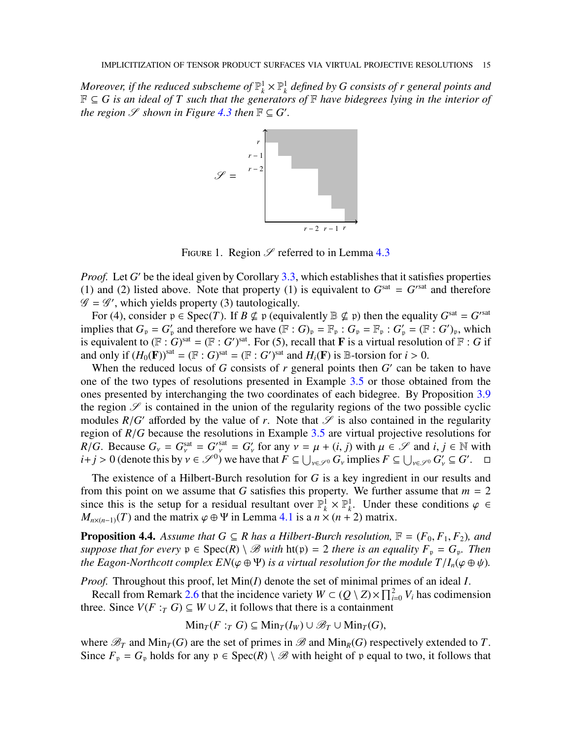*Moreover, if the reduced subscheme of $\mathbb{P}^1_k \times \mathbb{P}^1_k$ defined by $G$ consists of $r$ general points and $\mathbb{F} \subseteq G$ is an ideal of $T$ such that the generators of $\mathbb{F}$ have bidegrees lying in the interior of the region $\mathscr{S}$ shown in Figure 4.3 then $\mathbb{F} \subseteq G'$.*

FIGURE 1. Region $\mathscr{S}$ referred to in Lemma 4.3

*Proof.* Let $G'$ be the ideal given by Corollary 3.3, which establishes that it satisfies properties (1) and (2) listed above. Note that property (1) is equivalent to $G^{\text{sat}} = G'^{\text{sat}}$ and therefore $\mathscr{G} = \mathscr{G}'$, which yields property (3) tautologically.

For (4), consider $\mathfrak{p} \in \operatorname{Spec}(T)$. If $B \not\subseteq \mathfrak{p}$ (equivalently $\mathbb{B} \not\subseteq \mathfrak{p}$) then the equality $G^{\text{sat}} = G'^{\text{sat}}$ implies that $G_\mathfrak{p} = G'_\mathfrak{p}$ and therefore we have $(\mathbb{F} : G)_\mathfrak{p} = \mathbb{F}_\mathfrak{p} : G_\mathfrak{p} = \mathbb{F}_\mathfrak{p} : G'_\mathfrak{p} = (\mathbb{F} : G')_\mathfrak{p}$, which is equivalent to $(\mathbb{F} : G)^{\text{sat}} = (\mathbb{F} : G')^{\text{sat}}$. For (5), recall that $\mathbf{F}$ is a virtual resolution of $\mathbb{F} : G$ if and only if $(H_0(\mathbf{F}))^{\text{sat}} = (\mathbb{F} : G)^{\text{sat}} = (\mathbb{F} : G')^{\text{sat}}$ and $H_i(\mathbf{F})$ is $\mathbb{B}$-torsion for $i > 0$.

When the reduced locus of $G$ consists of $r$ general points then $G'$ can be taken to have one of the two types of resolutions presented in Example 3.5 or those obtained from the ones presented by interchanging the two coordinates of each bidegree. By Proposition 3.9 the region $\mathscr{S}$ is contained in the union of the regularity regions of the two possible cyclic modules $R/G'$ afforded by the value of $r$. Note that $\mathscr{S}$ is also contained in the regularity region of $R/G$ because the resolutions in Example 3.5 are virtual projective resolutions for $R/G$. Because $G_\nu = G^{\text{sat}}_\nu = G'^{\text{sat}}_\nu = G'_\nu$ for any $\nu = \mu + (i, j)$ with $\mu \in \mathscr{S}$ and $i, j \in \mathbb{N}$ with $i + j > 0$ (denote this by $\nu \in \mathscr{S}^0$) we have that $F \subseteq \bigcup_{\nu \in \mathscr{S}^0} G_\nu$ implies $F \subseteq \bigcup_{\nu \in \mathscr{S}^0} G'_\nu \subseteq G'$. □

The existence of a Hilbert-Burch resolution for $G$ is a key ingredient in our results and from this point on we assume that $G$ satisfies this property. We further assume that $m = 2$ since this is the setup for a residual resultant over $\mathbb{P}^1_k \times \mathbb{P}^1_k$. Under these conditions $\varphi \in M_{n \times (n-1)}(T)$ and the matrix $\varphi \oplus \Psi$ in Lemma 4.1 is a $n \times (n+2)$ matrix.

**Proposition 4.4.** *Assume that $G \subseteq R$ has a Hilbert-Burch resolution, $\mathbb{F} = (F_0, F_1, F_2)$, and suppose that for every $\mathfrak{p} \in \operatorname{Spec}(R) \setminus \mathscr{B}$ with $\operatorname{ht}(\mathfrak{p}) = 2$ there is an equality $F_\mathfrak{p} = G_\mathfrak{p}$. Then the Eagon-Northcott complex $EN(\varphi \oplus \Psi)$ is a virtual resolution for the module $T/I_n(\varphi \oplus \psi)$.*

*Proof.* Throughout this proof, let $\operatorname{Min}(I)$ denote the set of minimal primes of an ideal $I$.

Recall from Remark 2.6 that the incidence variety $W \subset (Q \setminus Z) \times \prod_{i=0}^2 V_i$ has codimension three. Since $V(F :_T G) \subseteq W \cup Z$, it follows that there is a containment

$$\operatorname{Min}_T(F :_T G) \subseteq \operatorname{Min}_T(I_W) \cup \mathscr{B}_T \cup \operatorname{Min}_T(G),$$

where $\mathscr{B}_T$ and $\operatorname{Min}_T(G)$ are the set of primes in $\mathscr{B}$ and $\operatorname{Min}_R(G)$ respectively extended to $T$. Since $F_\mathfrak{p} = G_\mathfrak{p}$ holds for any $\mathfrak{p} \in \operatorname{Spec}(R) \setminus \mathscr{B}$ with height of $\mathfrak{p}$ equal to two, it follows that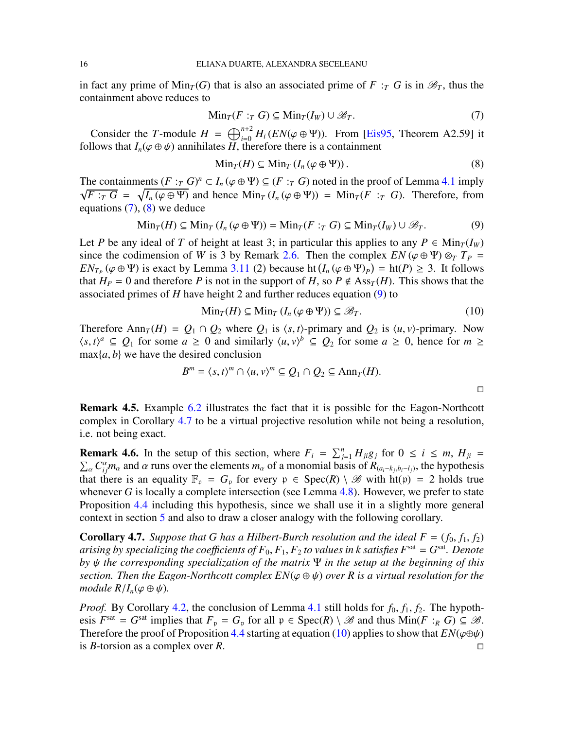in fact any prime of $\mathrm{Min}_T(G)$ that is also an associated prime of $F :_T G$ is in $\mathscr{B}_T$, thus the containment above reduces to

$$\mathrm{Min}_T(F :_T G) \subseteq \mathrm{Min}_T(I_W) \cup \mathscr{B}_T. \tag{7}$$

Consider the $T$-module $H = \bigoplus_{i=0}^{n+2} H_i\left(EN(\varphi \oplus \Psi)\right)$. From [Eis95, Theorem A2.59] it follows that $I_n(\varphi \oplus \psi)$ annihilates $H$, therefore there is a containment

$$\mathrm{Min}_T(H) \subseteq \mathrm{Min}_T\left(I_n\left(\varphi \oplus \Psi\right)\right). \tag{8}$$

The containments $(F :_T G)^n \subset I_n\left(\varphi \oplus \Psi\right) \subseteq (F :_T G)$ noted in the proof of Lemma 4.1 imply $\sqrt{F :_T G} = \sqrt{I_n\left(\varphi \oplus \Psi\right)}$ and hence $\mathrm{Min}_T\left(I_n\left(\varphi \oplus \Psi\right)\right) = \mathrm{Min}_T(F :_T G)$. Therefore, from equations (7), (8) we deduce

$$\mathrm{Min}_T(H) \subseteq \mathrm{Min}_T\left(I_n\left(\varphi \oplus \Psi\right)\right) = \mathrm{Min}_T(F :_T G) \subseteq \mathrm{Min}_T(I_W) \cup \mathscr{B}_T. \tag{9}$$

Let $P$ be any ideal of $T$ of height at least 3; in particular this applies to any $P \in \mathrm{Min}_T(I_W)$ since the codimension of $W$ is 3 by Remark 2.6. Then the complex $EN\left(\varphi \oplus \Psi\right) \otimes_T T_P = EN_{T_P}\left(\varphi \oplus \Psi\right)$ is exact by Lemma 3.11 (2) because $\mathrm{ht}\left(I_n\left(\varphi \oplus \Psi\right)_P\right) = \mathrm{ht}(P) \geq 3$. It follows that $H_P = 0$ and therefore $P$ is not in the support of $H$, so $P \notin \mathrm{Ass}_T(H)$. This shows that the associated primes of $H$ have height 2 and further reduces equation (9) to

$$\mathrm{Min}_T(H) \subseteq \mathrm{Min}_T\left(I_n\left(\varphi \oplus \Psi\right)\right) \subseteq \mathscr{B}_T. \tag{10}$$

Therefore $\mathrm{Ann}_T(H) = Q_1 \cap Q_2$ where $Q_1$ is $\langle s, t\rangle$-primary and $Q_2$ is $\langle u, v\rangle$-primary. Now $\langle s, t\rangle^a \subseteq Q_1$ for some $a \geq 0$ and similarly $\langle u, v\rangle^b \subseteq Q_2$ for some $a \geq 0$, hence for $m \geq \max\{a, b\}$ we have the desired conclusion

$$B^m = \langle s, t\rangle^m \cap \langle u, v\rangle^m \subseteq Q_1 \cap Q_2 \subseteq \mathrm{Ann}_T(H).$$

□

**Remark 4.5.** Example 6.2 illustrates the fact that it is possible for the Eagon-Northcott complex in Corollary 4.7 to be a virtual projective resolution while not being a resolution, i.e. not being exact.

**Remark 4.6.** In the setup of this section, where $F_i = \sum_{j=1}^n H_{ji} g_j$ for $0 \leq i \leq m$, $H_{ji} = \sum_\alpha C_{ij}^\alpha m_\alpha$ and $\alpha$ runs over the elements $m_\alpha$ of a monomial basis of $R_{(a_i - k_j, b_i - l_j)}$, the hypothesis that there is an equality $\mathbb{F}_\mathfrak{p} = G_\mathfrak{p}$ for every $\mathfrak{p} \in \mathrm{Spec}(R) \setminus \mathscr{B}$ with $\mathrm{ht}(\mathfrak{p}) = 2$ holds true whenever $G$ is locally a complete intersection (see Lemma 4.8). However, we prefer to state Proposition 4.4 including this hypothesis, since we shall use it in a slightly more general context in section 5 and also to draw a closer analogy with the following corollary.

**Corollary 4.7.** *Suppose that $G$ has a Hilbert-Burch resolution and the ideal $F = (f_0, f_1, f_2)$ arising by specializing the coefficients of $F_0, F_1, F_2$ to values in $k$ satisfies $F^{\mathrm{sat}} = G^{\mathrm{sat}}$. Denote by $\psi$ the corresponding specialization of the matrix $\Psi$ in the setup at the beginning of this section. Then the Eagon-Northcott complex $EN(\varphi \oplus \psi)$ over $R$ is a virtual resolution for the module $R/I_n(\varphi \oplus \psi)$.*

*Proof.* By Corollary 4.2, the conclusion of Lemma 4.1 still holds for $f_0, f_1, f_2$. The hypothesis $F^{\mathrm{sat}} = G^{\mathrm{sat}}$ implies that $F_\mathfrak{p} = G_\mathfrak{p}$ for all $\mathfrak{p} \in \mathrm{Spec}(R) \setminus \mathscr{B}$ and thus $\mathrm{Min}(F :_R G) \subseteq \mathscr{B}$. Therefore the proof of Proposition 4.4 starting at equation (10) applies to show that $EN(\varphi \oplus \psi)$ is $B$-torsion as a complex over $R$. □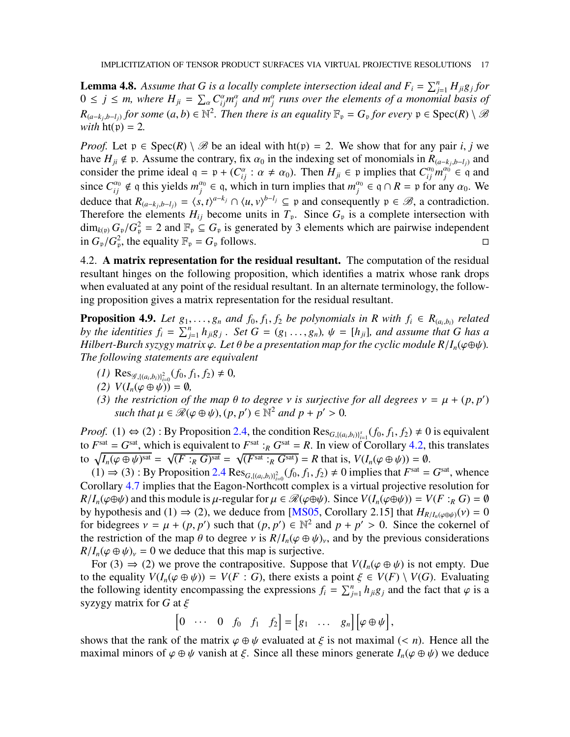**Lemma 4.8.** *Assume that $G$ is a locally complete intersection ideal and $F_i = \sum_{j=1}^n H_{ji} g_j$ for $0 \leq j \leq m$, where $H_{ji} = \sum_\alpha C_{ij}^\alpha m_j^\alpha$ and $m_j^\alpha$ runs over the elements of a monomial basis of $R_{(a-k_j, b-l_j)}$ for some $(a,b) \in \mathbb{N}^2$. Then there is an equality $\mathbb{F}_\mathfrak{p} = G_\mathfrak{p}$ for every $\mathfrak{p} \in \operatorname{Spec}(R) \setminus \mathscr{B}$ with $\operatorname{ht}(\mathfrak{p}) = 2$.*

*Proof.* Let $\mathfrak{p} \in \operatorname{Spec}(R) \setminus \mathscr{B}$ be an ideal with $\operatorname{ht}(\mathfrak{p}) = 2$. We show that for any pair $i, j$ we have $H_{ji} \notin \mathfrak{p}$. Assume the contrary, fix $\alpha_0$ in the indexing set of monomials in $R_{(a-k_j, b-l_j)}$ and consider the prime ideal $\mathfrak{q} = \mathfrak{p} + (C_{ij}^\alpha : \alpha \neq \alpha_0)$. Then $H_{ji} \in \mathfrak{p}$ implies that $C_{ij}^{\alpha_0} m_j^{\alpha_0} \in \mathfrak{q}$ and since $C_{ij}^{\alpha_0} \notin \mathfrak{q}$ this yields $m_j^{\alpha_0} \in \mathfrak{q}$, which in turn implies that $m_j^{\alpha_0} \in \mathfrak{q} \cap R = \mathfrak{p}$ for any $\alpha_0$. We deduce that $R_{(a-k_j, b-l_j)} = \langle s,t \rangle^{a-k_j} \cap \langle u,v \rangle^{b-l_j} \subseteq \mathfrak{p}$ and consequently $\mathfrak{p} \in \mathscr{B}$, a contradiction. Therefore the elements $H_{ij}$ become units in $T_\mathfrak{p}$. Since $G_\mathfrak{p}$ is a complete intersection with $\dim_{k(\mathfrak{p})} G_\mathfrak{p}/G_\mathfrak{p}^2 = 2$ and $\mathbb{F}_\mathfrak{p} \subseteq G_\mathfrak{p}$ is generated by 3 elements which are pairwise independent in $G_\mathfrak{p}/G_\mathfrak{p}^2$, the equality $\mathbb{F}_\mathfrak{p} = G_\mathfrak{p}$ follows. $\square$

## 4.2. A matrix representation for the residual resultant.

The computation of the residual resultant hinges on the following proposition, which identifies a matrix whose rank drops when evaluated at any point of the residual resultant. In an alternate terminology, the following proposition gives a matrix representation for the residual resultant.

**Proposition 4.9.** *Let $g_1, \ldots, g_n$ and $f_0, f_1, f_2$ be polynomials in $R$ with $f_i \in R_{(a_i, b_i)}$ related by the identities $f_i = \sum_{j=1}^n h_{ji} g_j$. Set $G = (g_1 \ldots, g_n)$, $\psi = [h_{ji}]$, and assume that $G$ has a Hilbert-Burch syzygy matrix $\varphi$. Let $\theta$ be a presentation map for the cyclic module $R/I_n(\varphi \oplus \psi)$. The following statements are equivalent*

1. *$\operatorname{Res}_{\mathscr{G}, \{(a_i,b_i)\}_{i=0}^2}(f_0, f_1, f_2) \neq 0$,*
2. *$V(I_n(\varphi \oplus \psi)) = \emptyset$,*
3. *the restriction of the map $\theta$ to degree $\nu$ is surjective for all degrees $\nu = \mu + (p, p')$ such that $\mu \in \mathscr{R}(\varphi \oplus \psi)$, $(p, p') \in \mathbb{N}^2$ and $p + p' > 0$.*

*Proof.* (1) $\Leftrightarrow$ (2) : By Proposition 2.4, the condition $\operatorname{Res}_{G, \{(a_i,b_i)\}_{i=1}^s}(f_0, f_1, f_2) \neq 0$ is equivalent to $F^{\text{sat}} = G^{\text{sat}}$, which is equivalent to $F^{\text{sat}} :_R G^{\text{sat}} = R$. In view of Corollary 4.2, this translates to $\sqrt{I_n(\varphi \oplus \psi)^{\text{sat}}} = \sqrt{(F :_R G)^{\text{sat}}} = \sqrt{(F^{\text{sat}} :_R G^{\text{sat}})} = R$ that is, $V(I_n(\varphi \oplus \psi)) = \emptyset$.

(1) $\Rightarrow$ (3) : By Proposition 2.4 $\operatorname{Res}_{G, \{(a_i,b_i)\}_{i=0}^2}(f_0, f_1, f_2) \neq 0$ implies that $F^{\text{sat}} = G^{\text{sat}}$, whence Corollary 4.7 implies that the Eagon-Northcott complex is a virtual projective resolution for $R/I_n(\varphi \oplus \psi)$ and this module is $\mu$-regular for $\mu \in \mathscr{R}(\varphi \oplus \psi)$. Since $V(I_n(\varphi \oplus \psi)) = V(F :_R G) = \emptyset$ by hypothesis and (1) $\Rightarrow$ (2), we deduce from [MS05, Corollary 2.15] that $H_{R/I_n(\varphi \oplus \psi)}(\nu) = 0$ for bidegrees $\nu = \mu + (p, p')$ such that $(p, p') \in \mathbb{N}^2$ and $p + p' > 0$. Since the cokernel of the restriction of the map $\theta$ to degree $\nu$ is $R/I_n(\varphi \oplus \psi)_\nu$, and by the previous considerations $R/I_n(\varphi \oplus \psi)_\nu = 0$ we deduce that this map is surjective.

For (3) $\Rightarrow$ (2) we prove the contrapositive. Suppose that $V(I_n(\varphi \oplus \psi)$ is not empty. Due to the equality $V(I_n(\varphi \oplus \psi)) = V(F : G)$, there exists a point $\xi \in V(F) \setminus V(G)$. Evaluating the following identity encompassing the expressions $f_i = \sum_{j=1}^n h_{ji} g_j$ and the fact that $\varphi$ is a syzygy matrix for $G$ at $\xi$

$$\begin{bmatrix} 0 & \cdots & 0 & f_0 & f_1 & f_2 \end{bmatrix} = \begin{bmatrix} g_1 & \ldots & g_n \end{bmatrix} \begin{bmatrix} \varphi \oplus \psi \end{bmatrix},$$

shows that the rank of the matrix $\varphi \oplus \psi$ evaluated at $\xi$ is not maximal ($< n$). Hence all the maximal minors of $\varphi \oplus \psi$ vanish at $\xi$. Since all these minors generate $I_n(\varphi \oplus \psi)$ we deduce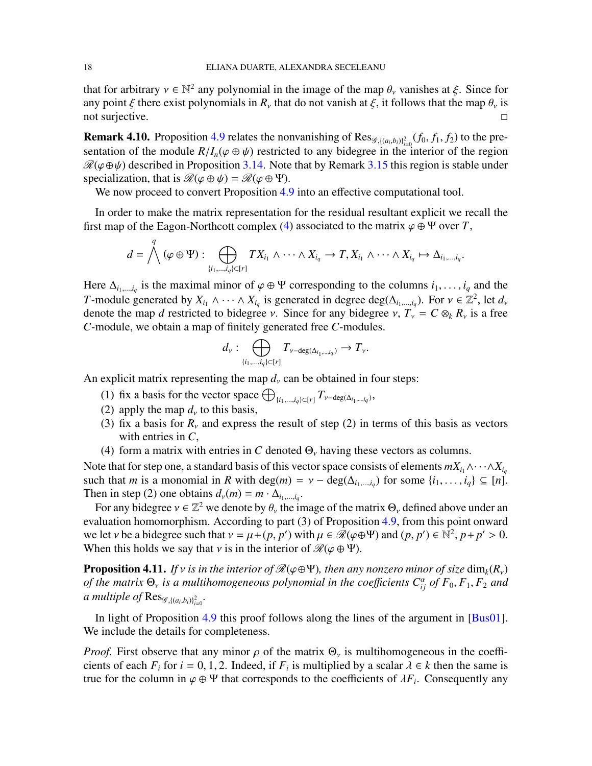that for arbitrary $\nu \in \mathbb{N}^2$ any polynomial in the image of the map $\theta_\nu$ vanishes at $\xi$. Since for any point $\xi$ there exist polynomials in $R_\nu$ that do not vanish at $\xi$, it follows that the map $\theta_\nu$ is not surjective. □

**Remark 4.10.** Proposition 4.9 relates the nonvanishing of $\mathrm{Res}_{\mathscr{G},\{(a_i,b_i)\}_{i=0}^2}(f_0, f_1, f_2)$ to the presentation of the module $R/I_n(\varphi \oplus \psi)$ restricted to any bidegree in the interior of the region $\mathscr{R}(\varphi \oplus \psi)$ described in Proposition 3.14. Note that by Remark 3.15 this region is stable under specialization, that is $\mathscr{R}(\varphi \oplus \psi) = \mathscr{R}(\varphi \oplus \Psi)$.

We now proceed to convert Proposition 4.9 into an effective computational tool.

In order to make the matrix representation for the residual resultant explicit we recall the first map of the Eagon-Northcott complex (4) associated to the matrix $\varphi \oplus \Psi$ over $T$,

$$d = \bigwedge^q (\varphi \oplus \Psi) : \bigoplus_{\{i_1,\dots,i_q\}\subset[r]} TX_{i_1} \wedge \cdots \wedge X_{i_q} \to T, X_{i_1} \wedge \cdots \wedge X_{i_q} \mapsto \Delta_{i_1,\dots,i_q}.$$

Here $\Delta_{i_1,\dots,i_q}$ is the maximal minor of $\varphi \oplus \Psi$ corresponding to the columns $i_1, \dots, i_q$ and the $T$-module generated by $X_{i_1} \wedge \cdots \wedge X_{i_q}$ is generated in degree $\deg(\Delta_{i_1,\dots,i_q})$. For $\nu \in \mathbb{Z}^2$, let $d_\nu$ denote the map $d$ restricted to bidegree $\nu$. Since for any bidegree $\nu$, $T_\nu = C \otimes_k R_\nu$ is a free $C$-module, we obtain a map of finitely generated free $C$-modules.

$$d_\nu : \bigoplus_{\{i_1,\dots,i_q\}\subset[r]} T_{\nu-\deg(\Delta_{i_1,\dots,i_q})} \to T_\nu.$$

An explicit matrix representing the map $d_\nu$ can be obtained in four steps:

1. fix a basis for the vector space $\bigoplus_{\{i_1,\dots,i_q\}\subset[r]} T_{\nu-\deg(\Delta_{i_1,\dots,i_q})}$,
2. apply the map $d_\nu$ to this basis,
3. fix a basis for $R_\nu$ and express the result of step (2) in terms of this basis as vectors with entries in $C$,
4. form a matrix with entries in $C$ denoted $\Theta_\nu$ having these vectors as columns.

Note that for step one, a standard basis of this vector space consists of elements $mX_{i_1} \wedge \cdots \wedge X_{i_q}$ such that $m$ is a monomial in $R$ with $\deg(m) = \nu - \deg(\Delta_{i_1,\dots,i_q})$ for some $\{i_1, \dots, i_q\} \subseteq [n]$. Then in step (2) one obtains $d_\nu(m) = m \cdot \Delta_{i_1,\dots,i_q}$.

For any bidegree $\nu \in \mathbb{Z}^2$ we denote by $\theta_\nu$ the image of the matrix $\Theta_\nu$ defined above under an evaluation homomorphism. According to part (3) of Proposition 4.9, from this point onward we let $\nu$ be a bidegree such that $\nu = \mu + (p, p')$ with $\mu \in \mathscr{R}(\varphi \oplus \Psi)$ and $(p, p') \in \mathbb{N}^2$, $p + p' > 0$. When this holds we say that $\nu$ is in the interior of $\mathscr{R}(\varphi \oplus \Psi)$.

**Proposition 4.11.** *If $\nu$ is in the interior of $\mathscr{R}(\varphi \oplus \Psi)$, then any nonzero minor of size $\dim_k(R_\nu)$ of the matrix $\Theta_\nu$ is a multihomogeneous polynomial in the coefficients $C_{ij}^\alpha$ of $F_0, F_1, F_2$ and a multiple of $\mathrm{Res}_{\mathscr{G},\{(a_i,b_i)\}_{i=0}^2}$.*

In light of Proposition 4.9 this proof follows along the lines of the argument in [Bus01]. We include the details for completeness.

*Proof.* First observe that any minor $\rho$ of the matrix $\Theta_\nu$ is multihomogeneous in the coefficients of each $F_i$ for $i = 0, 1, 2$. Indeed, if $F_i$ is multiplied by a scalar $\lambda \in k$ then the same is true for the column in $\varphi \oplus \Psi$ that corresponds to the coefficients of $\lambda F_i$. Consequently any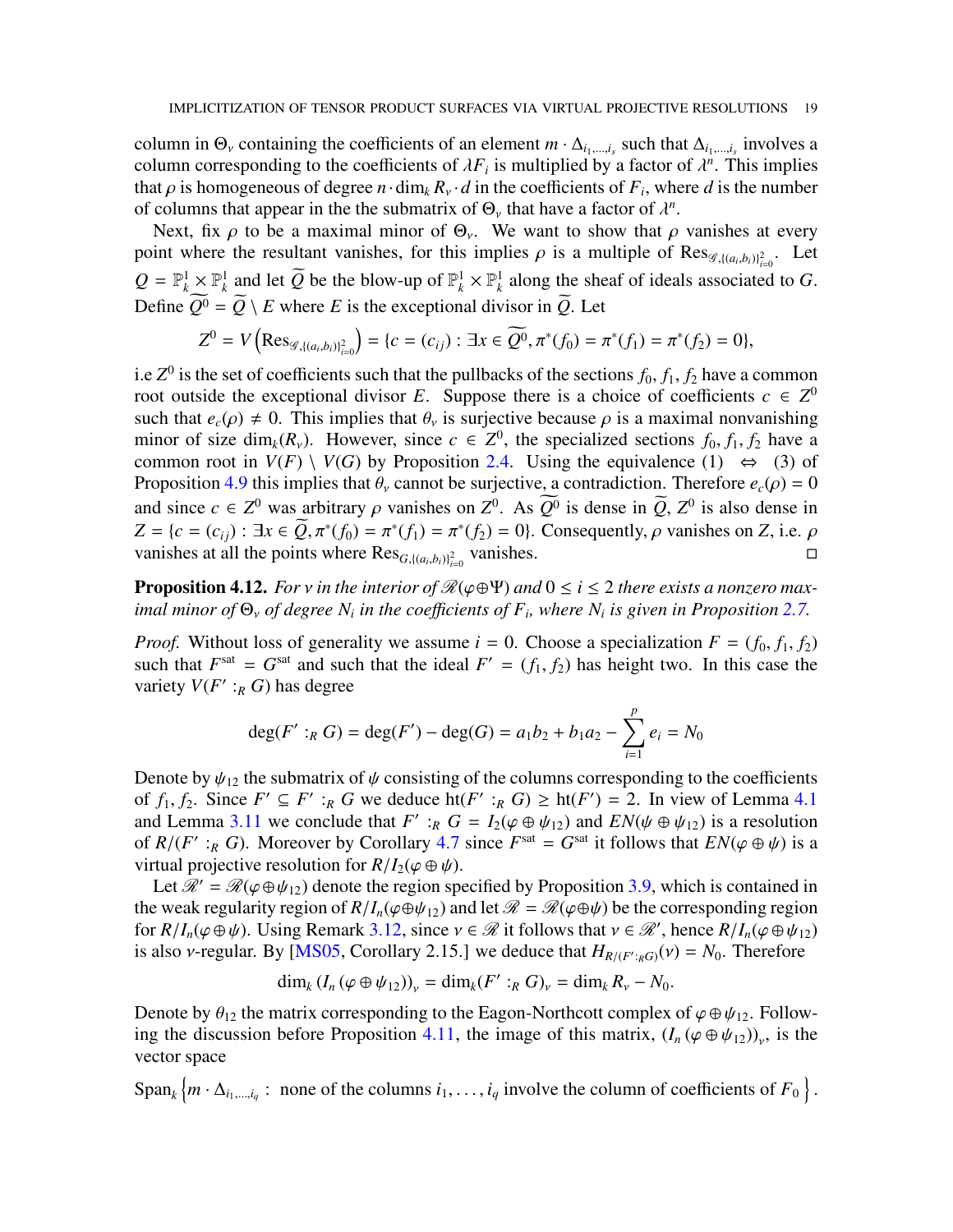column in $\Theta_\nu$ containing the coefficients of an element $m \cdot \Delta_{i_1,\ldots,i_s}$ such that $\Delta_{i_1,\ldots,i_s}$ involves a column corresponding to the coefficients of $\lambda F_i$ is multiplied by a factor of $\lambda^n$. This implies that $\rho$ is homogeneous of degree $n \cdot \dim_k R_\nu \cdot d$ in the coefficients of $F_i$, where $d$ is the number of columns that appear in the the submatrix of $\Theta_\nu$ that have a factor of $\lambda^n$.

Next, fix $\rho$ to be a maximal minor of $\Theta_\nu$. We want to show that $\rho$ vanishes at every point where the resultant vanishes, for this implies $\rho$ is a multiple of $\mathrm{Res}_{\mathscr{G},\{(a_i,b_i)\}_{i=0}^2}$. Let $Q = \mathbb{P}^1_k \times \mathbb{P}^1_k$ and let $\widetilde{Q}$ be the blow-up of $\mathbb{P}^1_k \times \mathbb{P}^1_k$ along the sheaf of ideals associated to $G$. Define $\widetilde{Q^0} = \widetilde{Q} \setminus E$ where $E$ is the exceptional divisor in $\widetilde{Q}$. Let

$$Z^0 = V\left(\mathrm{Res}_{\mathscr{G},\{(a_i,b_i)\}_{i=0}^2}\right) = \{c = (c_{ij}) : \exists x \in \widetilde{Q^0}, \pi^*(f_0) = \pi^*(f_1) = \pi^*(f_2) = 0\},$$

i.e $Z^0$ is the set of coefficients such that the pullbacks of the sections $f_0, f_1, f_2$ have a common root outside the exceptional divisor $E$. Suppose there is a choice of coefficients $c \in Z^0$ such that $e_c(\rho) \neq 0$. This implies that $\theta_\nu$ is surjective because $\rho$ is a maximal nonvanishing minor of size $\dim_k(R_\nu)$. However, since $c \in Z^0$, the specialized sections $f_0, f_1, f_2$ have a common root in $V(F) \setminus V(G)$ by Proposition 2.4. Using the equivalence (1) $\Leftrightarrow$ (3) of Proposition 4.9 this implies that $\theta_\nu$ cannot be surjective, a contradiction. Therefore $e_c(\rho) = 0$ and since $c \in Z^0$ was arbitrary $\rho$ vanishes on $Z^0$. As $\widetilde{Q^0}$ is dense in $\widetilde{Q}$, $Z^0$ is also dense in $Z = \{c = (c_{ij}) : \exists x \in \widetilde{Q}, \pi^*(f_0) = \pi^*(f_1) = \pi^*(f_2) = 0\}$. Consequently, $\rho$ vanishes on $Z$, i.e. $\rho$ vanishes at all the points where $\mathrm{Res}_{G,\{(a_i,b_i)\}_{i=0}^2}$ vanishes. ◻

**Proposition 4.12.** *For $\nu$ in the interior of $\mathscr{R}(\varphi \oplus \Psi)$ and $0 \leq i \leq 2$ there exists a nonzero maximal minor of $\Theta_\nu$ of degree $N_i$ in the coefficients of $F_i$, where $N_i$ is given in Proposition 2.7.*

*Proof.* Without loss of generality we assume $i = 0$. Choose a specialization $F = (f_0, f_1, f_2)$ such that $F^{\mathrm{sat}} = G^{\mathrm{sat}}$ and such that the ideal $F' = (f_1, f_2)$ has height two. In this case the variety $V(F' :_R G)$ has degree

$$\deg(F' :_R G) = \deg(F') - \deg(G) = a_1 b_2 + b_1 a_2 - \sum_{i=1}^{p} e_i = N_0$$

Denote by $\psi_{12}$ the submatrix of $\psi$ consisting of the columns corresponding to the coefficients of $f_1, f_2$. Since $F' \subseteq F' :_R G$ we deduce $\mathrm{ht}(F' :_R G) \geq \mathrm{ht}(F') = 2$. In view of Lemma 4.1 and Lemma 3.11 we conclude that $F' :_R G = I_2(\varphi \oplus \psi_{12})$ and $EN(\psi \oplus \psi_{12})$ is a resolution of $R/(F' :_R G)$. Moreover by Corollary 4.7 since $F^{\mathrm{sat}} = G^{\mathrm{sat}}$ it follows that $EN(\varphi \oplus \psi)$ is a virtual projective resolution for $R/I_2(\varphi \oplus \psi)$.

Let $\mathscr{R}' = \mathscr{R}(\varphi \oplus \psi_{12})$ denote the region specified by Proposition 3.9, which is contained in the weak regularity region of $R/I_n(\varphi \oplus \psi_{12})$ and let $\mathscr{R} = \mathscr{R}(\varphi \oplus \psi)$ be the corresponding region for $R/I_n(\varphi \oplus \psi)$. Using Remark 3.12, since $\nu \in \mathscr{R}$ it follows that $\nu \in \mathscr{R}'$, hence $R/I_n(\varphi \oplus \psi_{12})$ is also $\nu$-regular. By [MS05, Corollary 2.15.] we deduce that $H_{R/(F' :_R G)}(\nu) = N_0$. Therefore

$$\dim_k (I_n (\varphi \oplus \psi_{12}))_\nu = \dim_k (F' :_R G)_\nu = \dim_k R_\nu - N_0.$$

Denote by $\theta_{12}$ the matrix corresponding to the Eagon-Northcott complex of $\varphi \oplus \psi_{12}$. Following the discussion before Proposition 4.11, the image of this matrix, $(I_n (\varphi \oplus \psi_{12}))_\nu$, is the vector space

$$\mathrm{Span}_k \left\{ m \cdot \Delta_{i_1,\ldots,i_q} : \text{ none of the columns } i_1, \ldots, i_q \text{ involve the column of coefficients of } F_0 \right\}.$$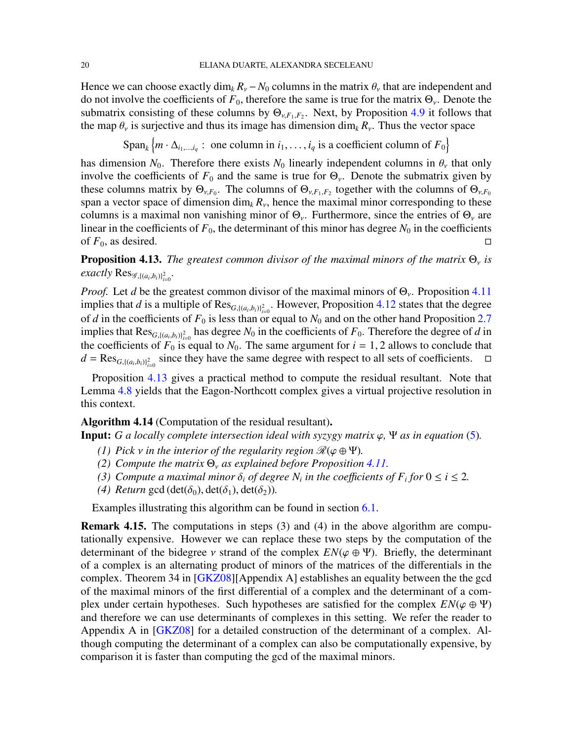Hence we can choose exactly $\dim_k R_\nu - N_0$ columns in the matrix $\theta_\nu$ that are independent and do not involve the coefficients of $F_0$, therefore the same is true for the matrix $\Theta_\nu$. Denote the submatrix consisting of these columns by $\Theta_{\nu,F_1,F_2}$. Next, by Proposition 4.9 it follows that the map $\theta_\nu$ is surjective and thus its image has dimension $\dim_k R_\nu$. Thus the vector space

$$\mathrm{Span}_k \left\{ m \cdot \Delta_{i_1,\dots,i_q} : \text{ one column in } i_1,\dots,i_q \text{ is a coefficient column of } F_0 \right\}$$

has dimension $N_0$. Therefore there exists $N_0$ linearly independent columns in $\theta_\nu$ that only involve the coefficients of $F_0$ and the same is true for $\Theta_\nu$. Denote the submatrix given by these columns matrix by $\Theta_{\nu,F_0}$. The columns of $\Theta_{\nu,F_1,F_2}$ together with the columns of $\Theta_{\nu,F_0}$ span a vector space of dimension $\dim_k R_\nu$, hence the maximal minor corresponding to these columns is a maximal non vanishing minor of $\Theta_\nu$. Furthermore, since the entries of $\Theta_\nu$ are linear in the coefficients of $F_0$, the determinant of this minor has degree $N_0$ in the coefficients of $F_0$, as desired. □

**Proposition 4.13.** *The greatest common divisor of the maximal minors of the matrix $\Theta_\nu$ is exactly $\mathrm{Res}_{\mathscr{G},\{(a_i,b_i)\}_{i=0}^2}$.*

*Proof.* Let $d$ be the greatest common divisor of the maximal minors of $\Theta_\nu$. Proposition 4.11 implies that $d$ is a multiple of $\mathrm{Res}_{G,\{(a_i,b_i)\}_{i=0}^2}$. However, Proposition 4.12 states that the degree of $d$ in the coefficients of $F_0$ is less than or equal to $N_0$ and on the other hand Proposition 2.7 implies that $\mathrm{Res}_{G,\{(a_i,b_i)\}_{i=0}^2}$ has degree $N_0$ in the coefficients of $F_0$. Therefore the degree of $d$ in the coefficients of $F_0$ is equal to $N_0$. The same argument for $i = 1, 2$ allows to conclude that $d = \mathrm{Res}_{G,\{(a_i,b_i)\}_{i=0}^2}$ since they have the same degree with respect to all sets of coefficients. □

Proposition 4.13 gives a practical method to compute the residual resultant. Note that Lemma 4.8 yields that the Eagon-Northcott complex gives a virtual projective resolution in this context.

**Algorithm 4.14** (Computation of the residual resultant)**.**
**Input:** *$G$ a locally complete intersection ideal with syzygy matrix $\varphi$, $\Psi$ as in equation (5).*

*(1) Pick $\nu$ in the interior of the regularity region $\mathscr{R}(\varphi \oplus \Psi)$.*
*(2) Compute the matrix $\Theta_\nu$ as explained before Proposition 4.11.*
*(3) Compute a maximal minor $\delta_i$ of degree $N_i$ in the coefficients of $F_i$ for $0 \le i \le 2$.*
*(4) Return* $\gcd(\det(\delta_0), \det(\delta_1), \det(\delta_2))$.

Examples illustrating this algorithm can be found in section 6.1.

**Remark 4.15.** The computations in steps (3) and (4) in the above algorithm are computationally expensive. However we can replace these two steps by the computation of the determinant of the bidegree $\nu$ strand of the complex $EN(\varphi \oplus \Psi)$. Briefly, the determinant of a complex is an alternating product of minors of the matrices of the differentials in the complex. Theorem 34 in [GKZ08][Appendix A] establishes an equality between the the gcd of the maximal minors of the first differential of a complex and the determinant of a complex under certain hypotheses. Such hypotheses are satisfied for the complex $EN(\varphi \oplus \Psi)$ and therefore we can use determinants of complexes in this setting. We refer the reader to Appendix A in [GKZ08] for a detailed construction of the determinant of a complex. Although computing the determinant of a complex can also be computationally expensive, by comparison it is faster than computing the gcd of the maximal minors.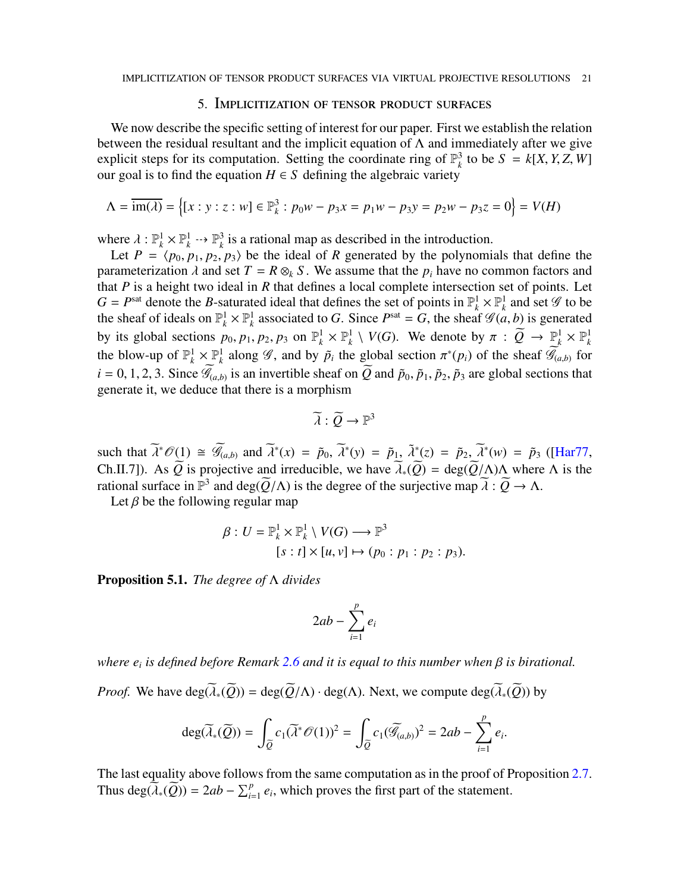## 5. Implicitization of tensor product surfaces

We now describe the specific setting of interest for our paper. First we establish the relation between the residual resultant and the implicit equation of $\Lambda$ and immediately after we give explicit steps for its computation. Setting the coordinate ring of $\mathbb{P}^3_k$ to be $S = k[X, Y, Z, W]$ our goal is to find the equation $H \in S$ defining the algebraic variety

$$\Lambda = \overline{\mathrm{im}(\lambda)} = \left\{[x : y : z : w] \in \mathbb{P}^3_k : p_0 w - p_3 x = p_1 w - p_3 y = p_2 w - p_3 z = 0\right\} = V(H)$$

where $\lambda : \mathbb{P}^1_k \times \mathbb{P}^1_k \dashrightarrow \mathbb{P}^3_k$ is a rational map as described in the introduction.

Let $P = \langle p_0, p_1, p_2, p_3 \rangle$ be the ideal of $R$ generated by the polynomials that define the parameterization $\lambda$ and set $T = R \otimes_k S$. We assume that the $p_i$ have no common factors and that $P$ is a height two ideal in $R$ that defines a local complete intersection set of points. Let $G = P^{\mathrm{sat}}$ denote the $B$-saturated ideal that defines the set of points in $\mathbb{P}^1_k \times \mathbb{P}^1_k$ and set $\mathscr{G}$ to be the sheaf of ideals on $\mathbb{P}^1_k \times \mathbb{P}^1_k$ associated to $G$. Since $P^{\mathrm{sat}} = G$, the sheaf $\mathscr{G}(a, b)$ is generated by its global sections $p_0, p_1, p_2, p_3$ on $\mathbb{P}^1_k \times \mathbb{P}^1_k \setminus V(G)$. We denote by $\pi : \widetilde{Q} \to \mathbb{P}^1_k \times \mathbb{P}^1_k$ the blow-up of $\mathbb{P}^1_k \times \mathbb{P}^1_k$ along $\mathscr{G}$, and by $\tilde{p}_i$ the global section $\pi^*(p_i)$ of the sheaf $\widetilde{\mathscr{G}}_{(a,b)}$ for $i = 0, 1, 2, 3$. Since $\widetilde{\mathscr{G}}_{(a,b)}$ is an invertible sheaf on $\widetilde{Q}$ and $\tilde{p}_0, \tilde{p}_1, \tilde{p}_2, \tilde{p}_3$ are global sections that generate it, we deduce that there is a morphism

$$\widetilde{\lambda} : \widetilde{Q} \to \mathbb{P}^3$$

such that $\widetilde{\lambda}^* \mathscr{O}(1) \cong \widetilde{\mathscr{G}}_{(a,b)}$ and $\widetilde{\lambda}^*(x) = \tilde{p}_0$, $\widetilde{\lambda}^*(y) = \tilde{p}_1$, $\widetilde{\lambda}^*(z) = \tilde{p}_2$, $\widetilde{\lambda}^*(w) = \tilde{p}_3$ ([Har77, Ch.II.7]). As $\widetilde{Q}$ is projective and irreducible, we have $\widetilde{\lambda}_*(\widetilde{Q}) = \deg(\widetilde{Q}/\Lambda)\Lambda$ where $\Lambda$ is the rational surface in $\mathbb{P}^3$ and $\deg(\widetilde{Q}/\Lambda)$ is the degree of the surjective map $\widetilde{\lambda} : \widetilde{Q} \to \Lambda$.

Let $\beta$ be the following regular map

$$\begin{aligned}
\beta : U = \mathbb{P}^1_k \times \mathbb{P}^1_k \setminus V(G) &\longrightarrow \mathbb{P}^3 \\
[s : t] \times [u, v] &\mapsto (p_0 : p_1 : p_2 : p_3).
\end{aligned}$$

**Proposition 5.1.** *The degree of $\Lambda$ divides*

$$2ab - \sum_{i=1}^{p} e_i$$

*where $e_i$ is defined before Remark 2.6 and it is equal to this number when $\beta$ is birational.*

*Proof.* We have $\deg(\widetilde{\lambda}_*(\widetilde{Q})) = \deg(\widetilde{Q}/\Lambda) \cdot \deg(\Lambda)$. Next, we compute $\deg(\widetilde{\lambda}_*(\widetilde{Q}))$ by

$$\deg(\widetilde{\lambda}_*(\widetilde{Q})) = \int_{\widetilde{Q}} c_1(\widetilde{\lambda}^* \mathscr{O}(1))^2 = \int_{\widetilde{Q}} c_1(\widetilde{\mathscr{G}}_{(a,b)})^2 = 2ab - \sum_{i=1}^{p} e_i.$$

The last equality above follows from the same computation as in the proof of Proposition 2.7. Thus $\deg(\widetilde{\lambda}_*(\widetilde{Q})) = 2ab - \sum_{i=1}^{p} e_i$, which proves the first part of the statement.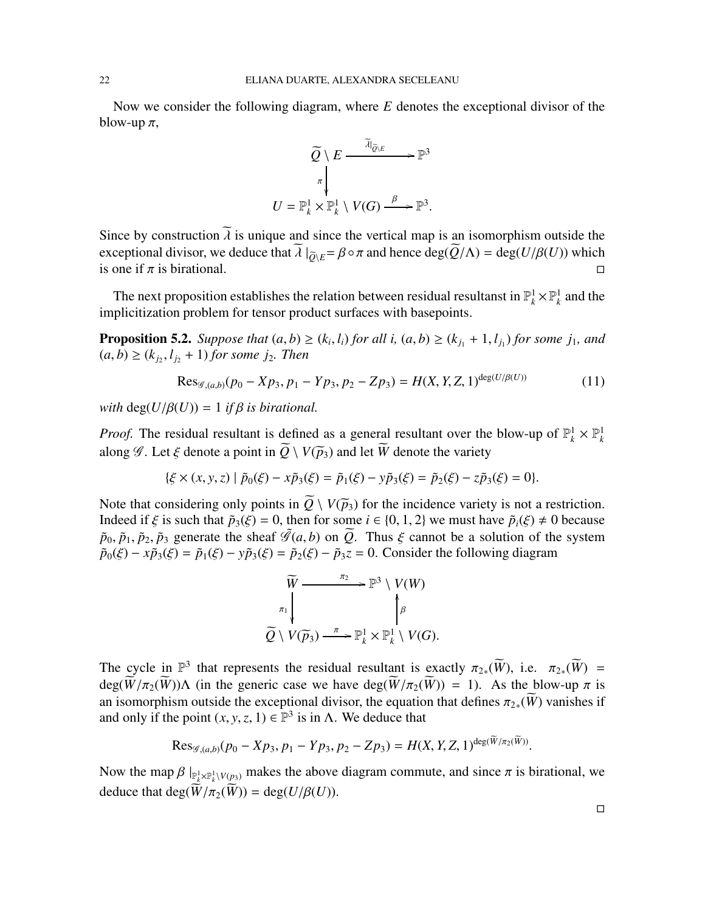Now we consider the following diagram, where $E$ denotes the exceptional divisor of the blow-up $\pi$,

$$\begin{array}{ccc} \widetilde{Q} \setminus E & \xrightarrow{\widetilde{\lambda}|_{\widetilde{Q}\setminus E}} & \mathbb{P}^3 \\ \downarrow{\scriptstyle \pi} & & \\ U = \mathbb{P}^1_k \times \mathbb{P}^1_k \setminus V(G) & \xrightarrow{\beta} & \mathbb{P}^3. \end{array}$$

Since by construction $\widetilde{\lambda}$ is unique and since the vertical map is an isomorphism outside the exceptional divisor, we deduce that $\widetilde{\lambda}\mid_{\widetilde{Q}\setminus E} = \beta \circ \pi$ and hence $\deg(\widetilde{Q}/\Lambda) = \deg(U/\beta(U))$ which is one if $\pi$ is birational. $\square$

The next proposition establishes the relation between residual resultanst in $\mathbb{P}^1_k \times \mathbb{P}^1_k$ and the implicitization problem for tensor product surfaces with basepoints.

**Proposition 5.2.** *Suppose that $(a, b) \geq (k_i, l_i)$ for all $i$, $(a, b) \geq (k_{j_1} + 1, l_{j_1})$ for some $j_1$, and $(a, b) \geq (k_{j_2}, l_{j_2} + 1)$ for some $j_2$. Then*

$$\mathrm{Res}_{\mathscr{G},(a,b)}(p_0 - Xp_3, p_1 - Yp_3, p_2 - Zp_3) = H(X, Y, Z, 1)^{\deg(U/\beta(U))} \tag{11}$$

*with* $\deg(U/\beta(U)) = 1$ *if $\beta$ is birational.*

*Proof.* The residual resultant is defined as a general resultant over the blow-up of $\mathbb{P}^1_k \times \mathbb{P}^1_k$ along $\mathscr{G}$. Let $\xi$ denote a point in $\widetilde{Q} \setminus V(\widetilde{p}_3)$ and let $\widetilde{W}$ denote the variety

$$\{\xi \times (x, y, z) \mid \tilde{p}_0(\xi) - x\tilde{p}_3(\xi) = \tilde{p}_1(\xi) - y\tilde{p}_3(\xi) = \tilde{p}_2(\xi) - z\tilde{p}_3(\xi) = 0\}.$$

Note that considering only points in $\widetilde{Q} \setminus V(\widetilde{p}_3)$ for the incidence variety is not a restriction. Indeed if $\xi$ is such that $\tilde{p}_3(\xi) = 0$, then for some $i \in \{0, 1, 2\}$ we must have $\tilde{p}_i(\xi) \neq 0$ because $\tilde{p}_0, \tilde{p}_1, \tilde{p}_2, \tilde{p}_3$ generate the sheaf $\widetilde{\mathscr{G}}(a, b)$ on $\widetilde{Q}$. Thus $\xi$ cannot be a solution of the system $\tilde{p}_0(\xi) - x\tilde{p}_3(\xi) = \tilde{p}_1(\xi) - y\tilde{p}_3(\xi) = \tilde{p}_2(\xi) - \tilde{p}_3 z = 0$. Consider the following diagram

$$\begin{array}{ccc} \widetilde{W} & \xrightarrow{\pi_2} & \mathbb{P}^3 \setminus V(W) \\ \downarrow{\scriptstyle \pi_1} & & \uparrow{\scriptstyle \beta} \\ \widetilde{Q} \setminus V(\widetilde{p}_3) & \xrightarrow{\pi} & \mathbb{P}^1_k \times \mathbb{P}^1_k \setminus V(G). \end{array}$$

The cycle in $\mathbb{P}^3$ that represents the residual resultant is exactly $\pi_{2*}(\widetilde{W})$, i.e. $\pi_{2*}(\widetilde{W}) = \deg(\widetilde{W}/\pi_2(\widetilde{W}))\Lambda$ (in the generic case we have $\deg(\widetilde{W}/\pi_2(\widetilde{W})) = 1$). As the blow-up $\pi$ is an isomorphism outside the exceptional divisor, the equation that defines $\pi_{2*}(\widetilde{W})$ vanishes if and only if the point $(x, y, z, 1) \in \mathbb{P}^3$ is in $\Lambda$. We deduce that

$$\mathrm{Res}_{\mathscr{G},(a,b)}(p_0 - Xp_3, p_1 - Yp_3, p_2 - Zp_3) = H(X, Y, Z, 1)^{\deg(\widetilde{W}/\pi_2(\widetilde{W}))}.$$

Now the map $\beta\mid_{\mathbb{P}^1_k \times \mathbb{P}^1_k \setminus V(p_3)}$ makes the above diagram commute, and since $\pi$ is birational, we deduce that $\deg(\widetilde{W}/\pi_2(\widetilde{W})) = \deg(U/\beta(U))$.

$\square$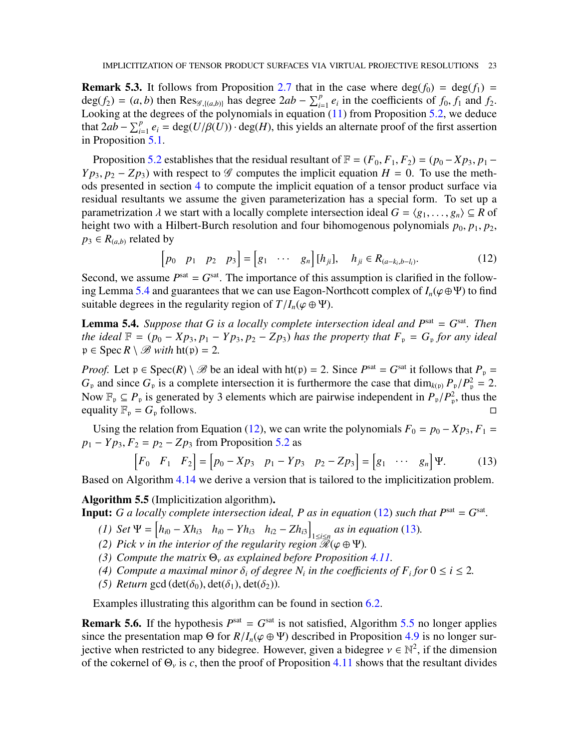**Remark 5.3.** It follows from Proposition 2.7 that in the case where $\deg(f_0) = \deg(f_1) = \deg(f_2) = (a,b)$ then $\mathrm{Res}_{\mathscr{G},\{(a,b)\}}$ has degree $2ab - \sum_{i=1}^{p} e_i$ in the coefficients of $f_0$, $f_1$ and $f_2$. Looking at the degrees of the polynomials in equation (11) from Proposition 5.2, we deduce that $2ab - \sum_{i=1}^{p} e_i = \deg(U/\beta(U)) \cdot \deg(H)$, this yields an alternate proof of the first assertion in Proposition 5.1.

Proposition 5.2 establishes that the residual resultant of $\mathbb{F} = (F_0, F_1, F_2) = (p_0 - Xp_3, p_1 - Yp_3, p_2 - Zp_3)$ with respect to $\mathscr{G}$ computes the implicit equation $H = 0$. To use the methods presented in section 4 to compute the implicit equation of a tensor product surface via residual resultants we assume the given parameterization has a special form. To set up a parametrization $\lambda$ we start with a locally complete intersection ideal $G = \langle g_1, \ldots, g_n \rangle \subseteq R$ of height two with a Hilbert-Burch resolution and four bihomogenous polynomials $p_0, p_1, p_2, p_3 \in R_{(a,b)}$ related by

$$\begin{bmatrix} p_0 & p_1 & p_2 & p_3 \end{bmatrix} = \begin{bmatrix} g_1 & \cdots & g_n \end{bmatrix} [h_{ji}], \quad h_{ji} \in R_{(a-k_i, b-l_i)}. \tag{12}$$

Second, we assume $P^{\mathrm{sat}} = G^{\mathrm{sat}}$. The importance of this assumption is clarified in the following Lemma 5.4 and guarantees that we can use Eagon-Northcott complex of $I_n(\varphi \oplus \Psi)$ to find suitable degrees in the regularity region of $T/I_n(\varphi \oplus \Psi)$.

**Lemma 5.4.** *Suppose that $G$ is a locally complete intersection ideal and $P^{\mathrm{sat}} = G^{\mathrm{sat}}$. Then the ideal $\mathbb{F} = (p_0 - Xp_3, p_1 - Yp_3, p_2 - Zp_3)$ has the property that $F_{\mathfrak{p}} = G_{\mathfrak{p}}$ for any ideal $\mathfrak{p} \in \mathrm{Spec}\, R \setminus \mathscr{B}$ with $\mathrm{ht}(\mathfrak{p}) = 2$.*

*Proof.* Let $\mathfrak{p} \in \mathrm{Spec}(R) \setminus \mathscr{B}$ be an ideal with $\mathrm{ht}(\mathfrak{p}) = 2$. Since $P^{\mathrm{sat}} = G^{\mathrm{sat}}$ it follows that $P_{\mathfrak{p}} = G_{\mathfrak{p}}$ and since $G_{\mathfrak{p}}$ is a complete intersection it is furthermore the case that $\dim_{k(\mathfrak{p})} P_{\mathfrak{p}}/P_{\mathfrak{p}}^2 = 2$. Now $\mathbb{F}_{\mathfrak{p}} \subseteq P_{\mathfrak{p}}$ is generated by 3 elements which are pairwise independent in $P_{\mathfrak{p}}/P_{\mathfrak{p}}^2$, thus the equality $\mathbb{F}_{\mathfrak{p}} = G_{\mathfrak{p}}$ follows. $\square$

Using the relation from Equation (12), we can write the polynomials $F_0 = p_0 - Xp_3$, $F_1 = p_1 - Yp_3$, $F_2 = p_2 - Zp_3$ from Proposition 5.2 as

$$\begin{bmatrix} F_0 & F_1 & F_2 \end{bmatrix} = \begin{bmatrix} p_0 - Xp_3 & p_1 - Yp_3 & p_2 - Zp_3 \end{bmatrix} = \begin{bmatrix} g_1 & \cdots & g_n \end{bmatrix} \Psi. \tag{13}$$

Based on Algorithm 4.14 we derive a version that is tailored to the implicitization problem.

**Algorithm 5.5** (Implicitization algorithm)**.**
**Input:** *$G$ a locally complete intersection ideal, $P$ as in equation (12) such that $P^{\mathrm{sat}} = G^{\mathrm{sat}}$.*

*(1) Set $\Psi = \begin{bmatrix} h_{i0} - Xh_{i3} & h_{i0} - Yh_{i3} & h_{i2} - Zh_{i3} \end{bmatrix}_{1 \le i \le n}$ as in equation (13).*
*(2) Pick $\nu$ in the interior of the regularity region $\mathscr{R}(\varphi \oplus \Psi)$.*
*(3) Compute the matrix $\Theta_\nu$ as explained before Proposition 4.11.*
*(4) Compute a maximal minor $\delta_i$ of degree $N_i$ in the coefficients of $F_i$ for $0 \le i \le 2$.*
*(5) Return* $\gcd(\det(\delta_0), \det(\delta_1), \det(\delta_2))$.

Examples illustrating this algorithm can be found in section 6.2.

**Remark 5.6.** If the hypothesis $P^{\mathrm{sat}} = G^{\mathrm{sat}}$ is not satisfied, Algorithm 5.5 no longer applies since the presentation map $\Theta$ for $R/I_n(\varphi \oplus \Psi)$ described in Proposition 4.9 is no longer surjective when restricted to any bidegree. However, given a bidegree $\nu \in \mathbb{N}^2$, if the dimension of the cokernel of $\Theta_\nu$ is $c$, then the proof of Proposition 4.11 shows that the resultant divides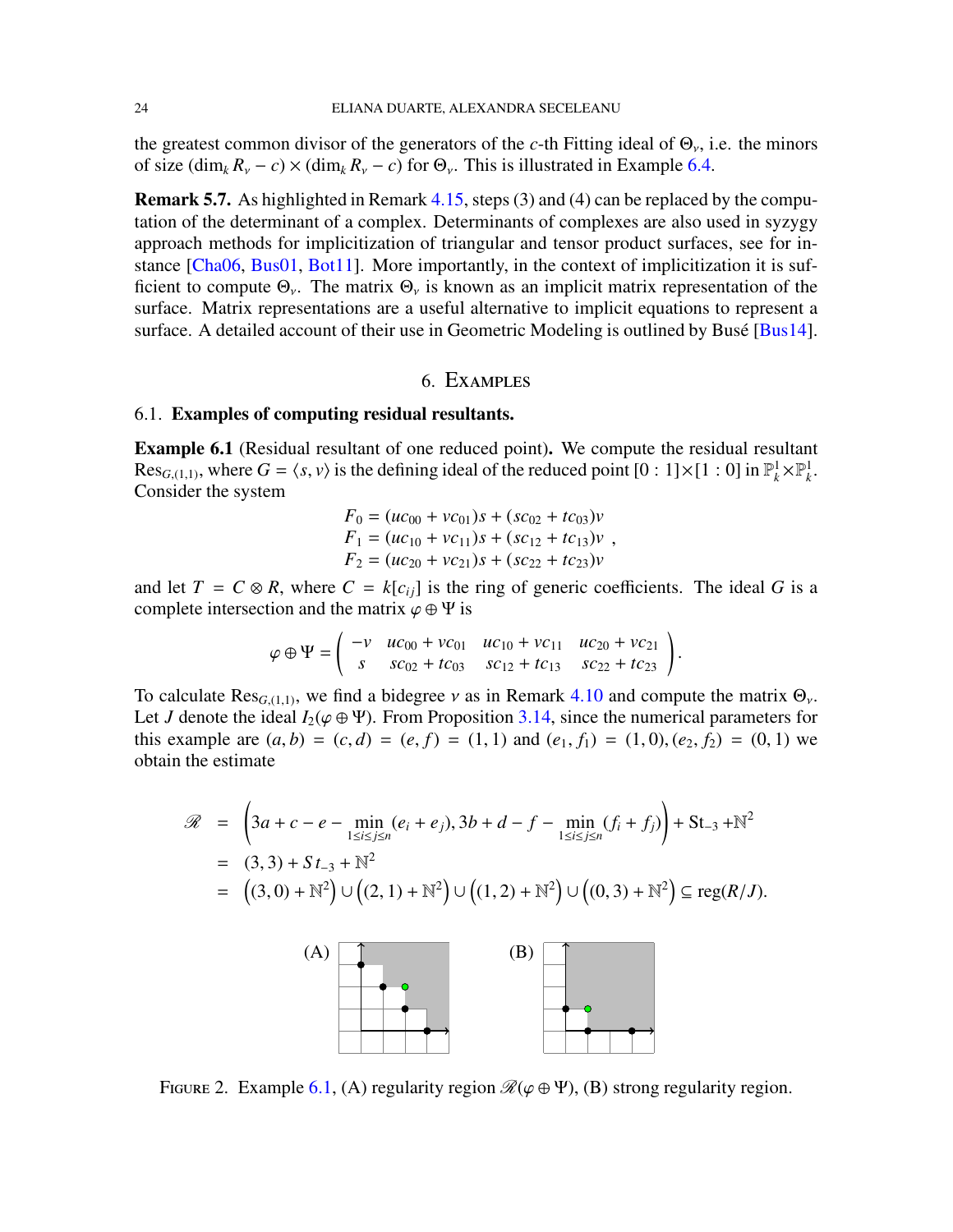the greatest common divisor of the generators of the $c$-th Fitting ideal of $\Theta_\nu$, i.e. the minors of size $(\dim_k R_\nu - c) \times (\dim_k R_\nu - c)$ for $\Theta_\nu$. This is illustrated in Example 6.4.

**Remark 5.7.** As highlighted in Remark 4.15, steps (3) and (4) can be replaced by the computation of the determinant of a complex. Determinants of complexes are also used in syzygy approach methods for implicitization of triangular and tensor product surfaces, see for instance [Cha06, Bus01, Bot11]. More importantly, in the context of implicitization it is sufficient to compute $\Theta_\nu$. The matrix $\Theta_\nu$ is known as an implicit matrix representation of the surface. Matrix representations are a useful alternative to implicit equations to represent a surface. A detailed account of their use in Geometric Modeling is outlined by Busé [Bus14].

## 6. Examples

### 6.1. Examples of computing residual resultants.

**Example 6.1** (Residual resultant of one reduced point)**.** We compute the residual resultant $\mathrm{Res}_{G,(1,1)}$, where $G = \langle s, v\rangle$ is the defining ideal of the reduced point $[0:1]\times[1:0]$ in $\mathbb{P}^1_k \times \mathbb{P}^1_k$. Consider the system

$$
\begin{aligned}
F_0 &= (uc_{00} + vc_{01})s + (sc_{02} + tc_{03})v\\
F_1 &= (uc_{10} + vc_{11})s + (sc_{12} + tc_{13})v\ ,\\
F_2 &= (uc_{20} + vc_{21})s + (sc_{22} + tc_{23})v
\end{aligned}
$$

and let $T = C \otimes R$, where $C = k[c_{ij}]$ is the ring of generic coefficients. The ideal $G$ is a complete intersection and the matrix $\varphi \oplus \Psi$ is

$$
\varphi \oplus \Psi = \begin{pmatrix} -v & uc_{00} + vc_{01} & uc_{10} + vc_{11} & uc_{20} + vc_{21}\\ s & sc_{02} + tc_{03} & sc_{12} + tc_{13} & sc_{22} + tc_{23} \end{pmatrix}.
$$

To calculate $\mathrm{Res}_{G,(1,1)}$, we find a bidegree $\nu$ as in Remark 4.10 and compute the matrix $\Theta_\nu$. Let $J$ denote the ideal $I_2(\varphi \oplus \Psi)$. From Proposition 3.14, since the numerical parameters for this example are $(a, b) = (c, d) = (e, f) = (1, 1)$ and $(e_1, f_1) = (1, 0), (e_2, f_2) = (0, 1)$ we obtain the estimate

$$
\begin{aligned}
\mathscr{R} &= \left(3a + c - e - \min_{1\le i\le j\le n}(e_i + e_j), 3b + d - f - \min_{1\le i\le j\le n}(f_i + f_j)\right) + \mathrm{St}_{-3} + \mathbb{N}^2\\
&= (3, 3) + St_{-3} + \mathbb{N}^2\\
&= \left((3, 0) + \mathbb{N}^2\right) \cup \left((2, 1) + \mathbb{N}^2\right) \cup \left((1, 2) + \mathbb{N}^2\right) \cup \left((0, 3) + \mathbb{N}^2\right) \subseteq \mathrm{reg}(R/J).
\end{aligned}
$$

(A) (B)

Figure 2. Example 6.1, (A) regularity region $\mathscr{R}(\varphi \oplus \Psi)$, (B) strong regularity region.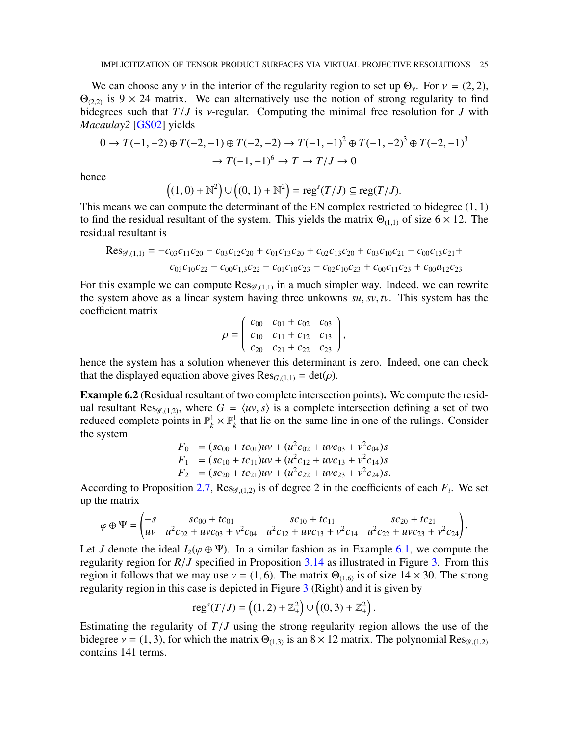We can choose any $\nu$ in the interior of the regularity region to set up $\Theta_\nu$. For $\nu = (2,2)$, $\Theta_{(2,2)}$ is $9 \times 24$ matrix. We can alternatively use the notion of strong regularity to find bidegrees such that $T/J$ is $\nu$-regular. Computing the minimal free resolution for $J$ with *Macaulay2* [GS02] yields

$$0 \to T(-1,-2) \oplus T(-2,-1) \oplus T(-2,-2) \to T(-1,-1)^2 \oplus T(-1,-2)^3 \oplus T(-2,-1)^3$$
$$\to T(-1,-1)^6 \to T \to T/J \to 0$$

hence

$$\left((1,0) + \mathbb{N}^2\right) \cup \left((0,1) + \mathbb{N}^2\right) = \operatorname{reg}^s(T/J) \subseteq \operatorname{reg}(T/J).$$

This means we can compute the determinant of the EN complex restricted to bidegree $(1,1)$ to find the residual resultant of the system. This yields the matrix $\Theta_{(1,1)}$ of size $6 \times 12$. The residual resultant is

$$\operatorname{Res}_{\mathscr{G},(1,1)} = -c_{03}c_{11}c_{20} - c_{03}c_{12}c_{20} + c_{01}c_{13}c_{20} + c_{02}c_{13}c_{20} + c_{03}c_{10}c_{21} - c_{00}c_{13}c_{21} +$$
$$c_{03}c_{10}c_{22} - c_{00}c_{1,3}c_{22} - c_{01}c_{10}c_{23} - c_{02}c_{10}c_{23} + c_{00}c_{11}c_{23} + c_{00}a_{12}c_{23}$$

For this example we can compute $\operatorname{Res}_{\mathscr{G},(1,1)}$ in a much simpler way. Indeed, we can rewrite the system above as a linear system having three unkowns $su, sv, tv$. This system has the coefficient matrix

$$\rho = \begin{pmatrix} c_{00} & c_{01} + c_{02} & c_{03} \\ c_{10} & c_{11} + c_{12} & c_{13} \\ c_{20} & c_{21} + c_{22} & c_{23} \end{pmatrix},$$

hence the system has a solution whenever this determinant is zero. Indeed, one can check that the displayed equation above gives $\operatorname{Res}_{G,(1,1)} = \det(\rho)$.

**Example 6.2** (Residual resultant of two complete intersection points)**.** We compute the residual resultant $\operatorname{Res}_{\mathscr{G},(1,2)}$, where $G = \langle uv, s \rangle$ is a complete intersection defining a set of two reduced complete points in $\mathbb{P}^1_k \times \mathbb{P}^1_k$ that lie on the same line in one of the rulings. Consider the system

$$\begin{aligned}
F_0 &= (sc_{00} + tc_{01})uv + (u^2c_{02} + uvc_{03} + v^2c_{04})s \\
F_1 &= (sc_{10} + tc_{11})uv + (u^2c_{12} + uvc_{13} + v^2c_{14})s \\
F_2 &= (sc_{20} + tc_{21})uv + (u^2c_{22} + uvc_{23} + v^2c_{24})s.
\end{aligned}$$

According to Proposition 2.7, $\operatorname{Res}_{\mathscr{G},(1,2)}$ is of degree 2 in the coefficients of each $F_i$. We set up the matrix

$$\varphi \oplus \Psi = \begin{pmatrix} -s & sc_{00} + tc_{01} & sc_{10} + tc_{11} & sc_{20} + tc_{21} \\ uv & u^2c_{02} + uvc_{03} + v^2c_{04} & u^2c_{12} + uvc_{13} + v^2c_{14} & u^2c_{22} + uvc_{23} + v^2c_{24} \end{pmatrix}.$$

Let $J$ denote the ideal $I_2(\varphi \oplus \Psi)$. In a similar fashion as in Example 6.1, we compute the regularity region for $R/J$ specified in Proposition 3.14 as illustrated in Figure 3. From this region it follows that we may use $\nu = (1,6)$. The matrix $\Theta_{(1,6)}$ is of size $14 \times 30$. The strong regularity region in this case is depicted in Figure 3 (Right) and it is given by

$$\operatorname{reg}^s(T/J) = \left((1,2) + \mathbb{Z}^2_+\right) \cup \left((0,3) + \mathbb{Z}^2_+\right).$$

Estimating the regularity of $T/J$ using the strong regularity region allows the use of the bidegree $\nu = (1,3)$, for which the matrix $\Theta_{(1,3)}$ is an $8 \times 12$ matrix. The polynomial $\operatorname{Res}_{\mathscr{G},(1,2)}$ contains 141 terms.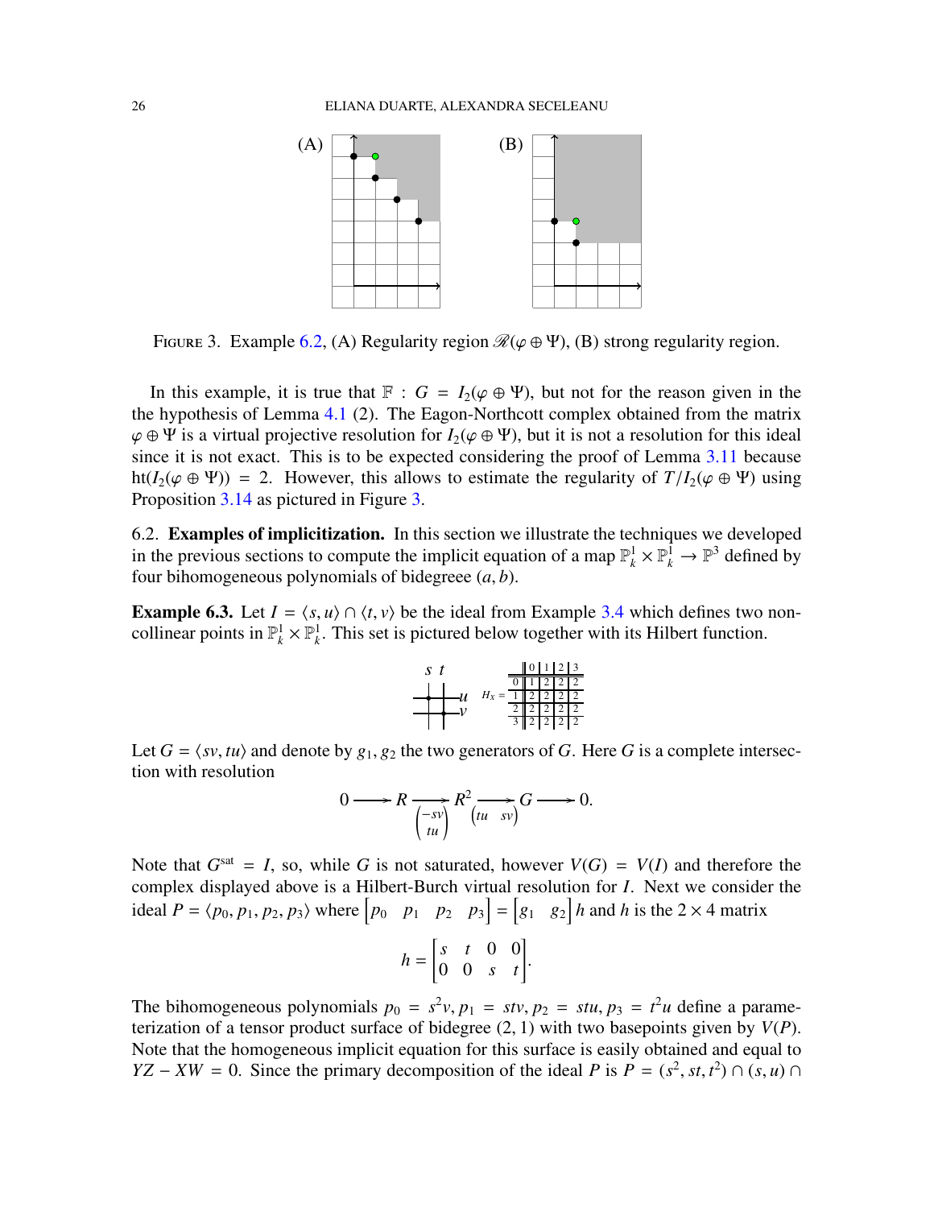FIGURE 3. Example 6.2, (A) Regularity region $\mathscr{R}(\varphi \oplus \Psi)$, (B) strong regularity region.

In this example, it is true that $\mathbb{F} : G = I_2(\varphi \oplus \Psi)$, but not for the reason given in the the hypothesis of Lemma 4.1 (2). The Eagon-Northcott complex obtained from the matrix $\varphi \oplus \Psi$ is a virtual projective resolution for $I_2(\varphi \oplus \Psi)$, but it is not a resolution for this ideal since it is not exact. This is to be expected considering the proof of Lemma 3.11 because $\mathrm{ht}(I_2(\varphi \oplus \Psi)) = 2$. However, this allows to estimate the regularity of $T/I_2(\varphi \oplus \Psi)$ using Proposition 3.14 as pictured in Figure 3.

6.2. **Examples of implicitization.** In this section we illustrate the techniques we developed in the previous sections to compute the implicit equation of a map $\mathbb{P}^1_k \times \mathbb{P}^1_k \to \mathbb{P}^3$ defined by four bihomogeneous polynomials of bidegree $(a, b)$.

**Example 6.3.** Let $I = \langle s, u \rangle \cap \langle t, v \rangle$ be the ideal from Example 3.4 which defines two non-collinear points in $\mathbb{P}^1_k \times \mathbb{P}^1_k$. This set is pictured below together with its Hilbert function.

$H_X =$

| | 0 | 1 | 2 | 3 |
|---|---|---|---|---|
| 0 | 1 | 2 | 2 | 2 |
| 1 | 2 | 2 | 2 | 2 |
| 2 | 2 | 2 | 2 | 2 |
| 3 | 2 | 2 | 2 | 2 |

Let $G = \langle sv, tu \rangle$ and denote by $g_1, g_2$ the two generators of $G$. Here $G$ is a complete intersection with resolution

$$0 \longrightarrow R \xrightarrow{\begin{pmatrix} -sv \\ tu \end{pmatrix}} R^2 \xrightarrow{\begin{pmatrix} tu & sv \end{pmatrix}} G \longrightarrow 0.$$

Note that $G^{\mathrm{sat}} = I$, so, while $G$ is not saturated, however $V(G) = V(I)$ and therefore the complex displayed above is a Hilbert-Burch virtual resolution for $I$. Next we consider the ideal $P = \langle p_0, p_1, p_2, p_3 \rangle$ where $\begin{bmatrix} p_0 & p_1 & p_2 & p_3 \end{bmatrix} = \begin{bmatrix} g_1 & g_2 \end{bmatrix} h$ and $h$ is the $2 \times 4$ matrix

$$h = \begin{bmatrix} s & t & 0 & 0 \\ 0 & 0 & s & t \end{bmatrix}.$$

The bihomogeneous polynomials $p_0 = s^2v, p_1 = stv, p_2 = stu, p_3 = t^2u$ define a parameterization of a tensor product surface of bidegree $(2, 1)$ with two basepoints given by $V(P)$. Note that the homogeneous implicit equation for this surface is easily obtained and equal to $YZ - XW = 0$. Since the primary decomposition of the ideal $P$ is $P = (s^2, st, t^2) \cap (s, u) \cap$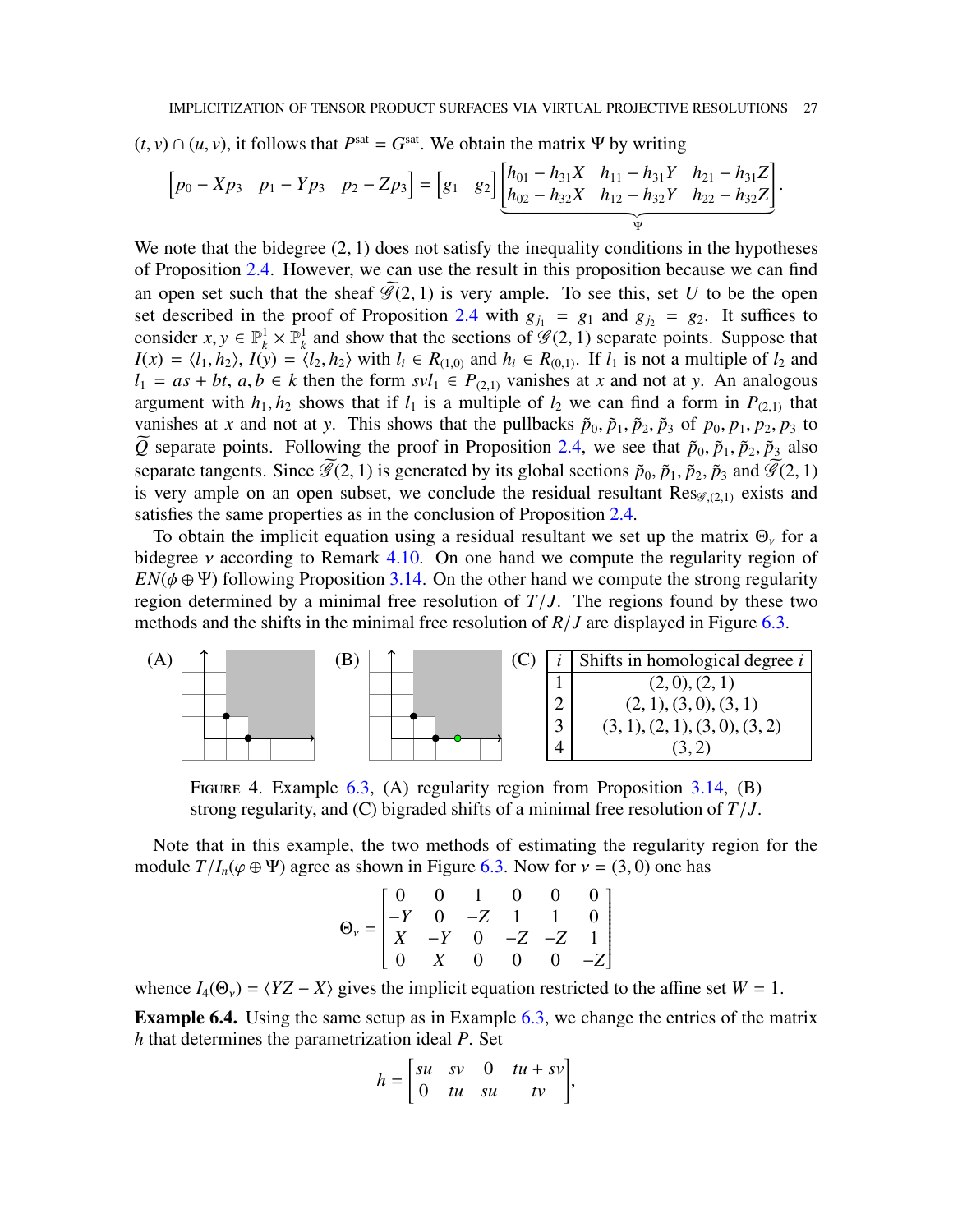$(t, v) \cap (u, v)$, it follows that $P^{\text{sat}} = G^{\text{sat}}$. We obtain the matrix $\Psi$ by writing

$$\begin{bmatrix} p_0 - Xp_3 & p_1 - Yp_3 & p_2 - Zp_3 \end{bmatrix} = \begin{bmatrix} g_1 & g_2 \end{bmatrix} \underbrace{\begin{bmatrix} h_{01} - h_{31}X & h_{11} - h_{31}Y & h_{21} - h_{31}Z \\ h_{02} - h_{32}X & h_{12} - h_{32}Y & h_{22} - h_{32}Z \end{bmatrix}}_{\Psi}.$$

We note that the bidegree $(2, 1)$ does not satisfy the inequality conditions in the hypotheses of Proposition 2.4. However, we can use the result in this proposition because we can find an open set such that the sheaf $\widetilde{\mathscr{G}}(2, 1)$ is very ample. To see this, set $U$ to be the open set described in the proof of Proposition 2.4 with $g_{j_1} = g_1$ and $g_{j_2} = g_2$. It suffices to consider $x, y \in \mathbb{P}^1_k \times \mathbb{P}^1_k$ and show that the sections of $\mathscr{G}(2, 1)$ separate points. Suppose that $I(x) = \langle l_1, h_2 \rangle$, $I(y) = \langle l_2, h_2 \rangle$ with $l_i \in R_{(1,0)}$ and $h_i \in R_{(0,1)}$. If $l_1$ is not a multiple of $l_2$ and $l_1 = as + bt$, $a, b \in k$ then the form $svl_1 \in P_{(2,1)}$ vanishes at $x$ and not at $y$. An analogous argument with $h_1, h_2$ shows that if $l_1$ is a multiple of $l_2$ we can find a form in $P_{(2,1)}$ that vanishes at $x$ and not at $y$. This shows that the pullbacks $\tilde{p}_0, \tilde{p}_1, \tilde{p}_2, \tilde{p}_3$ of $p_0, p_1, p_2, p_3$ to $\widetilde{Q}$ separate points. Following the proof in Proposition 2.4, we see that $\tilde{p}_0, \tilde{p}_1, \tilde{p}_2, \tilde{p}_3$ also separate tangents. Since $\widetilde{\mathscr{G}}(2, 1)$ is generated by its global sections $\tilde{p}_0, \tilde{p}_1, \tilde{p}_2, \tilde{p}_3$ and $\widetilde{\mathscr{G}}(2, 1)$ is very ample on an open subset, we conclude the residual resultant $\text{Res}_{\mathscr{G},(2,1)}$ exists and satisfies the same properties as in the conclusion of Proposition 2.4.

To obtain the implicit equation using a residual resultant we set up the matrix $\Theta_\nu$ for a bidegree $\nu$ according to Remark 4.10. On one hand we compute the regularity region of $EN(\phi \oplus \Psi)$ following Proposition 3.14. On the other hand we compute the strong regularity region determined by a minimal free resolution of $T/J$. The regions found by these two methods and the shifts in the minimal free resolution of $R/J$ are displayed in Figure 6.3.

(A) (B) (C)

| $i$ | Shifts in homological degree $i$ |
|---|---|
| 1 | $(2, 0), (2, 1)$ |
| 2 | $(2, 1), (3, 0), (3, 1)$ |
| 3 | $(3, 1), (2, 1), (3, 0), (3, 2)$ |
| 4 | $(3, 2)$ |

FIGURE 4. Example 6.3, (A) regularity region from Proposition 3.14, (B) strong regularity, and (C) bigraded shifts of a minimal free resolution of $T/J$.

Note that in this example, the two methods of estimating the regularity region for the module $T/I_n(\varphi \oplus \Psi)$ agree as shown in Figure 6.3. Now for $\nu = (3, 0)$ one has

$$\Theta_\nu = \begin{bmatrix} 0 & 0 & 1 & 0 & 0 & 0 \\ -Y & 0 & -Z & 1 & 1 & 0 \\ X & -Y & 0 & -Z & -Z & 1 \\ 0 & X & 0 & 0 & 0 & -Z \end{bmatrix}$$

whence $I_4(\Theta_\nu) = \langle YZ - X \rangle$ gives the implicit equation restricted to the affine set $W = 1$.

**Example 6.4.** Using the same setup as in Example 6.3, we change the entries of the matrix $h$ that determines the parametrization ideal $P$. Set

$$h = \begin{bmatrix} su & sv & 0 & tu + sv \\ 0 & tu & su & tv \end{bmatrix},$$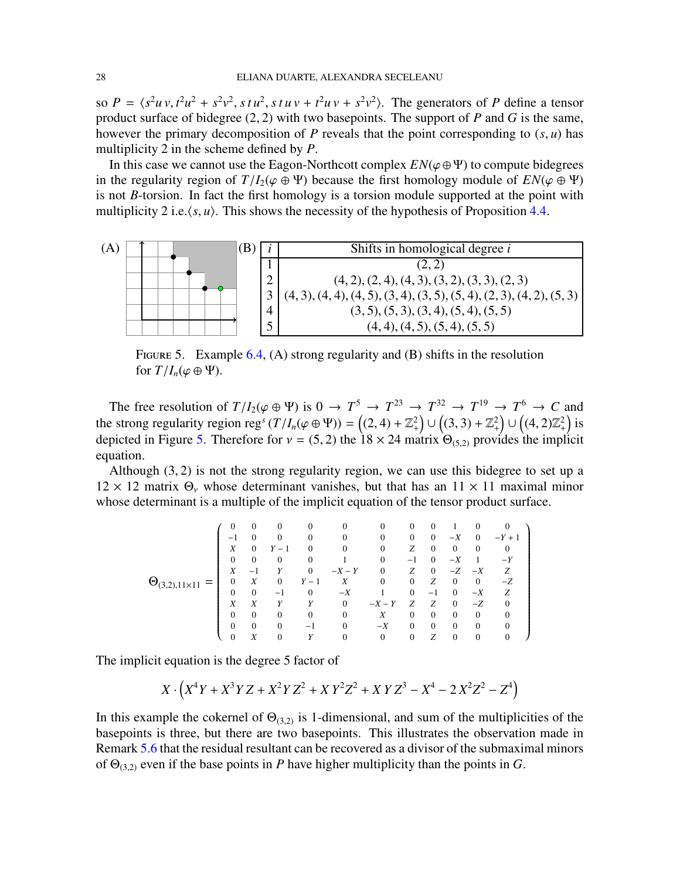so $P = \langle s^2uv, t^2u^2 + s^2v^2, stu^2, stuv + t^2uv + s^2v^2\rangle$. The generators of $P$ define a tensor product surface of bidegree $(2,2)$ with two basepoints. The support of $P$ and $G$ is the same, however the primary decomposition of $P$ reveals that the point corresponding to $(s,u)$ has multiplicity 2 in the scheme defined by $P$.

In this case we cannot use the Eagon-Northcott complex $EN(\varphi \oplus \Psi)$ to compute bidegrees in the regularity region of $T/I_2(\varphi \oplus \Psi)$ because the first homology module of $EN(\varphi \oplus \Psi)$ is not $B$-torsion. In fact the first homology is a torsion module supported at the point with multiplicity 2 i.e.$\langle s,u\rangle$. This shows the necessity of the hypothesis of Proposition 4.4.

(A)

(B)

| $i$ | Shifts in homological degree $i$ |
|---|---|
| 1 | $(2,2)$ |
| 2 | $(4,2),(2,4),(4,3),(3,2),(3,3),(2,3)$ |
| 3 | $(4,3),(4,4),(4,5),(3,4),(3,5),(5,4),(2,3),(4,2),(5,3)$ |
| 4 | $(3,5),(5,3),(3,4),(5,4),(5,5)$ |
| 5 | $(4,4),(4,5),(5,4),(5,5)$ |

Figure 5. Example 6.4, (A) strong regularity and (B) shifts in the resolution for $T/I_n(\varphi \oplus \Psi)$.

The free resolution of $T/I_2(\varphi \oplus \Psi)$ is $0 \to T^5 \to T^{23} \to T^{32} \to T^{19} \to T^6 \to C$ and the strong regularity region $\operatorname{reg}^s(T/I_n(\varphi \oplus \Psi)) = \left((2,4) + \mathbb{Z}_+^2\right) \cup \left((3,3) + \mathbb{Z}_+^2\right) \cup \left((4,2)\mathbb{Z}_+^2\right)$ is depicted in Figure 5. Therefore for $v = (5,2)$ the $18 \times 24$ matrix $\Theta_{(5,2)}$ provides the implicit equation.

Although $(3,2)$ is not the strong regularity region, we can use this bidegree to set up a $12 \times 12$ matrix $\Theta_v$ whose determinant vanishes, but that has an $11 \times 11$ maximal minor whose determinant is a multiple of the implicit equation of the tensor product surface.

$$
\Theta_{(3,2),11\times 11} = \begin{pmatrix}
0 & 0 & 0 & 0 & 0 & 0 & 0 & 0 & 1 & 0 & 0 \\
-1 & 0 & 0 & 0 & 0 & 0 & 0 & 0 & -X & 0 & -Y+1 \\
X & 0 & Y-1 & 0 & 0 & 0 & Z & 0 & 0 & 0 & 0 \\
0 & 0 & 0 & 0 & 1 & 0 & -1 & 0 & -X & 1 & -Y \\
X & -1 & Y & 0 & -X-Y & 0 & Z & 0 & -Z & -X & Z \\
0 & X & 0 & Y-1 & X & 0 & 0 & Z & 0 & 0 & -Z \\
0 & 0 & -1 & 0 & -X & 1 & 0 & -1 & 0 & -X & Z \\
X & X & Y & Y & 0 & -X-Y & Z & Z & 0 & -Z & 0 \\
0 & 0 & 0 & 0 & 0 & X & 0 & 0 & 0 & 0 & 0 \\
0 & 0 & 0 & -1 & 0 & -X & 0 & 0 & 0 & 0 & 0 \\
0 & X & 0 & Y & 0 & 0 & 0 & Z & 0 & 0 & 0
\end{pmatrix}
$$

The implicit equation is the degree 5 factor of

$$
X \cdot \left(X^4Y + X^3YZ + X^2YZ^2 + XY^2Z^2 + XYZ^3 - X^4 - 2X^2Z^2 - Z^4\right)
$$

In this example the cokernel of $\Theta_{(3,2)}$ is 1-dimensional, and sum of the multiplicities of the basepoints is three, but there are two basepoints. This illustrates the observation made in Remark 5.6 that the residual resultant can be recovered as a divisor of the submaximal minors of $\Theta_{(3,2)}$ even if the base points in $P$ have higher multiplicity than the points in $G$.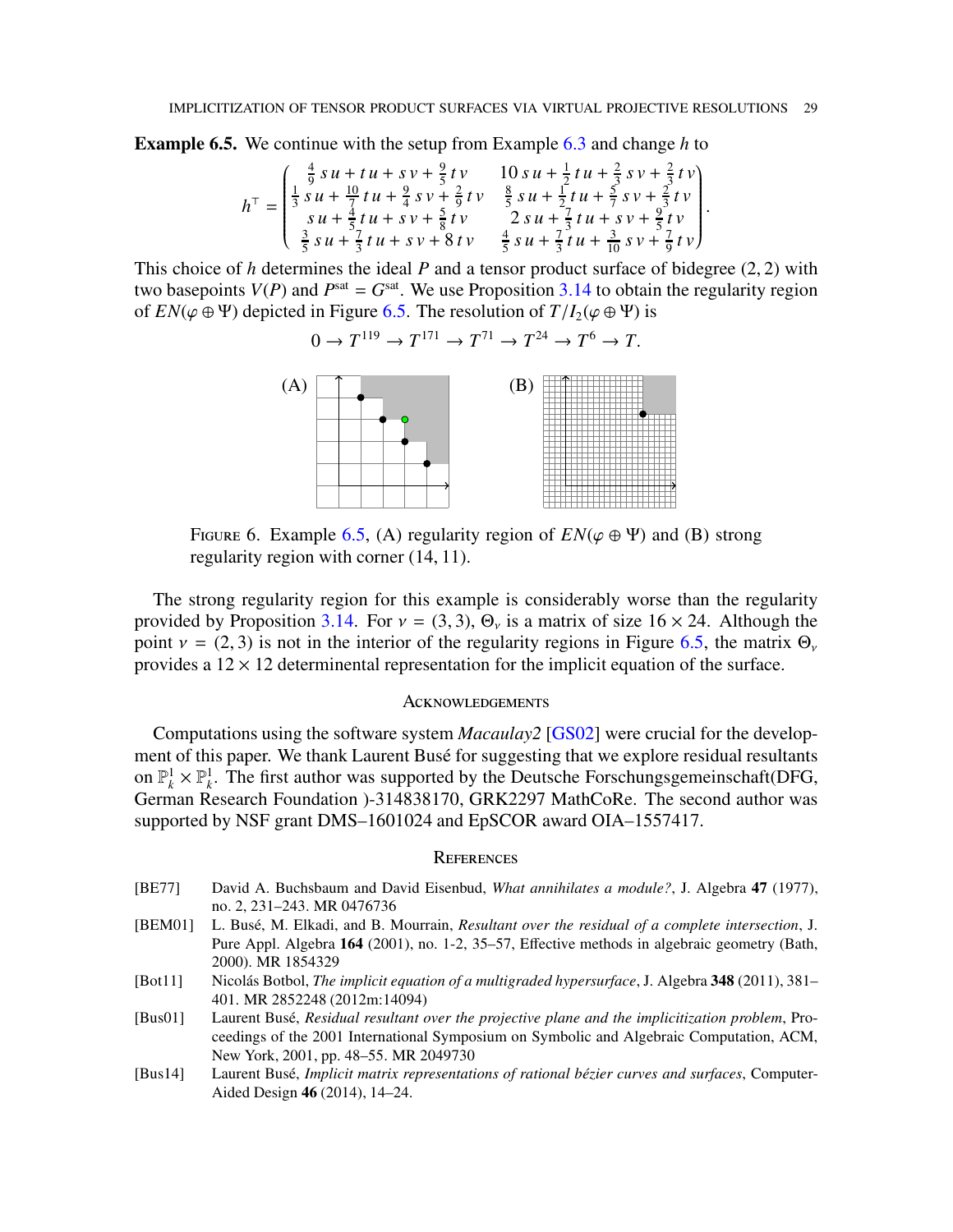**Example 6.5.** We continue with the setup from Example 6.3 and change $h$ to

$$h^\top = \begin{pmatrix} \frac{4}{9}\,su + tu + sv + \frac{9}{5}\,tv & 10\,su + \frac{1}{2}\,tu + \frac{2}{3}\,sv + \frac{2}{3}\,tv \\ \frac{1}{3}\,su + \frac{10}{7}\,tu + \frac{9}{4}\,sv + \frac{2}{9}\,tv & \frac{8}{5}\,su + \frac{1}{2}\,tu + \frac{5}{7}\,sv + \frac{2}{3}\,tv \\ su + \frac{4}{5}\,tu + sv + \frac{5}{8}\,tv & 2\,su + \frac{7}{3}\,tu + sv + \frac{9}{5}\,tv \\ \frac{3}{5}\,su + \frac{7}{3}\,tu + sv + 8\,tv & \frac{4}{5}\,su + \frac{7}{3}\,tu + \frac{3}{10}\,sv + \frac{7}{9}\,tv \end{pmatrix}.$$

This choice of $h$ determines the ideal $P$ and a tensor product surface of bidegree $(2,2)$ with two basepoints $V(P)$ and $P^{\text{sat}} = G^{\text{sat}}$. We use Proposition 3.14 to obtain the regularity region of $EN(\varphi \oplus \Psi)$ depicted in Figure 6.5. The resolution of $T/I_2(\varphi \oplus \Psi)$ is

$$0 \to T^{119} \to T^{171} \to T^{71} \to T^{24} \to T^6 \to T.$$

FIGURE 6. Example 6.5, (A) regularity region of $EN(\varphi \oplus \Psi)$ and (B) strong regularity region with corner $(14, 11)$.

The strong regularity region for this example is considerably worse than the regularity provided by Proposition 3.14. For $v = (3,3)$, $\Theta_v$ is a matrix of size $16 \times 24$. Although the point $v = (2,3)$ is not in the interior of the regularity regions in Figure 6.5, the matrix $\Theta_v$ provides a $12 \times 12$ determinental representation for the implicit equation of the surface.

## Acknowledgements

Computations using the software system *Macaulay2* [GS02] were crucial for the development of this paper. We thank Laurent Busé for suggesting that we explore residual resultants on $\mathbb{P}^1_k \times \mathbb{P}^1_k$. The first author was supported by the Deutsche Forschungsgemeinschaft(DFG, German Research Foundation )-314838170, GRK2297 MathCoRe. The second author was supported by NSF grant DMS–1601024 and EpSCOR award OIA–1557417.

## References

[BE77] David A. Buchsbaum and David Eisenbud, *What annihilates a module?*, J. Algebra **47** (1977), no. 2, 231–243. MR 0476736

[BEM01] L. Busé, M. Elkadi, and B. Mourrain, *Resultant over the residual of a complete intersection*, J. Pure Appl. Algebra **164** (2001), no. 1-2, 35–57, Effective methods in algebraic geometry (Bath, 2000). MR 1854329

[Bot11] Nicolás Botbol, *The implicit equation of a multigraded hypersurface*, J. Algebra **348** (2011), 381–401. MR 2852248 (2012m:14094)

[Bus01] Laurent Busé, *Residual resultant over the projective plane and the implicitization problem*, Proceedings of the 2001 International Symposium on Symbolic and Algebraic Computation, ACM, New York, 2001, pp. 48–55. MR 2049730

[Bus14] Laurent Busé, *Implicit matrix representations of rational bézier curves and surfaces*, Computer-Aided Design **46** (2014), 14–24.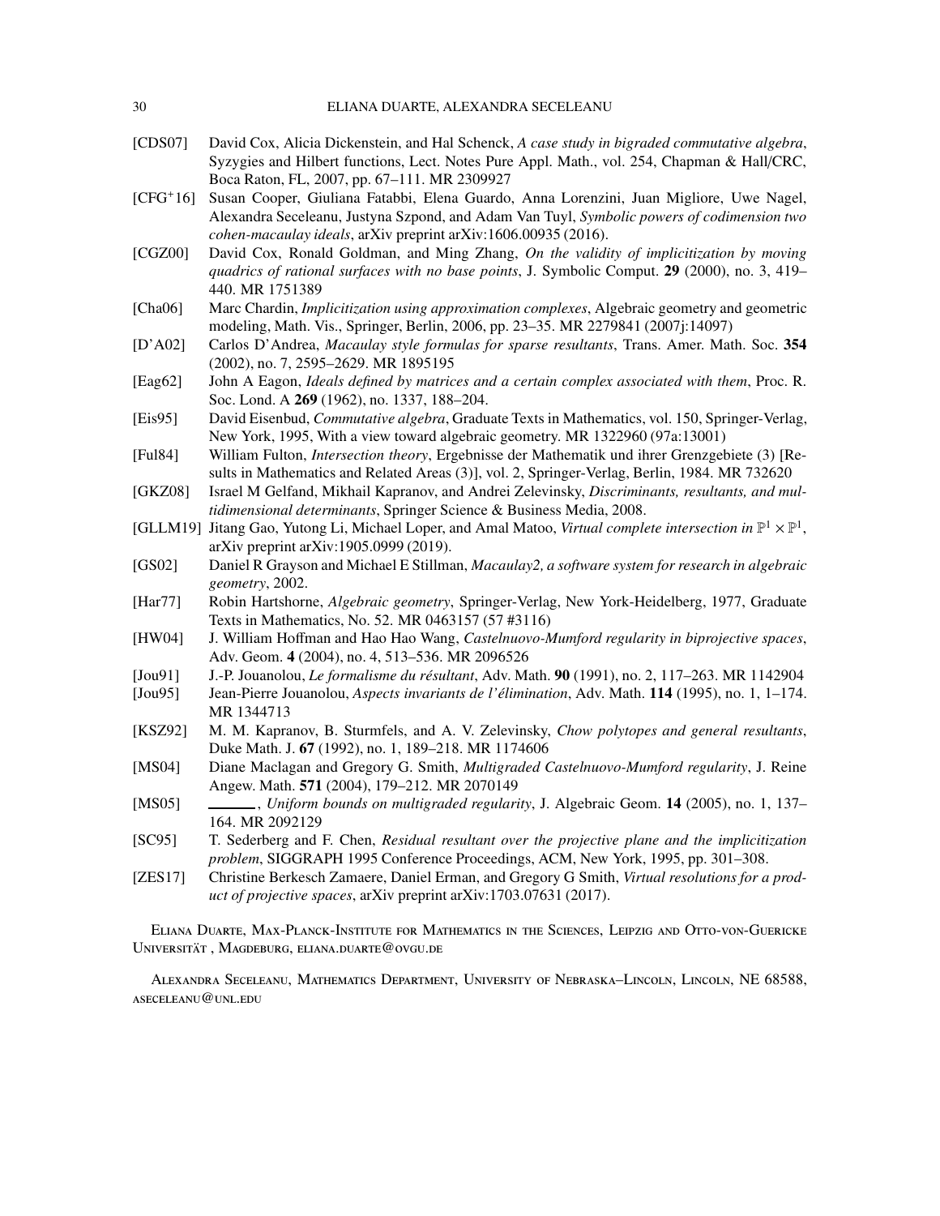[CDS07] David Cox, Alicia Dickenstein, and Hal Schenck, *A case study in bigraded commutative algebra*, Syzygies and Hilbert functions, Lect. Notes Pure Appl. Math., vol. 254, Chapman & Hall/CRC, Boca Raton, FL, 2007, pp. 67–111. MR 2309927

[CFG+16] Susan Cooper, Giuliana Fatabbi, Elena Guardo, Anna Lorenzini, Juan Migliore, Uwe Nagel, Alexandra Seceleanu, Justyna Szpond, and Adam Van Tuyl, *Symbolic powers of codimension two cohen-macaulay ideals*, arXiv preprint arXiv:1606.00935 (2016).

[CGZ00] David Cox, Ronald Goldman, and Ming Zhang, *On the validity of implicitization by moving quadrics of rational surfaces with no base points*, J. Symbolic Comput. **29** (2000), no. 3, 419–440. MR 1751389

[Cha06] Marc Chardin, *Implicitization using approximation complexes*, Algebraic geometry and geometric modeling, Math. Vis., Springer, Berlin, 2006, pp. 23–35. MR 2279841 (2007j:14097)

[D'A02] Carlos D'Andrea, *Macaulay style formulas for sparse resultants*, Trans. Amer. Math. Soc. **354** (2002), no. 7, 2595–2629. MR 1895195

[Eag62] John A Eagon, *Ideals defined by matrices and a certain complex associated with them*, Proc. R. Soc. Lond. A **269** (1962), no. 1337, 188–204.

[Eis95] David Eisenbud, *Commutative algebra*, Graduate Texts in Mathematics, vol. 150, Springer-Verlag, New York, 1995, With a view toward algebraic geometry. MR 1322960 (97a:13001)

[Ful84] William Fulton, *Intersection theory*, Ergebnisse der Mathematik und ihrer Grenzgebiete (3) [Results in Mathematics and Related Areas (3)], vol. 2, Springer-Verlag, Berlin, 1984. MR 732620

[GKZ08] Israel M Gelfand, Mikhail Kapranov, and Andrei Zelevinsky, *Discriminants, resultants, and multidimensional determinants*, Springer Science & Business Media, 2008.

[GLLM19] Jitang Gao, Yutong Li, Michael Loper, and Amal Matoo, *Virtual complete intersection in $\mathbb{P}^1 \times \mathbb{P}^1$*, arXiv preprint arXiv:1905.0999 (2019).

[GS02] Daniel R Grayson and Michael E Stillman, *Macaulay2, a software system for research in algebraic geometry*, 2002.

[Har77] Robin Hartshorne, *Algebraic geometry*, Springer-Verlag, New York-Heidelberg, 1977, Graduate Texts in Mathematics, No. 52. MR 0463157 (57 #3116)

[HW04] J. William Hoffman and Hao Hao Wang, *Castelnuovo-Mumford regularity in biprojective spaces*, Adv. Geom. **4** (2004), no. 4, 513–536. MR 2096526

[Jou91] J.-P. Jouanolou, *Le formalisme du résultant*, Adv. Math. **90** (1991), no. 2, 117–263. MR 1142904

[Jou95] Jean-Pierre Jouanolou, *Aspects invariants de l'élimination*, Adv. Math. **114** (1995), no. 1, 1–174. MR 1344713

[KSZ92] M. M. Kapranov, B. Sturmfels, and A. V. Zelevinsky, *Chow polytopes and general resultants*, Duke Math. J. **67** (1992), no. 1, 189–218. MR 1174606

[MS04] Diane Maclagan and Gregory G. Smith, *Multigraded Castelnuovo-Mumford regularity*, J. Reine Angew. Math. **571** (2004), 179–212. MR 2070149

[MS05] ______, *Uniform bounds on multigraded regularity*, J. Algebraic Geom. **14** (2005), no. 1, 137–164. MR 2092129

[SC95] T. Sederberg and F. Chen, *Residual resultant over the projective plane and the implicitization problem*, SIGGRAPH 1995 Conference Proceedings, ACM, New York, 1995, pp. 301–308.

[ZES17] Christine Berkesch Zamaere, Daniel Erman, and Gregory G Smith, *Virtual resolutions for a product of projective spaces*, arXiv preprint arXiv:1703.07631 (2017).

Eliana Duarte, Max-Planck-Institute for Mathematics in the Sciences, Leipzig and Otto-von-Guericke Universität , Magdeburg, eliana.duarte@ovgu.de

Alexandra Seceleanu, Mathematics Department, University of Nebraska–Lincoln, Lincoln, NE 68588, aseceleanu@unl.edu